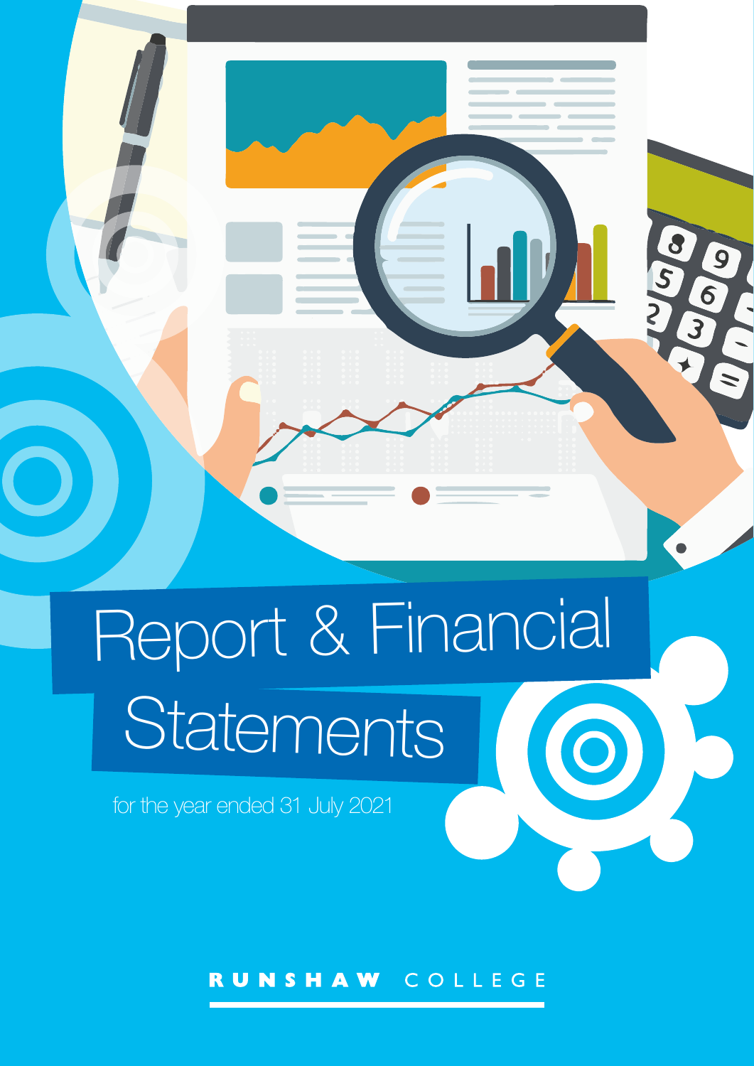# Report & Financial Statements

for the year ended 31 July 2021

RUNSHAW COLLEGE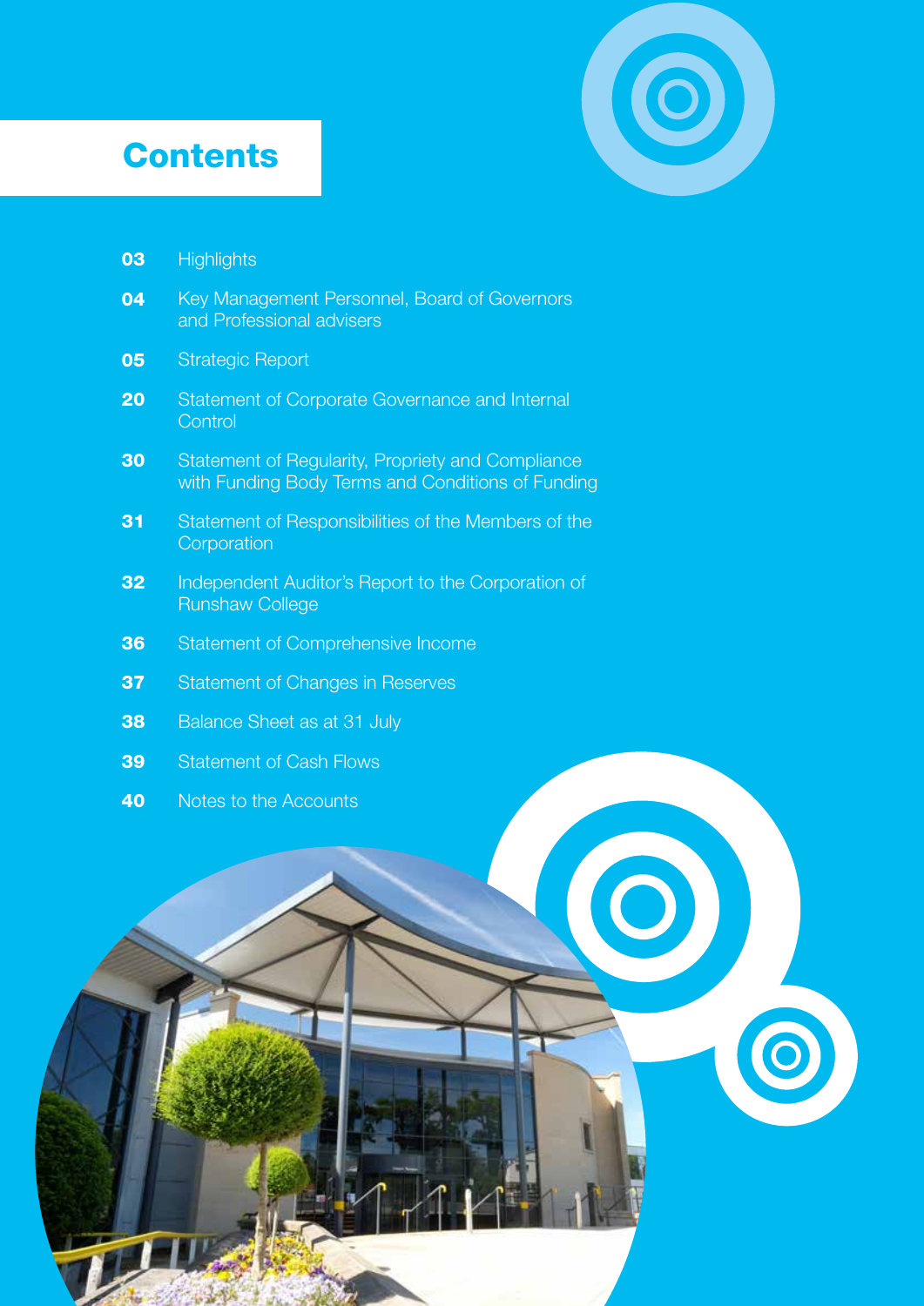# Contents

| | |
|---|---|
| **03** | Highlights |
| **04** | Key Management Personnel, Board of Governors and Professional advisers |
| **05** | Strategic Report |
| **20** | Statement of Corporate Governance and Internal Control |
| **30** | Statement of Regularity, Propriety and Compliance with Funding Body Terms and Conditions of Funding |
| **31** | Statement of Responsibilities of the Members of the Corporation |
| **32** | Independent Auditor's Report to the Corporation of Runshaw College |
| **36** | Statement of Comprehensive Income |
| **37** | Statement of Changes in Reserves |
| **38** | Balance Sheet as at 31 July |
| **39** | Statement of Cash Flows |
| **40** | Notes to the Accounts |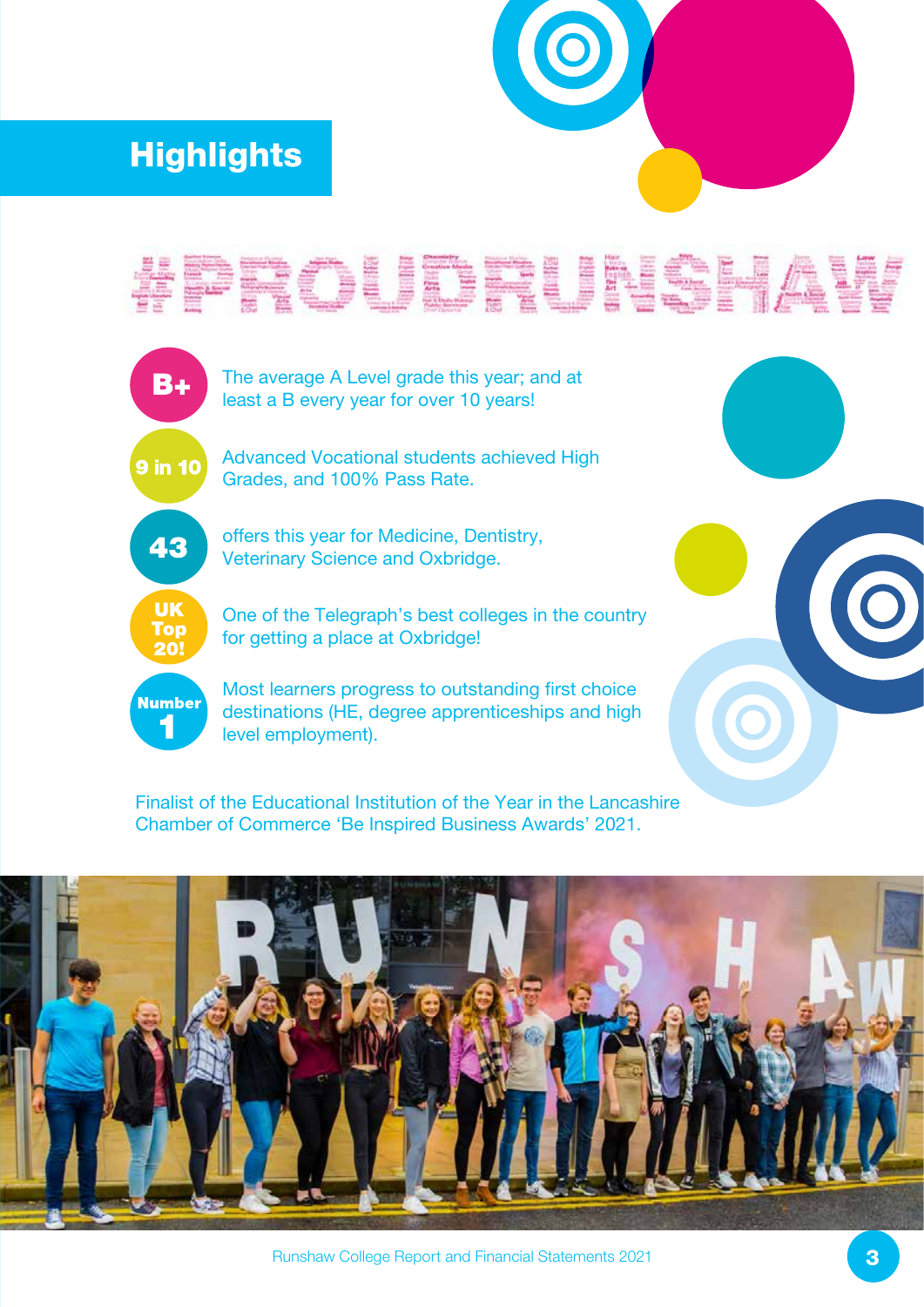# Highlights

#PROUDRUNSHAW

- **B+** The average A Level grade this year; and at least a B every year for over 10 years!
- **9 in 10** Advanced Vocational students achieved High Grades, and 100% Pass Rate.
- **43** offers this year for Medicine, Dentistry, Veterinary Science and Oxbridge.
- **UK Top 20!** One of the Telegraph's best colleges in the country for getting a place at Oxbridge!
- **Number 1** Most learners progress to outstanding first choice destinations (HE, degree apprenticeships and high level employment).

Finalist of the Educational Institution of the Year in the Lancashire Chamber of Commerce 'Be Inspired Business Awards' 2021.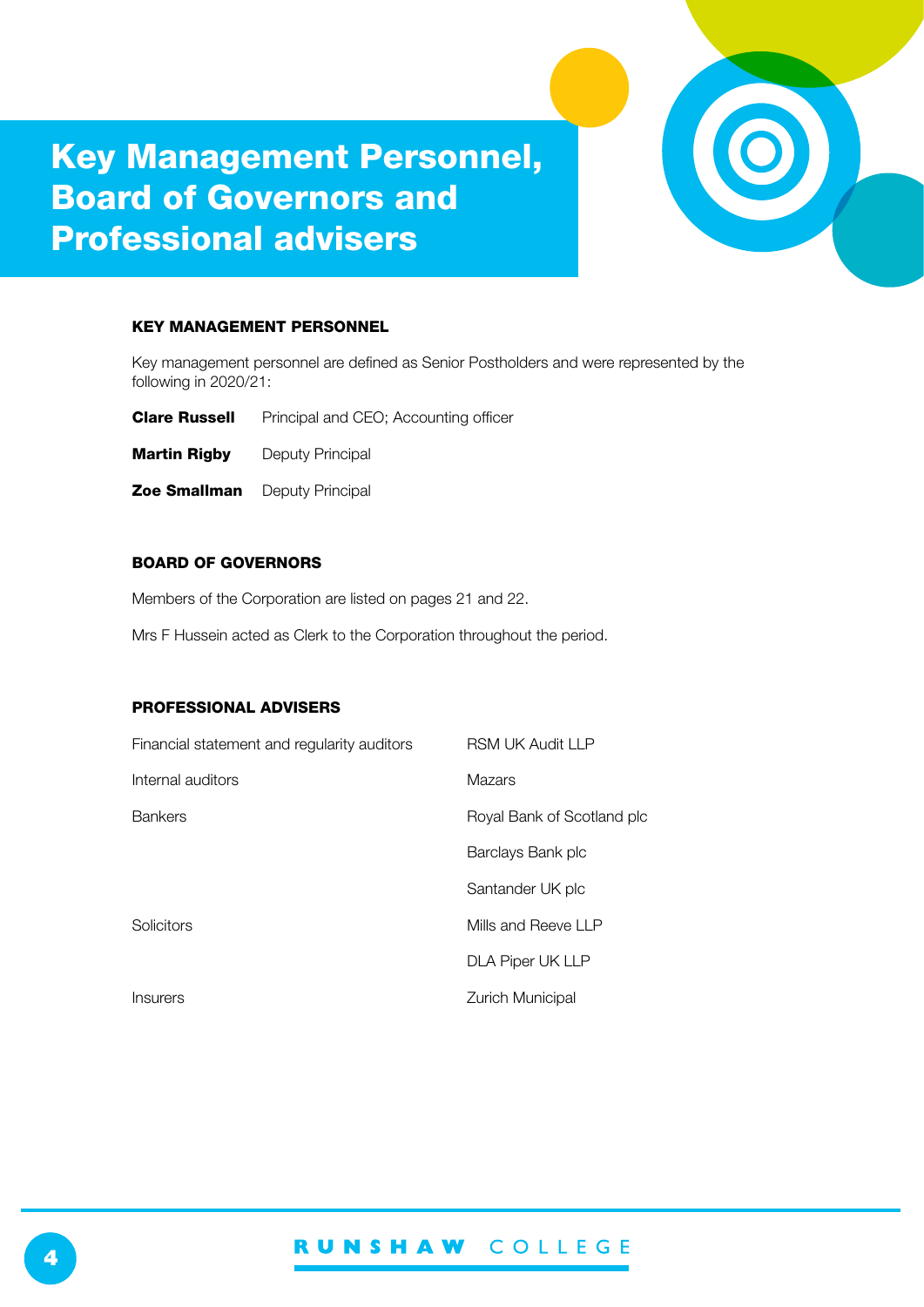# Key Management Personnel, Board of Governors and Professional advisers

## KEY MANAGEMENT PERSONNEL

Key management personnel are defined as Senior Postholders and were represented by the following in 2020/21:

| | |
|---|---|
| **Clare Russell** | Principal and CEO; Accounting officer |
| **Martin Rigby** | Deputy Principal |
| **Zoe Smallman** | Deputy Principal |

## BOARD OF GOVERNORS

Members of the Corporation are listed on pages 21 and 22.

Mrs F Hussein acted as Clerk to the Corporation throughout the period.

## PROFESSIONAL ADVISERS

| | |
|---|---|
| Financial statement and regularity auditors | RSM UK Audit LLP |
| Internal auditors | Mazars |
| Bankers | Royal Bank of Scotland plc |
| | Barclays Bank plc |
| | Santander UK plc |
| Solicitors | Mills and Reeve LLP |
| | DLA Piper UK LLP |
| Insurers | Zurich Municipal |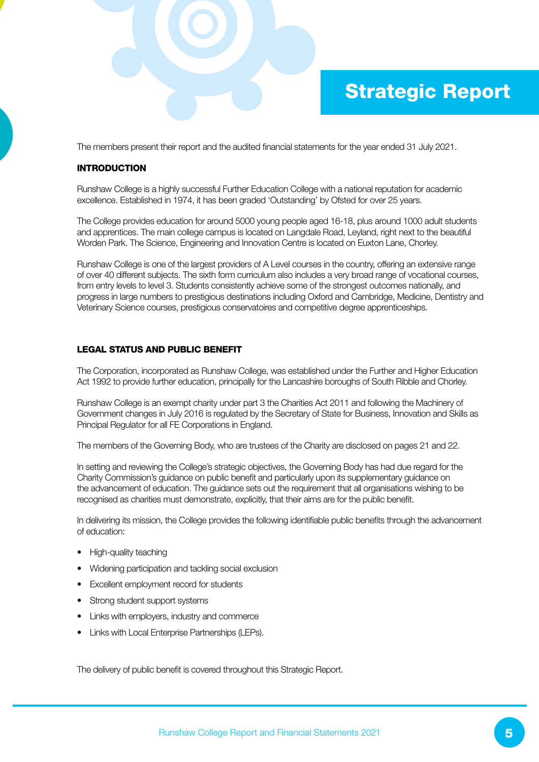# Strategic Report

The members present their report and the audited financial statements for the year ended 31 July 2021.

## INTRODUCTION

Runshaw College is a highly successful Further Education College with a national reputation for academic excellence. Established in 1974, it has been graded 'Outstanding' by Ofsted for over 25 years.

The College provides education for around 5000 young people aged 16-18, plus around 1000 adult students and apprentices. The main college campus is located on Langdale Road, Leyland, right next to the beautiful Worden Park. The Science, Engineering and Innovation Centre is located on Euxton Lane, Chorley.

Runshaw College is one of the largest providers of A Level courses in the country, offering an extensive range of over 40 different subjects. The sixth form curriculum also includes a very broad range of vocational courses, from entry levels to level 3. Students consistently achieve some of the strongest outcomes nationally, and progress in large numbers to prestigious destinations including Oxford and Cambridge, Medicine, Dentistry and Veterinary Science courses, prestigious conservatoires and competitive degree apprenticeships.

## LEGAL STATUS AND PUBLIC BENEFIT

The Corporation, incorporated as Runshaw College, was established under the Further and Higher Education Act 1992 to provide further education, principally for the Lancashire boroughs of South Ribble and Chorley.

Runshaw College is an exempt charity under part 3 the Charities Act 2011 and following the Machinery of Government changes in July 2016 is regulated by the Secretary of State for Business, Innovation and Skills as Principal Regulator for all FE Corporations in England.

The members of the Governing Body, who are trustees of the Charity are disclosed on pages 21 and 22.

In setting and reviewing the College's strategic objectives, the Governing Body has had due regard for the Charity Commission's guidance on public benefit and particularly upon its supplementary guidance on the advancement of education. The guidance sets out the requirement that all organisations wishing to be recognised as charities must demonstrate, explicitly, that their aims are for the public benefit.

In delivering its mission, the College provides the following identifiable public benefits through the advancement of education:

- High-quality teaching
- Widening participation and tackling social exclusion
- Excellent employment record for students
- Strong student support systems
- Links with employers, industry and commerce
- Links with Local Enterprise Partnerships (LEPs).

The delivery of public benefit is covered throughout this Strategic Report.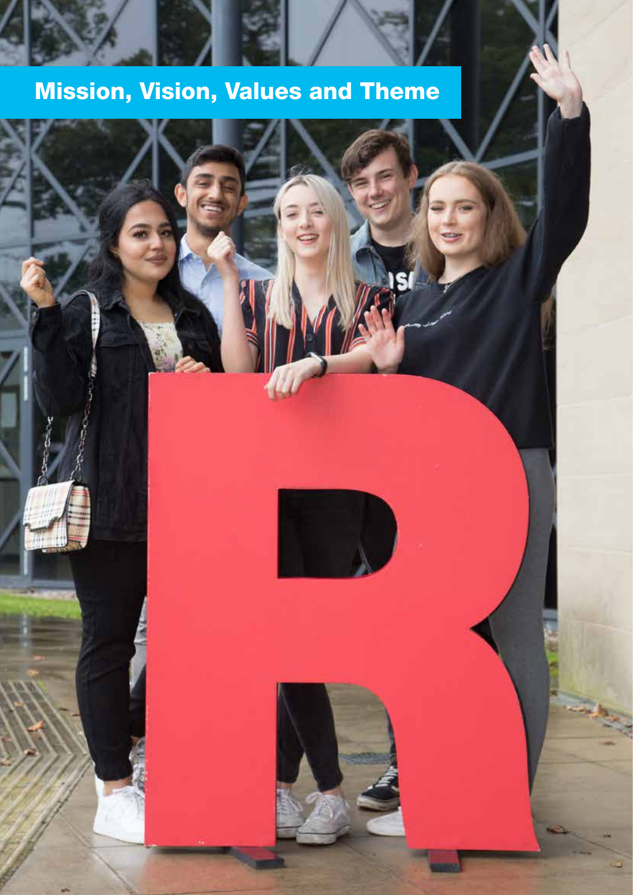# Mission, Vision, Values and Theme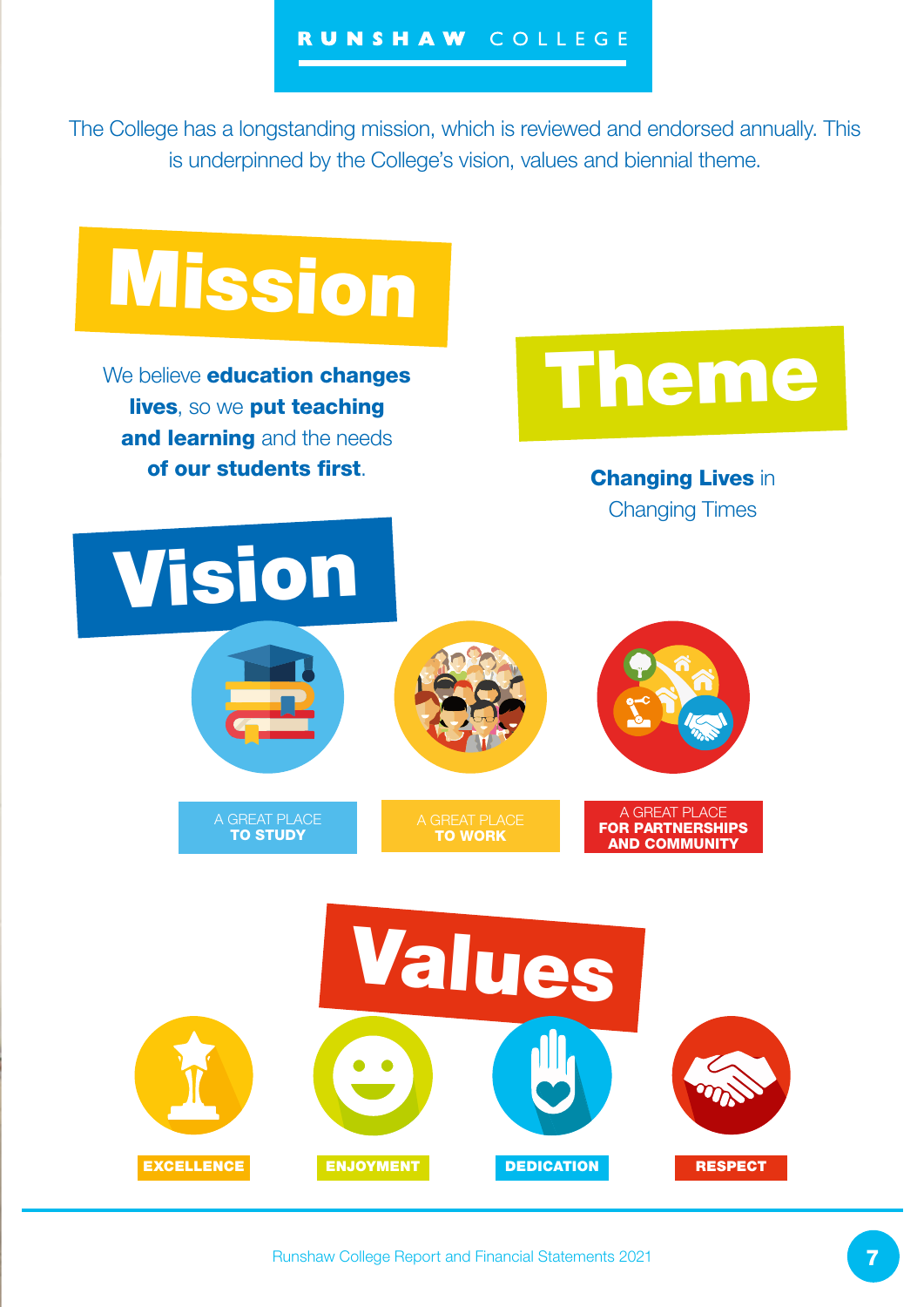The College has a longstanding mission, which is reviewed and endorsed annually. This is underpinned by the College's vision, values and biennial theme.

# Mission

We believe **education changes lives**, so we **put teaching and learning** and the needs **of our students first**.

# Theme

**Changing Lives** in Changing Times

# Vision

- A GREAT PLACE **TO STUDY**
- A GREAT PLACE **TO WORK**
- A GREAT PLACE **FOR PARTNERSHIPS AND COMMUNITY**

# Values

- **EXCELLENCE**
- **ENJOYMENT**
- **DEDICATION**
- **RESPECT**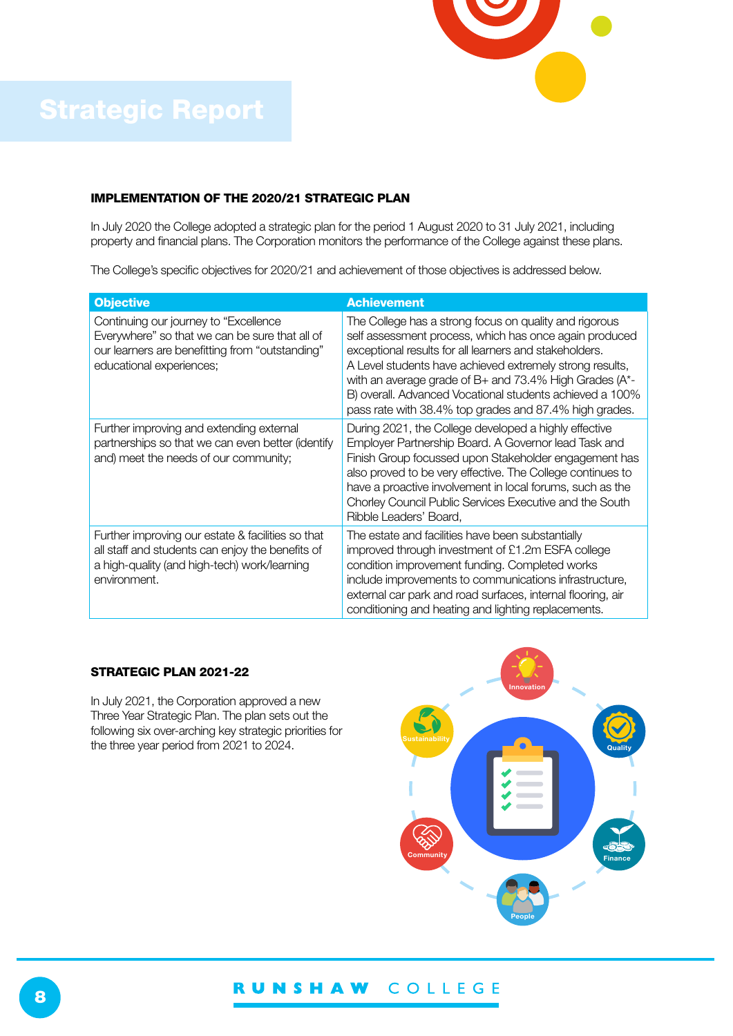# Strategic Report

## IMPLEMENTATION OF THE 2020/21 STRATEGIC PLAN

In July 2020 the College adopted a strategic plan for the period 1 August 2020 to 31 July 2021, including property and financial plans. The Corporation monitors the performance of the College against these plans.

The College's specific objectives for 2020/21 and achievement of those objectives is addressed below.

| Objective | Achievement |
|---|---|
| Continuing our journey to "Excellence Everywhere" so that we can be sure that all of our learners are benefitting from "outstanding" educational experiences; | The College has a strong focus on quality and rigorous self assessment process, which has once again produced exceptional results for all learners and stakeholders. A Level students have achieved extremely strong results, with an average grade of B+ and 73.4% High Grades (A*-B) overall. Advanced Vocational students achieved a 100% pass rate with 38.4% top grades and 87.4% high grades. |
| Further improving and extending external partnerships so that we can even better (identify and) meet the needs of our community; | During 2021, the College developed a highly effective Employer Partnership Board. A Governor lead Task and Finish Group focussed upon Stakeholder engagement has also proved to be very effective. The College continues to have a proactive involvement in local forums, such as the Chorley Council Public Services Executive and the South Ribble Leaders' Board, |
| Further improving our estate & facilities so that all staff and students can enjoy the benefits of a high-quality (and high-tech) work/learning environment. | The estate and facilities have been substantially improved through investment of £1.2m ESFA college condition improvement funding. Completed works include improvements to communications infrastructure, external car park and road surfaces, internal flooring, air conditioning and heating and lighting replacements. |

## STRATEGIC PLAN 2021-22

In July 2021, the Corporation approved a new Three Year Strategic Plan. The plan sets out the following six over-arching key strategic priorities for the three year period from 2021 to 2024.

Innovation, Quality, Finance, People, Community, Sustainability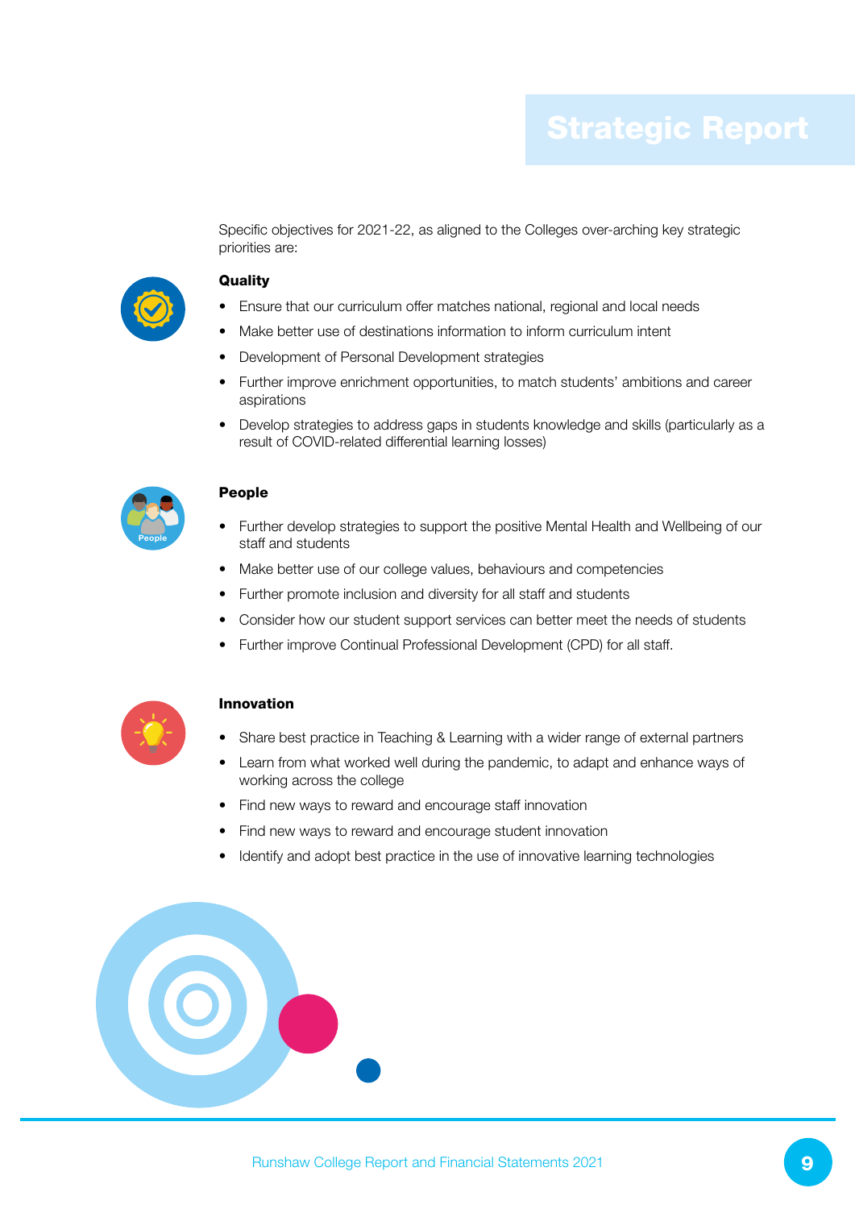# Strategic Report

Specific objectives for 2021-22, as aligned to the Colleges over-arching key strategic priorities are:

**Quality**

- Ensure that our curriculum offer matches national, regional and local needs
- Make better use of destinations information to inform curriculum intent
- Development of Personal Development strategies
- Further improve enrichment opportunities, to match students' ambitions and career aspirations
- Develop strategies to address gaps in students knowledge and skills (particularly as a result of COVID-related differential learning losses)

**People**

- Further develop strategies to support the positive Mental Health and Wellbeing of our staff and students
- Make better use of our college values, behaviours and competencies
- Further promote inclusion and diversity for all staff and students
- Consider how our student support services can better meet the needs of students
- Further improve Continual Professional Development (CPD) for all staff.

**Innovation**

- Share best practice in Teaching & Learning with a wider range of external partners
- Learn from what worked well during the pandemic, to adapt and enhance ways of working across the college
- Find new ways to reward and encourage staff innovation
- Find new ways to reward and encourage student innovation
- Identify and adopt best practice in the use of innovative learning technologies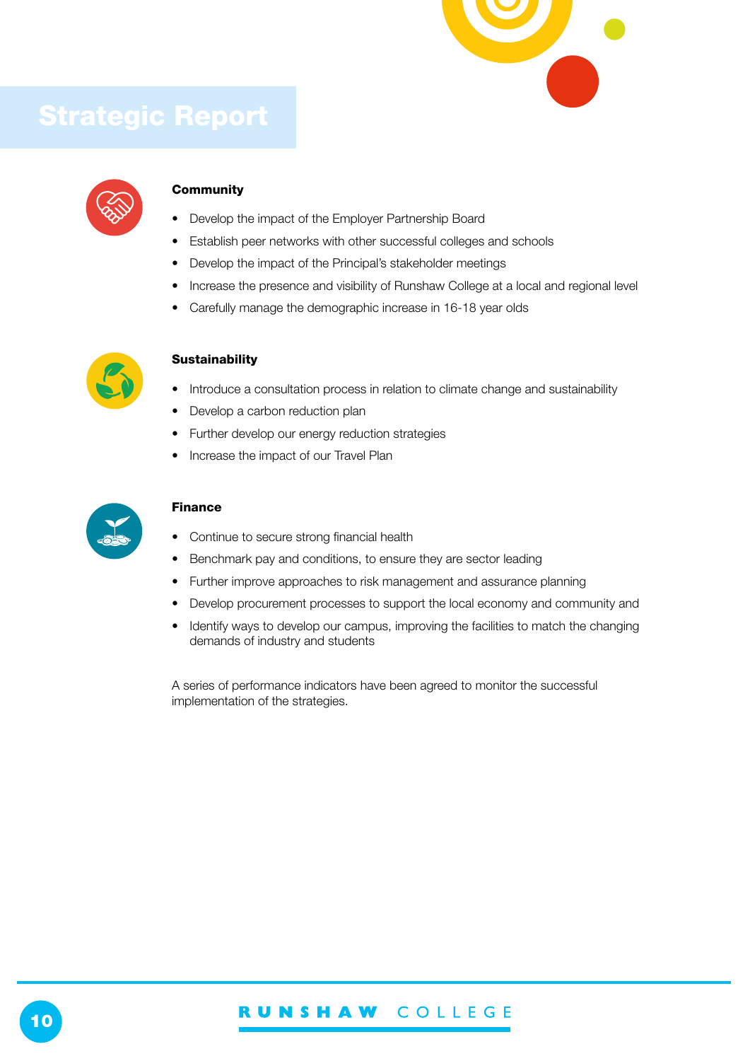# Strategic Report

### Community

- Develop the impact of the Employer Partnership Board
- Establish peer networks with other successful colleges and schools
- Develop the impact of the Principal's stakeholder meetings
- Increase the presence and visibility of Runshaw College at a local and regional level
- Carefully manage the demographic increase in 16-18 year olds

### Sustainability

- Introduce a consultation process in relation to climate change and sustainability
- Develop a carbon reduction plan
- Further develop our energy reduction strategies
- Increase the impact of our Travel Plan

### Finance

- Continue to secure strong financial health
- Benchmark pay and conditions, to ensure they are sector leading
- Further improve approaches to risk management and assurance planning
- Develop procurement processes to support the local economy and community and
- Identify ways to develop our campus, improving the facilities to match the changing demands of industry and students

A series of performance indicators have been agreed to monitor the successful implementation of the strategies.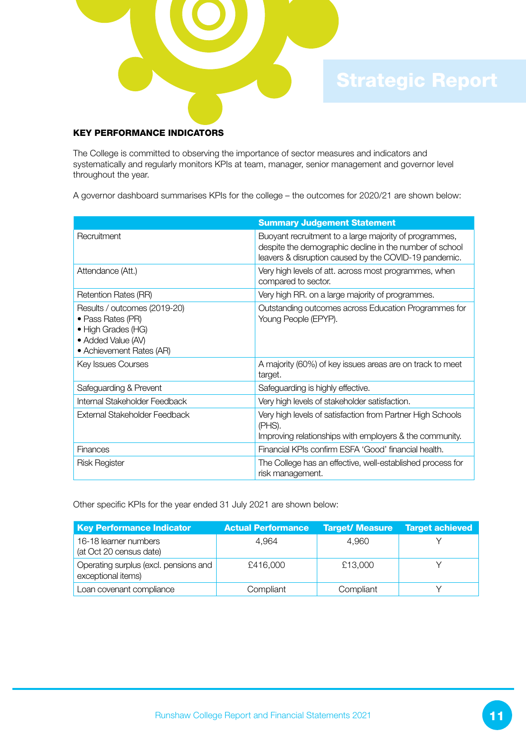## KEY PERFORMANCE INDICATORS

The College is committed to observing the importance of sector measures and indicators and systematically and regularly monitors KPIs at team, manager, senior management and governor level throughout the year.

A governor dashboard summarises KPIs for the college – the outcomes for 2020/21 are shown below:

| | Summary Judgement Statement |
|---|---|
| Recruitment | Buoyant recruitment to a large majority of programmes, despite the demographic decline in the number of school leavers & disruption caused by the COVID-19 pandemic. |
| Attendance (Att.) | Very high levels of att. across most programmes, when compared to sector. |
| Retention Rates (RR) | Very high RR. on a large majority of programmes. |
| Results / outcomes (2019-20)<br>• Pass Rates (PR)<br>• High Grades (HG)<br>• Added Value (AV)<br>• Achievement Rates (AR) | Outstanding outcomes across Education Programmes for Young People (EPYP). |
| Key Issues Courses | A majority (60%) of key issues areas are on track to meet target. |
| Safeguarding & Prevent | Safeguarding is highly effective. |
| Internal Stakeholder Feedback | Very high levels of stakeholder satisfaction. |
| External Stakeholder Feedback | Very high levels of satisfaction from Partner High Schools (PHS).<br>Improving relationships with employers & the community. |
| Finances | Financial KPIs confirm ESFA 'Good' financial health. |
| Risk Register | The College has an effective, well-established process for risk management. |

Other specific KPIs for the year ended 31 July 2021 are shown below:

| Key Performance Indicator | Actual Performance | Target/ Measure | Target achieved |
|---|---|---|---|
| 16-18 learner numbers (at Oct 20 census date) | 4,964 | 4,960 | Y |
| Operating surplus (excl. pensions and exceptional items) | £416,000 | £13,000 | Y |
| Loan covenant compliance | Compliant | Compliant | Y |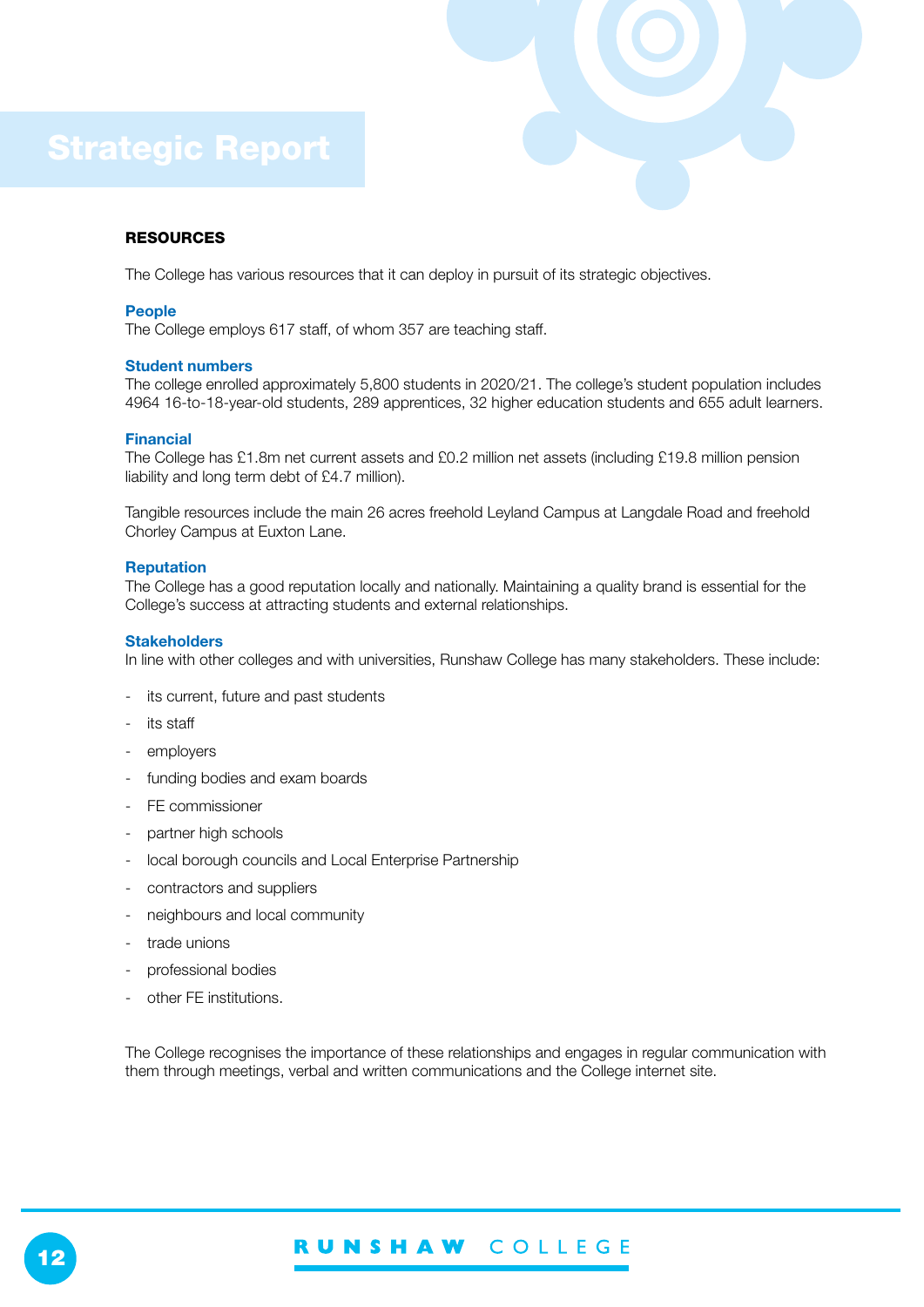# Strategic Report

## RESOURCES

The College has various resources that it can deploy in pursuit of its strategic objectives.

### People

The College employs 617 staff, of whom 357 are teaching staff.

### Student numbers

The college enrolled approximately 5,800 students in 2020/21. The college's student population includes 4964 16-to-18-year-old students, 289 apprentices, 32 higher education students and 655 adult learners.

### Financial

The College has £1.8m net current assets and £0.2 million net assets (including £19.8 million pension liability and long term debt of £4.7 million).

Tangible resources include the main 26 acres freehold Leyland Campus at Langdale Road and freehold Chorley Campus at Euxton Lane.

### Reputation

The College has a good reputation locally and nationally. Maintaining a quality brand is essential for the College's success at attracting students and external relationships.

### Stakeholders

In line with other colleges and with universities, Runshaw College has many stakeholders. These include:

- its current, future and past students
- its staff
- employers
- funding bodies and exam boards
- FE commissioner
- partner high schools
- local borough councils and Local Enterprise Partnership
- contractors and suppliers
- neighbours and local community
- trade unions
- professional bodies
- other FE institutions.

The College recognises the importance of these relationships and engages in regular communication with them through meetings, verbal and written communications and the College internet site.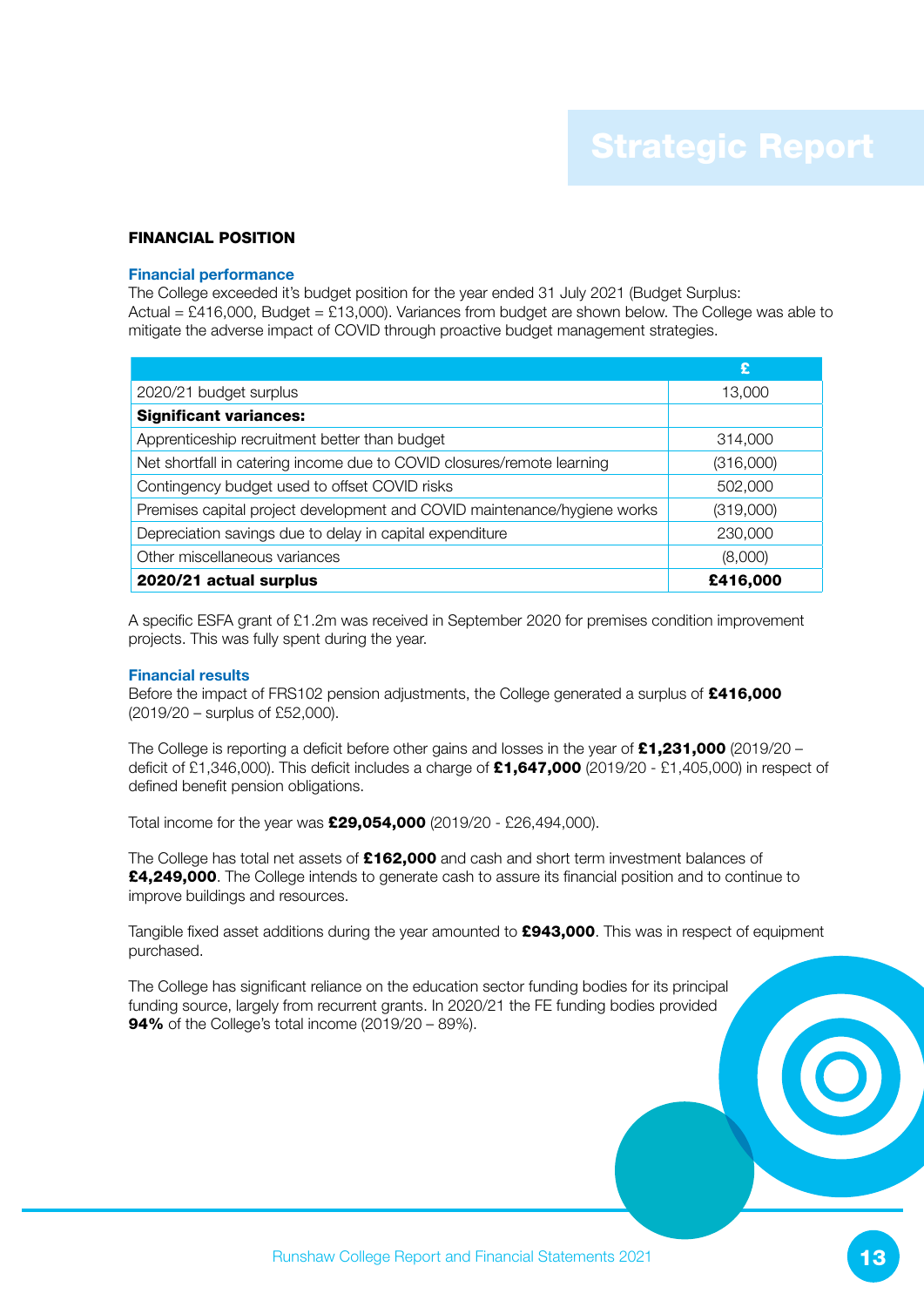## FINANCIAL POSITION

### Financial performance

The College exceeded it's budget position for the year ended 31 July 2021 (Budget Surplus: Actual = £416,000, Budget = £13,000). Variances from budget are shown below. The College was able to mitigate the adverse impact of COVID through proactive budget management strategies.

| | £ |
|---|---|
| 2020/21 budget surplus | 13,000 |
| **Significant variances:** | |
| Apprenticeship recruitment better than budget | 314,000 |
| Net shortfall in catering income due to COVID closures/remote learning | (316,000) |
| Contingency budget used to offset COVID risks | 502,000 |
| Premises capital project development and COVID maintenance/hygiene works | (319,000) |
| Depreciation savings due to delay in capital expenditure | 230,000 |
| Other miscellaneous variances | (8,000) |
| **2020/21 actual surplus** | **£416,000** |

A specific ESFA grant of £1.2m was received in September 2020 for premises condition improvement projects. This was fully spent during the year.

### Financial results

Before the impact of FRS102 pension adjustments, the College generated a surplus of **£416,000** (2019/20 – surplus of £52,000).

The College is reporting a deficit before other gains and losses in the year of **£1,231,000** (2019/20 – deficit of £1,346,000). This deficit includes a charge of **£1,647,000** (2019/20 - £1,405,000) in respect of defined benefit pension obligations.

Total income for the year was **£29,054,000** (2019/20 - £26,494,000).

The College has total net assets of **£162,000** and cash and short term investment balances of **£4,249,000**. The College intends to generate cash to assure its financial position and to continue to improve buildings and resources.

Tangible fixed asset additions during the year amounted to **£943,000**. This was in respect of equipment purchased.

The College has significant reliance on the education sector funding bodies for its principal funding source, largely from recurrent grants. In 2020/21 the FE funding bodies provided **94%** of the College's total income (2019/20 – 89%).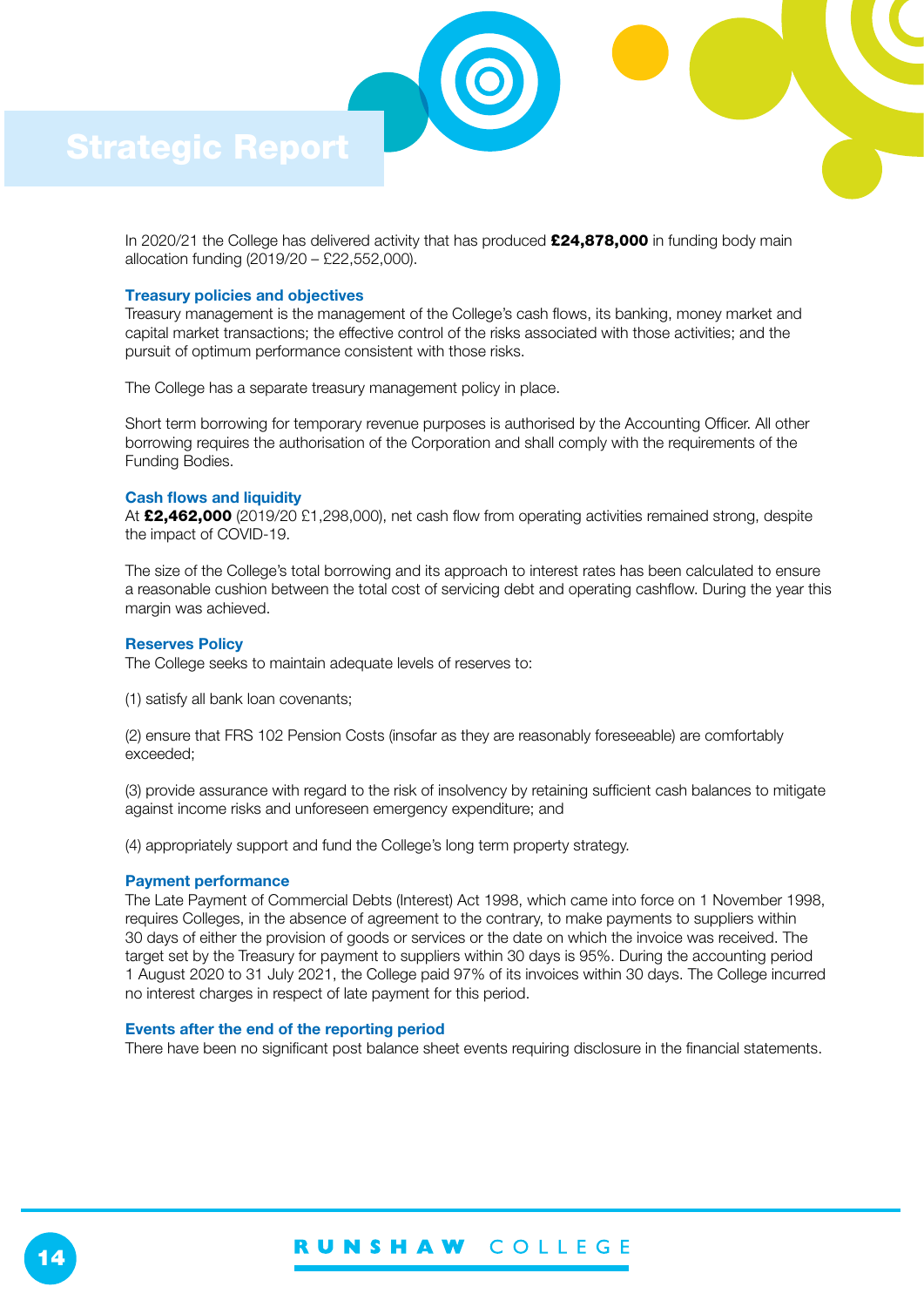# Strategic Report

In 2020/21 the College has delivered activity that has produced **£24,878,000** in funding body main allocation funding (2019/20 – £22,552,000).

### Treasury policies and objectives

Treasury management is the management of the College's cash flows, its banking, money market and capital market transactions; the effective control of the risks associated with those activities; and the pursuit of optimum performance consistent with those risks.

The College has a separate treasury management policy in place.

Short term borrowing for temporary revenue purposes is authorised by the Accounting Officer. All other borrowing requires the authorisation of the Corporation and shall comply with the requirements of the Funding Bodies.

### Cash flows and liquidity

At **£2,462,000** (2019/20 £1,298,000), net cash flow from operating activities remained strong, despite the impact of COVID-19.

The size of the College's total borrowing and its approach to interest rates has been calculated to ensure a reasonable cushion between the total cost of servicing debt and operating cashflow. During the year this margin was achieved.

### Reserves Policy

The College seeks to maintain adequate levels of reserves to:

(1) satisfy all bank loan covenants;

(2) ensure that FRS 102 Pension Costs (insofar as they are reasonably foreseeable) are comfortably exceeded;

(3) provide assurance with regard to the risk of insolvency by retaining sufficient cash balances to mitigate against income risks and unforeseen emergency expenditure; and

(4) appropriately support and fund the College's long term property strategy.

### Payment performance

The Late Payment of Commercial Debts (Interest) Act 1998, which came into force on 1 November 1998, requires Colleges, in the absence of agreement to the contrary, to make payments to suppliers within 30 days of either the provision of goods or services or the date on which the invoice was received. The target set by the Treasury for payment to suppliers within 30 days is 95%. During the accounting period 1 August 2020 to 31 July 2021, the College paid 97% of its invoices within 30 days. The College incurred no interest charges in respect of late payment for this period.

### Events after the end of the reporting period

There have been no significant post balance sheet events requiring disclosure in the financial statements.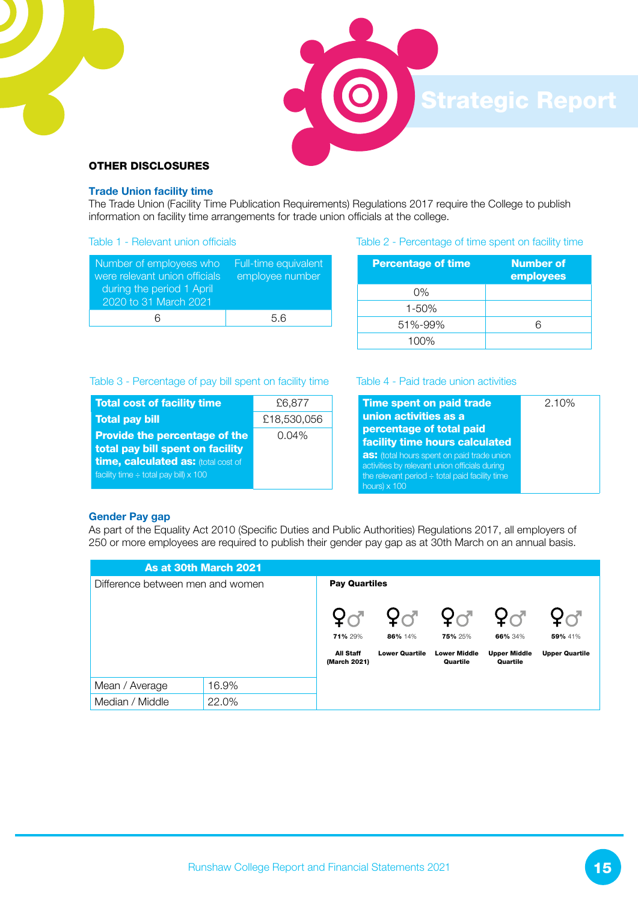## OTHER DISCLOSURES

### Trade Union facility time

The Trade Union (Facility Time Publication Requirements) Regulations 2017 require the College to publish information on facility time arrangements for trade union officials at the college.

Table 1 - Relevant union officials

| Number of employees who were relevant union officials during the period 1 April 2020 to 31 March 2021 | Full-time equivalent employee number |
|---|---|
| 6 | 5.6 |

Table 2 - Percentage of time spent on facility time

| Percentage of time | Number of employees |
|---|---|
| 0% | |
| 1-50% | |
| 51%-99% | 6 |
| 100% | |

Table 3 - Percentage of pay bill spent on facility time

| | |
|---|---|
| **Total cost of facility time** | £6,877 |
| **Total pay bill** | £18,530,056 |
| **Provide the percentage of the total pay bill spent on facility time, calculated as:** (total cost of facility time ÷ total pay bill) x 100 | 0.04% |

Table 4 - Paid trade union activities

| | |
|---|---|
| **Time spent on paid trade union activities as a percentage of total paid facility time hours calculated as:** (total hours spent on paid trade union activities by relevant union officials during the relevant period ÷ total paid facility time hours) x 100 | 2.10% |

### Gender Pay gap

As part of the Equality Act 2010 (Specific Duties and Public Authorities) Regulations 2017, all employers of 250 or more employees are required to publish their gender pay gap as at 30th March on an annual basis.

**As at 30th March 2021**

| Difference between men and women | |
|---|---|
| Mean / Average | 16.9% |
| Median / Middle | 22.0% |

**Pay Quartiles**

| | Female | Male |
|---|---|---|
| All Staff (March 2021) | 71% | 29% |
| Lower Quartile | 86% | 14% |
| Lower Middle Quartile | 75% | 25% |
| Upper Middle Quartile | 66% | 34% |
| Upper Quartile | 59% | 41% |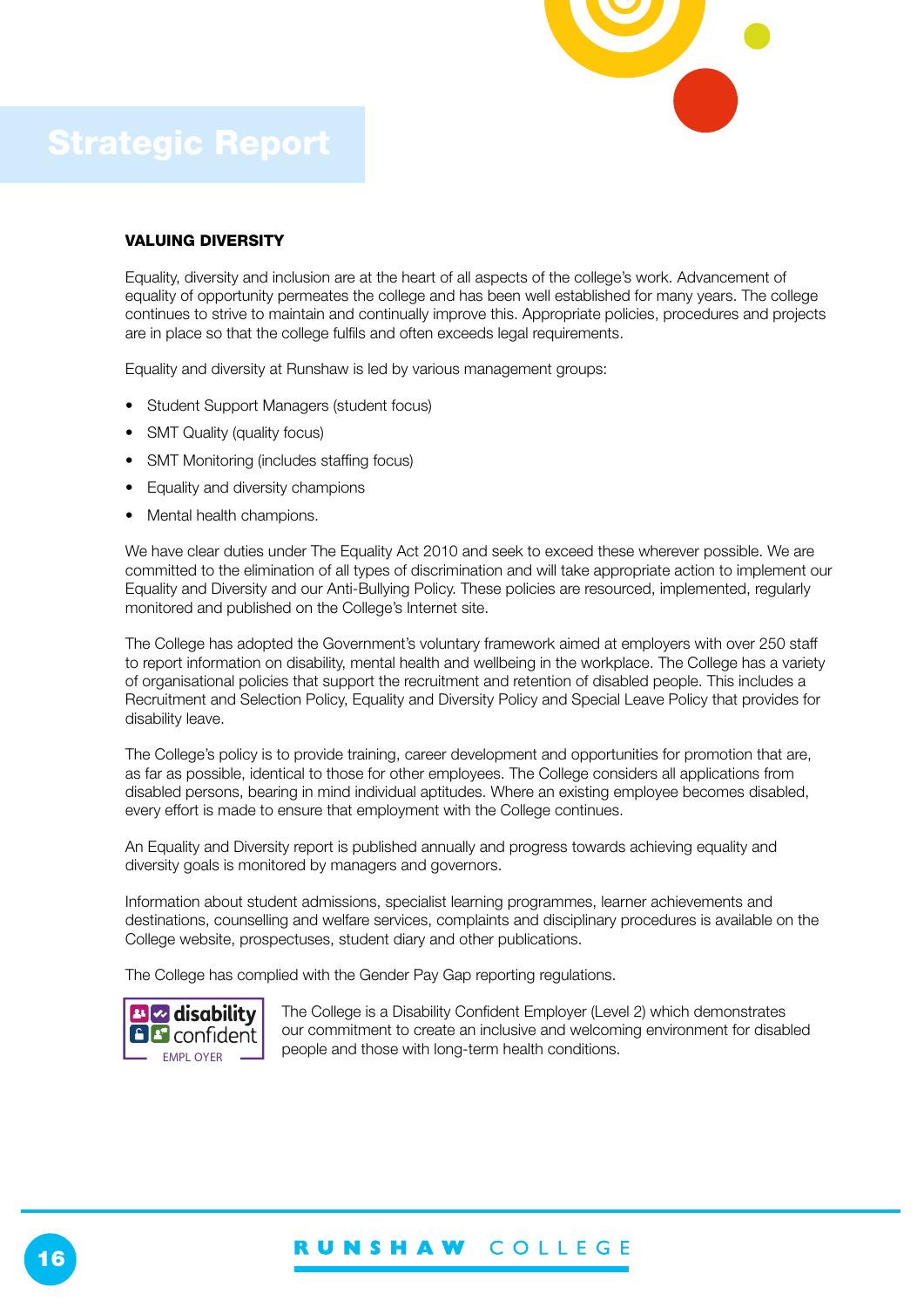# Strategic Report

### VALUING DIVERSITY

Equality, diversity and inclusion are at the heart of all aspects of the college's work. Advancement of equality of opportunity permeates the college and has been well established for many years. The college continues to strive to maintain and continually improve this. Appropriate policies, procedures and projects are in place so that the college fulfils and often exceeds legal requirements.

Equality and diversity at Runshaw is led by various management groups:

- Student Support Managers (student focus)
- SMT Quality (quality focus)
- SMT Monitoring (includes staffing focus)
- Equality and diversity champions
- Mental health champions.

We have clear duties under The Equality Act 2010 and seek to exceed these wherever possible. We are committed to the elimination of all types of discrimination and will take appropriate action to implement our Equality and Diversity and our Anti-Bullying Policy. These policies are resourced, implemented, regularly monitored and published on the College's Internet site.

The College has adopted the Government's voluntary framework aimed at employers with over 250 staff to report information on disability, mental health and wellbeing in the workplace. The College has a variety of organisational policies that support the recruitment and retention of disabled people. This includes a Recruitment and Selection Policy, Equality and Diversity Policy and Special Leave Policy that provides for disability leave.

The College's policy is to provide training, career development and opportunities for promotion that are, as far as possible, identical to those for other employees. The College considers all applications from disabled persons, bearing in mind individual aptitudes. Where an existing employee becomes disabled, every effort is made to ensure that employment with the College continues.

An Equality and Diversity report is published annually and progress towards achieving equality and diversity goals is monitored by managers and governors.

Information about student admissions, specialist learning programmes, learner achievements and destinations, counselling and welfare services, complaints and disciplinary procedures is available on the College website, prospectuses, student diary and other publications.

The College has complied with the Gender Pay Gap reporting regulations.

disability confident EMPLOYER

The College is a Disability Confident Employer (Level 2) which demonstrates our commitment to create an inclusive and welcoming environment for disabled people and those with long-term health conditions.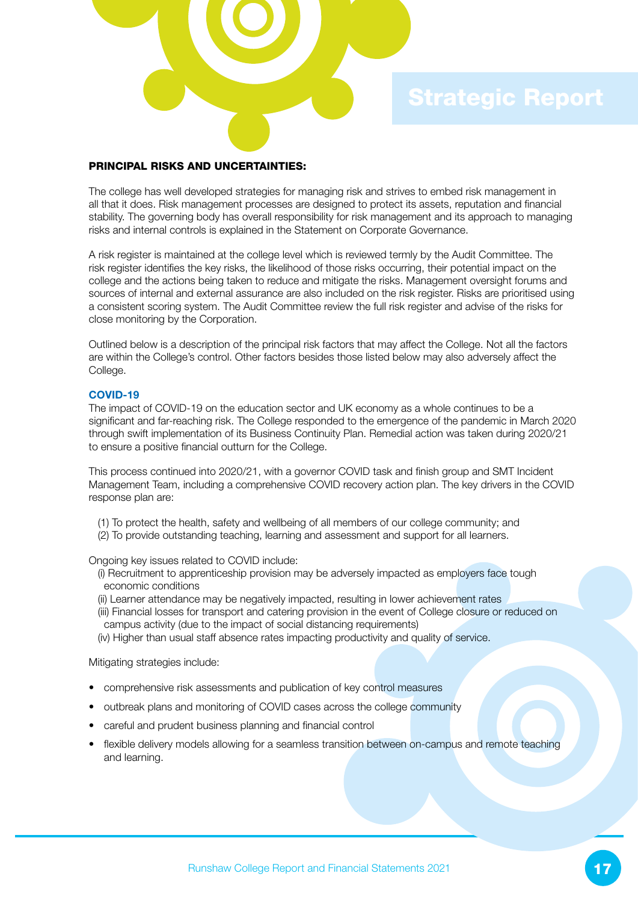## PRINCIPAL RISKS AND UNCERTAINTIES:

The college has well developed strategies for managing risk and strives to embed risk management in all that it does. Risk management processes are designed to protect its assets, reputation and financial stability. The governing body has overall responsibility for risk management and its approach to managing risks and internal controls is explained in the Statement on Corporate Governance.

A risk register is maintained at the college level which is reviewed termly by the Audit Committee. The risk register identifies the key risks, the likelihood of those risks occurring, their potential impact on the college and the actions being taken to reduce and mitigate the risks. Management oversight forums and sources of internal and external assurance are also included on the risk register. Risks are prioritised using a consistent scoring system. The Audit Committee review the full risk register and advise of the risks for close monitoring by the Corporation.

Outlined below is a description of the principal risk factors that may affect the College. Not all the factors are within the College's control. Other factors besides those listed below may also adversely affect the College.

### COVID-19

The impact of COVID-19 on the education sector and UK economy as a whole continues to be a significant and far-reaching risk. The College responded to the emergence of the pandemic in March 2020 through swift implementation of its Business Continuity Plan. Remedial action was taken during 2020/21 to ensure a positive financial outturn for the College.

This process continued into 2020/21, with a governor COVID task and finish group and SMT Incident Management Team, including a comprehensive COVID recovery action plan. The key drivers in the COVID response plan are:

(1) To protect the health, safety and wellbeing of all members of our college community; and
(2) To provide outstanding teaching, learning and assessment and support for all learners.

Ongoing key issues related to COVID include:

(i) Recruitment to apprenticeship provision may be adversely impacted as employers face tough economic conditions
(ii) Learner attendance may be negatively impacted, resulting in lower achievement rates
(iii) Financial losses for transport and catering provision in the event of College closure or reduced on campus activity (due to the impact of social distancing requirements)
(iv) Higher than usual staff absence rates impacting productivity and quality of service.

Mitigating strategies include:

- comprehensive risk assessments and publication of key control measures
- outbreak plans and monitoring of COVID cases across the college community
- careful and prudent business planning and financial control
- flexible delivery models allowing for a seamless transition between on-campus and remote teaching and learning.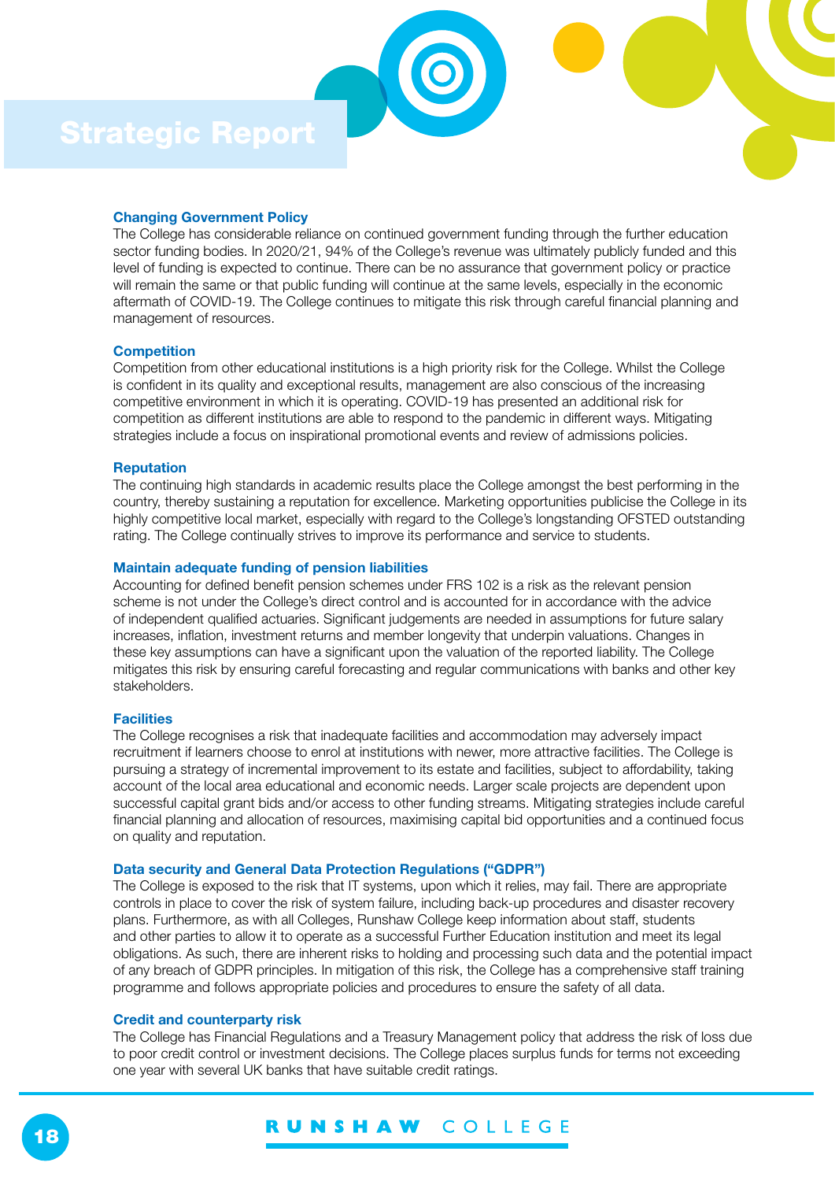## Strategic Report

### Changing Government Policy

The College has considerable reliance on continued government funding through the further education sector funding bodies. In 2020/21, 94% of the College's revenue was ultimately publicly funded and this level of funding is expected to continue. There can be no assurance that government policy or practice will remain the same or that public funding will continue at the same levels, especially in the economic aftermath of COVID-19. The College continues to mitigate this risk through careful financial planning and management of resources.

### Competition

Competition from other educational institutions is a high priority risk for the College. Whilst the College is confident in its quality and exceptional results, management are also conscious of the increasing competitive environment in which it is operating. COVID-19 has presented an additional risk for competition as different institutions are able to respond to the pandemic in different ways. Mitigating strategies include a focus on inspirational promotional events and review of admissions policies.

### Reputation

The continuing high standards in academic results place the College amongst the best performing in the country, thereby sustaining a reputation for excellence. Marketing opportunities publicise the College in its highly competitive local market, especially with regard to the College's longstanding OFSTED outstanding rating. The College continually strives to improve its performance and service to students.

### Maintain adequate funding of pension liabilities

Accounting for defined benefit pension schemes under FRS 102 is a risk as the relevant pension scheme is not under the College's direct control and is accounted for in accordance with the advice of independent qualified actuaries. Significant judgements are needed in assumptions for future salary increases, inflation, investment returns and member longevity that underpin valuations. Changes in these key assumptions can have a significant upon the valuation of the reported liability. The College mitigates this risk by ensuring careful forecasting and regular communications with banks and other key stakeholders.

### Facilities

The College recognises a risk that inadequate facilities and accommodation may adversely impact recruitment if learners choose to enrol at institutions with newer, more attractive facilities. The College is pursuing a strategy of incremental improvement to its estate and facilities, subject to affordability, taking account of the local area educational and economic needs. Larger scale projects are dependent upon successful capital grant bids and/or access to other funding streams. Mitigating strategies include careful financial planning and allocation of resources, maximising capital bid opportunities and a continued focus on quality and reputation.

### Data security and General Data Protection Regulations ("GDPR")

The College is exposed to the risk that IT systems, upon which it relies, may fail. There are appropriate controls in place to cover the risk of system failure, including back-up procedures and disaster recovery plans. Furthermore, as with all Colleges, Runshaw College keep information about staff, students and other parties to allow it to operate as a successful Further Education institution and meet its legal obligations. As such, there are inherent risks to holding and processing such data and the potential impact of any breach of GDPR principles. In mitigation of this risk, the College has a comprehensive staff training programme and follows appropriate policies and procedures to ensure the safety of all data.

### Credit and counterparty risk

The College has Financial Regulations and a Treasury Management policy that address the risk of loss due to poor credit control or investment decisions. The College places surplus funds for terms not exceeding one year with several UK banks that have suitable credit ratings.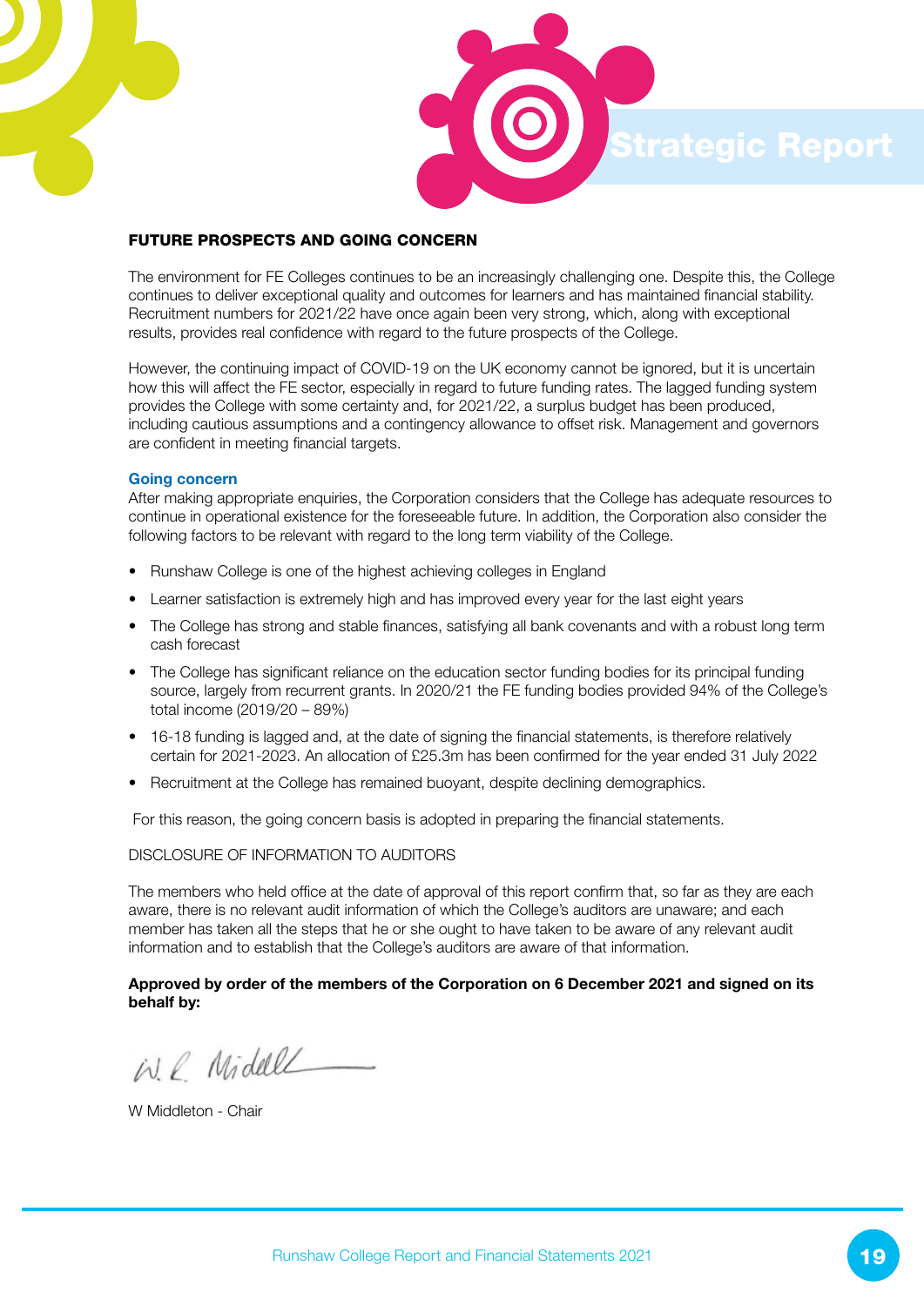## FUTURE PROSPECTS AND GOING CONCERN

The environment for FE Colleges continues to be an increasingly challenging one. Despite this, the College continues to deliver exceptional quality and outcomes for learners and has maintained financial stability. Recruitment numbers for 2021/22 have once again been very strong, which, along with exceptional results, provides real confidence with regard to the future prospects of the College.

However, the continuing impact of COVID-19 on the UK economy cannot be ignored, but it is uncertain how this will affect the FE sector, especially in regard to future funding rates. The lagged funding system provides the College with some certainty and, for 2021/22, a surplus budget has been produced, including cautious assumptions and a contingency allowance to offset risk. Management and governors are confident in meeting financial targets.

### Going concern

After making appropriate enquiries, the Corporation considers that the College has adequate resources to continue in operational existence for the foreseeable future. In addition, the Corporation also consider the following factors to be relevant with regard to the long term viability of the College.

- Runshaw College is one of the highest achieving colleges in England
- Learner satisfaction is extremely high and has improved every year for the last eight years
- The College has strong and stable finances, satisfying all bank covenants and with a robust long term cash forecast
- The College has significant reliance on the education sector funding bodies for its principal funding source, largely from recurrent grants. In 2020/21 the FE funding bodies provided 94% of the College's total income (2019/20 – 89%)
- 16-18 funding is lagged and, at the date of signing the financial statements, is therefore relatively certain for 2021-2023. An allocation of £25.3m has been confirmed for the year ended 31 July 2022
- Recruitment at the College has remained buoyant, despite declining demographics.

For this reason, the going concern basis is adopted in preparing the financial statements.

DISCLOSURE OF INFORMATION TO AUDITORS

The members who held office at the date of approval of this report confirm that, so far as they are each aware, there is no relevant audit information of which the College's auditors are unaware; and each member has taken all the steps that he or she ought to have taken to be aware of any relevant audit information and to establish that the College's auditors are aware of that information.

**Approved by order of the members of the Corporation on 6 December 2021 and signed on its behalf by:**

W Middleton - Chair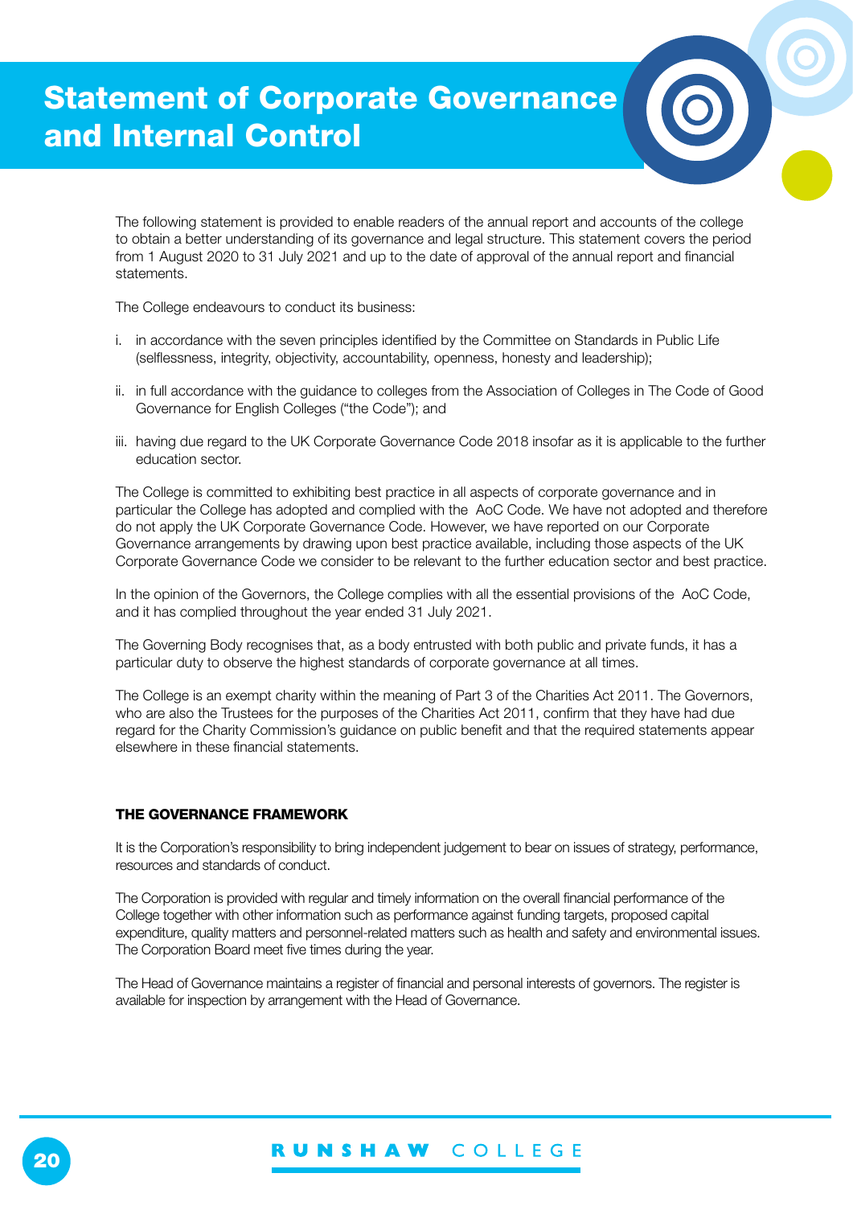# Statement of Corporate Governance and Internal Control

The following statement is provided to enable readers of the annual report and accounts of the college to obtain a better understanding of its governance and legal structure. This statement covers the period from 1 August 2020 to 31 July 2021 and up to the date of approval of the annual report and financial statements.

The College endeavours to conduct its business:

i. in accordance with the seven principles identified by the Committee on Standards in Public Life (selflessness, integrity, objectivity, accountability, openness, honesty and leadership);

ii. in full accordance with the guidance to colleges from the Association of Colleges in The Code of Good Governance for English Colleges ("the Code"); and

iii. having due regard to the UK Corporate Governance Code 2018 insofar as it is applicable to the further education sector.

The College is committed to exhibiting best practice in all aspects of corporate governance and in particular the College has adopted and complied with the AoC Code. We have not adopted and therefore do not apply the UK Corporate Governance Code. However, we have reported on our Corporate Governance arrangements by drawing upon best practice available, including those aspects of the UK Corporate Governance Code we consider to be relevant to the further education sector and best practice.

In the opinion of the Governors, the College complies with all the essential provisions of the AoC Code, and it has complied throughout the year ended 31 July 2021.

The Governing Body recognises that, as a body entrusted with both public and private funds, it has a particular duty to observe the highest standards of corporate governance at all times.

The College is an exempt charity within the meaning of Part 3 of the Charities Act 2011. The Governors, who are also the Trustees for the purposes of the Charities Act 2011, confirm that they have had due regard for the Charity Commission's guidance on public benefit and that the required statements appear elsewhere in these financial statements.

## THE GOVERNANCE FRAMEWORK

It is the Corporation's responsibility to bring independent judgement to bear on issues of strategy, performance, resources and standards of conduct.

The Corporation is provided with regular and timely information on the overall financial performance of the College together with other information such as performance against funding targets, proposed capital expenditure, quality matters and personnel-related matters such as health and safety and environmental issues. The Corporation Board meet five times during the year.

The Head of Governance maintains a register of financial and personal interests of governors. The register is available for inspection by arrangement with the Head of Governance.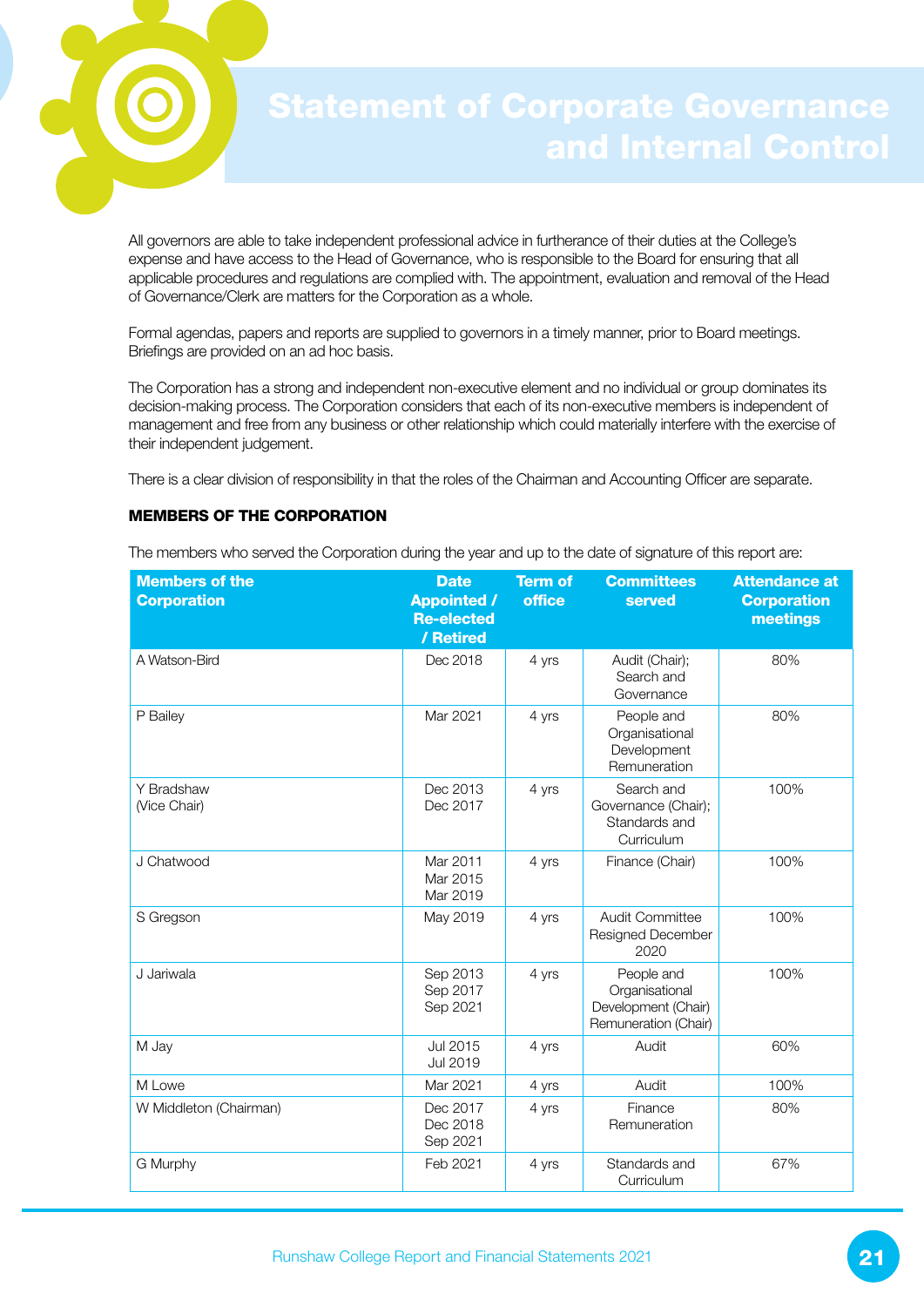# Statement of Corporate Governance and Internal Control

All governors are able to take independent professional advice in furtherance of their duties at the College's expense and have access to the Head of Governance, who is responsible to the Board for ensuring that all applicable procedures and regulations are complied with. The appointment, evaluation and removal of the Head of Governance/Clerk are matters for the Corporation as a whole.

Formal agendas, papers and reports are supplied to governors in a timely manner, prior to Board meetings. Briefings are provided on an ad hoc basis.

The Corporation has a strong and independent non-executive element and no individual or group dominates its decision-making process. The Corporation considers that each of its non-executive members is independent of management and free from any business or other relationship which could materially interfere with the exercise of their independent judgement.

There is a clear division of responsibility in that the roles of the Chairman and Accounting Officer are separate.

**MEMBERS OF THE CORPORATION**

The members who served the Corporation during the year and up to the date of signature of this report are:

| Members of the Corporation | Date Appointed / Re-elected / Retired | Term of office | Committees served | Attendance at Corporation meetings |
|---|---|---|---|---|
| A Watson-Bird | Dec 2018 | 4 yrs | Audit (Chair); Search and Governance | 80% |
| P Bailey | Mar 2021 | 4 yrs | People and Organisational Development Remuneration | 80% |
| Y Bradshaw (Vice Chair) | Dec 2013 Dec 2017 | 4 yrs | Search and Governance (Chair); Standards and Curriculum | 100% |
| J Chatwood | Mar 2011 Mar 2015 Mar 2019 | 4 yrs | Finance (Chair) | 100% |
| S Gregson | May 2019 | 4 yrs | Audit Committee Resigned December 2020 | 100% |
| J Jariwala | Sep 2013 Sep 2017 Sep 2021 | 4 yrs | People and Organisational Development (Chair) Remuneration (Chair) | 100% |
| M Jay | Jul 2015 Jul 2019 | 4 yrs | Audit | 60% |
| M Lowe | Mar 2021 | 4 yrs | Audit | 100% |
| W Middleton (Chairman) | Dec 2017 Dec 2018 Sep 2021 | 4 yrs | Finance Remuneration | 80% |
| G Murphy | Feb 2021 | 4 yrs | Standards and Curriculum | 67% |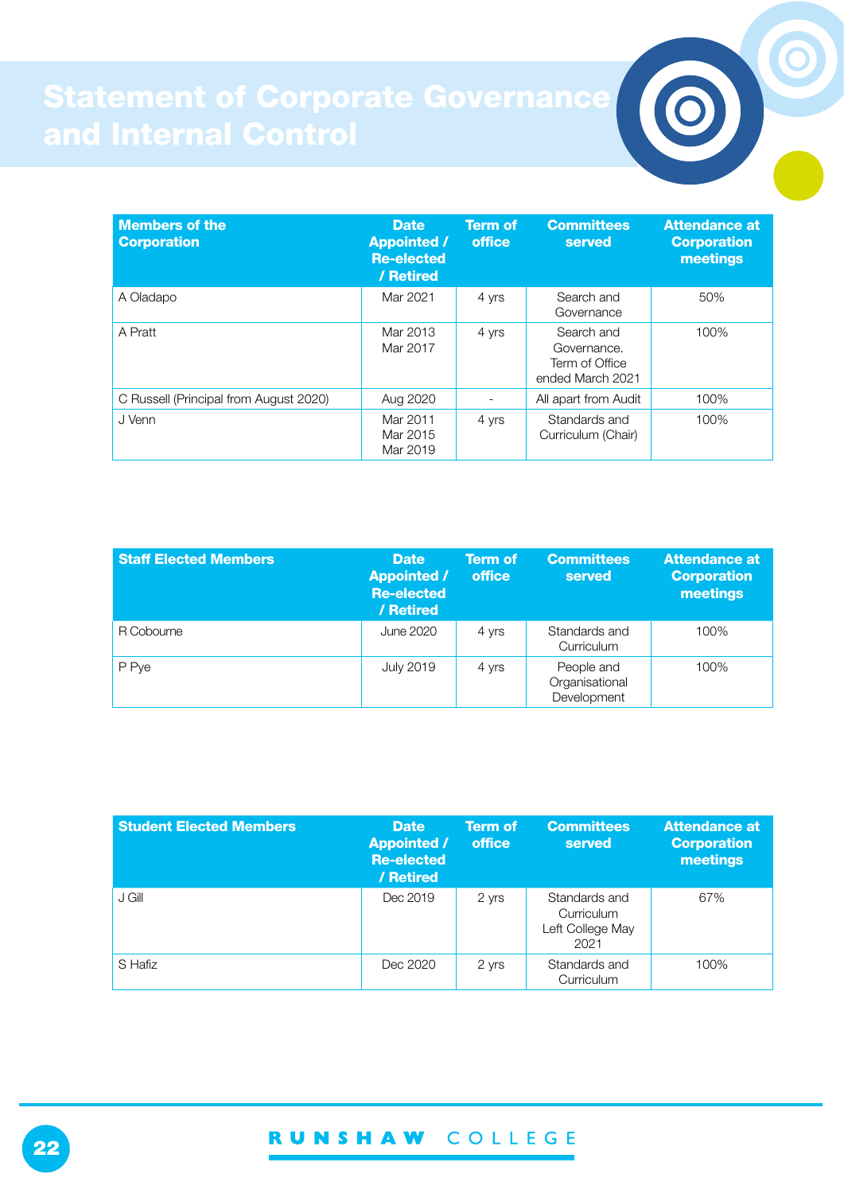# Statement of Corporate Governance and Internal Control

| Members of the Corporation | Date Appointed / Re-elected / Retired | Term of office | Committees served | Attendance at Corporation meetings |
|---|---|---|---|---|
| A Oladapo | Mar 2021 | 4 yrs | Search and Governance | 50% |
| A Pratt | Mar 2013<br>Mar 2017 | 4 yrs | Search and Governance. Term of Office ended March 2021 | 100% |
| C Russell (Principal from August 2020) | Aug 2020 | - | All apart from Audit | 100% |
| J Venn | Mar 2011<br>Mar 2015<br>Mar 2019 | 4 yrs | Standards and Curriculum (Chair) | 100% |

| Staff Elected Members | Date Appointed / Re-elected / Retired | Term of office | Committees served | Attendance at Corporation meetings |
|---|---|---|---|---|
| R Cobourne | June 2020 | 4 yrs | Standards and Curriculum | 100% |
| P Pye | July 2019 | 4 yrs | People and Organisational Development | 100% |

| Student Elected Members | Date Appointed / Re-elected / Retired | Term of office | Committees served | Attendance at Corporation meetings |
|---|---|---|---|---|
| J Gill | Dec 2019 | 2 yrs | Standards and Curriculum Left College May 2021 | 67% |
| S Hafiz | Dec 2020 | 2 yrs | Standards and Curriculum | 100% |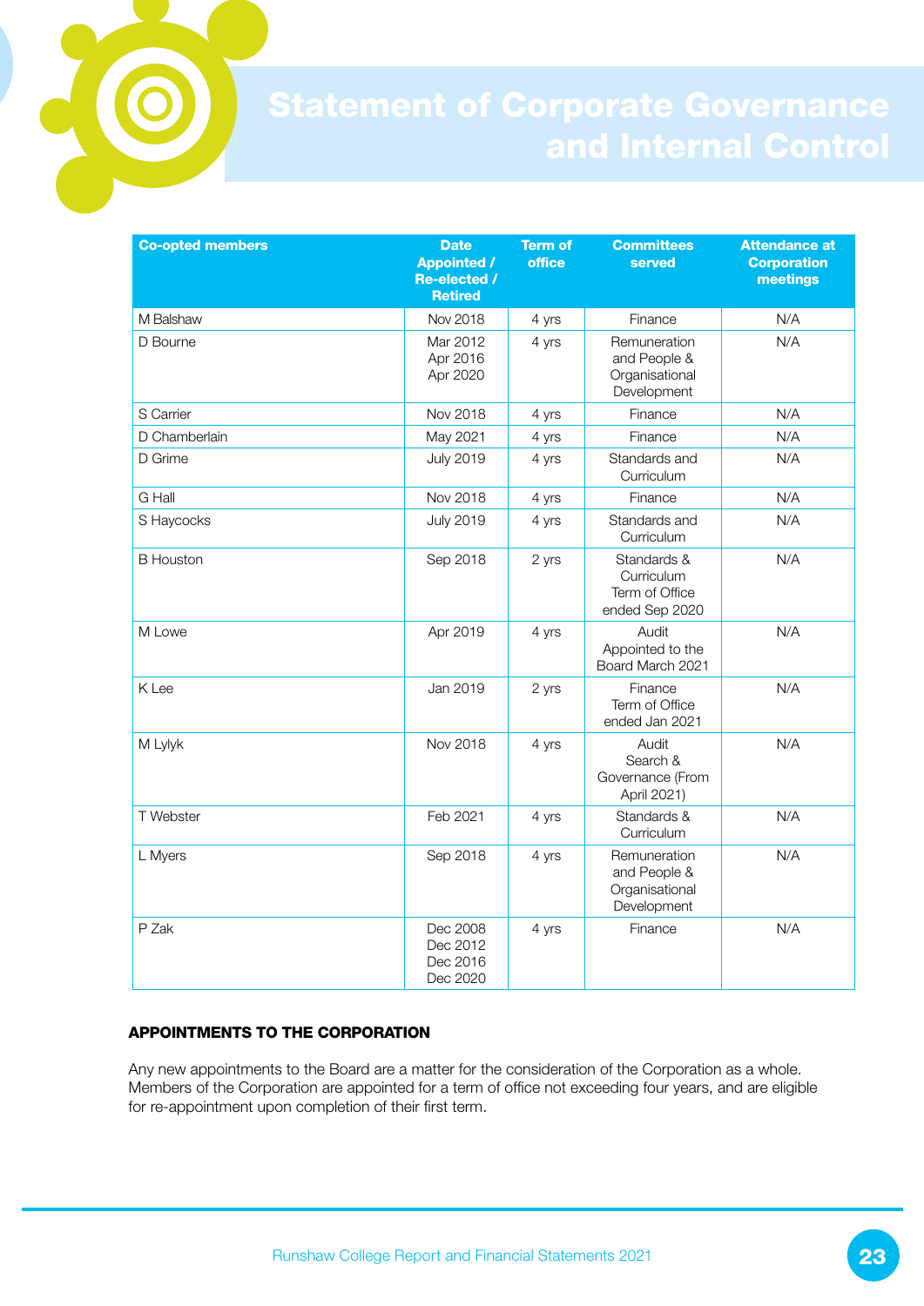# Statement of Corporate Governance and Internal Control

| Co-opted members | Date Appointed / Re-elected / Retired | Term of office | Committees served | Attendance at Corporation meetings |
|---|---|---|---|---|
| M Balshaw | Nov 2018 | 4 yrs | Finance | N/A |
| D Bourne | Mar 2012<br>Apr 2016<br>Apr 2020 | 4 yrs | Remuneration and People & Organisational Development | N/A |
| S Carrier | Nov 2018 | 4 yrs | Finance | N/A |
| D Chamberlain | May 2021 | 4 yrs | Finance | N/A |
| D Grime | July 2019 | 4 yrs | Standards and Curriculum | N/A |
| G Hall | Nov 2018 | 4 yrs | Finance | N/A |
| S Haycocks | July 2019 | 4 yrs | Standards and Curriculum | N/A |
| B Houston | Sep 2018 | 2 yrs | Standards & Curriculum Term of Office ended Sep 2020 | N/A |
| M Lowe | Apr 2019 | 4 yrs | Audit Appointed to the Board March 2021 | N/A |
| K Lee | Jan 2019 | 2 yrs | Finance Term of Office ended Jan 2021 | N/A |
| M Lylyk | Nov 2018 | 4 yrs | Audit Search & Governance (From April 2021) | N/A |
| T Webster | Feb 2021 | 4 yrs | Standards & Curriculum | N/A |
| L Myers | Sep 2018 | 4 yrs | Remuneration and People & Organisational Development | N/A |
| P Zak | Dec 2008<br>Dec 2012<br>Dec 2016<br>Dec 2020 | 4 yrs | Finance | N/A |

**APPOINTMENTS TO THE CORPORATION**

Any new appointments to the Board are a matter for the consideration of the Corporation as a whole. Members of the Corporation are appointed for a term of office not exceeding four years, and are eligible for re-appointment upon completion of their first term.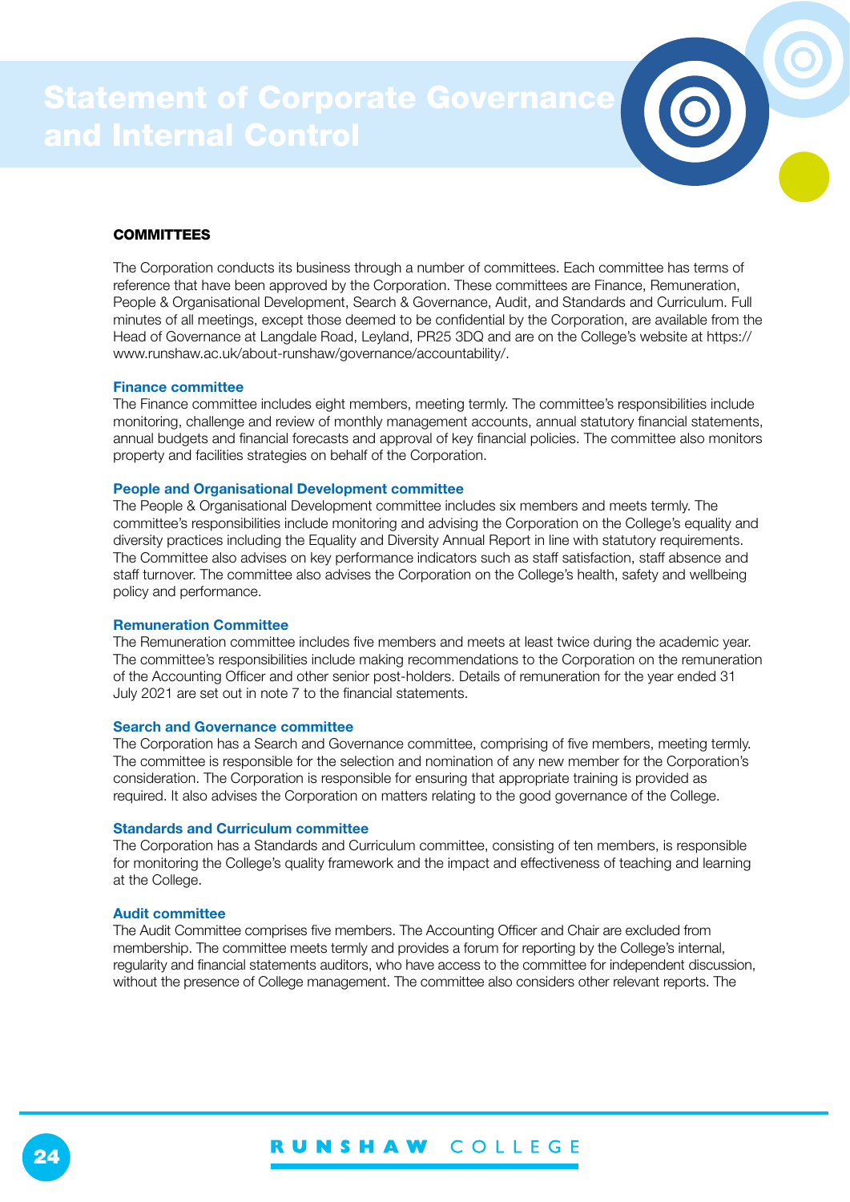# Statement of Corporate Governance and Internal Control

## COMMITTEES

The Corporation conducts its business through a number of committees. Each committee has terms of reference that have been approved by the Corporation. These committees are Finance, Remuneration, People & Organisational Development, Search & Governance, Audit, and Standards and Curriculum. Full minutes of all meetings, except those deemed to be confidential by the Corporation, are available from the Head of Governance at Langdale Road, Leyland, PR25 3DQ and are on the College's website at https://www.runshaw.ac.uk/about-runshaw/governance/accountability/.

### Finance committee

The Finance committee includes eight members, meeting termly. The committee's responsibilities include monitoring, challenge and review of monthly management accounts, annual statutory financial statements, annual budgets and financial forecasts and approval of key financial policies. The committee also monitors property and facilities strategies on behalf of the Corporation.

### People and Organisational Development committee

The People & Organisational Development committee includes six members and meets termly. The committee's responsibilities include monitoring and advising the Corporation on the College's equality and diversity practices including the Equality and Diversity Annual Report in line with statutory requirements. The Committee also advises on key performance indicators such as staff satisfaction, staff absence and staff turnover. The committee also advises the Corporation on the College's health, safety and wellbeing policy and performance.

### Remuneration Committee

The Remuneration committee includes five members and meets at least twice during the academic year. The committee's responsibilities include making recommendations to the Corporation on the remuneration of the Accounting Officer and other senior post-holders. Details of remuneration for the year ended 31 July 2021 are set out in note 7 to the financial statements.

### Search and Governance committee

The Corporation has a Search and Governance committee, comprising of five members, meeting termly. The committee is responsible for the selection and nomination of any new member for the Corporation's consideration. The Corporation is responsible for ensuring that appropriate training is provided as required. It also advises the Corporation on matters relating to the good governance of the College.

### Standards and Curriculum committee

The Corporation has a Standards and Curriculum committee, consisting of ten members, is responsible for monitoring the College's quality framework and the impact and effectiveness of teaching and learning at the College.

### Audit committee

The Audit Committee comprises five members. The Accounting Officer and Chair are excluded from membership. The committee meets termly and provides a forum for reporting by the College's internal, regularity and financial statements auditors, who have access to the committee for independent discussion, without the presence of College management. The committee also considers other relevant reports. The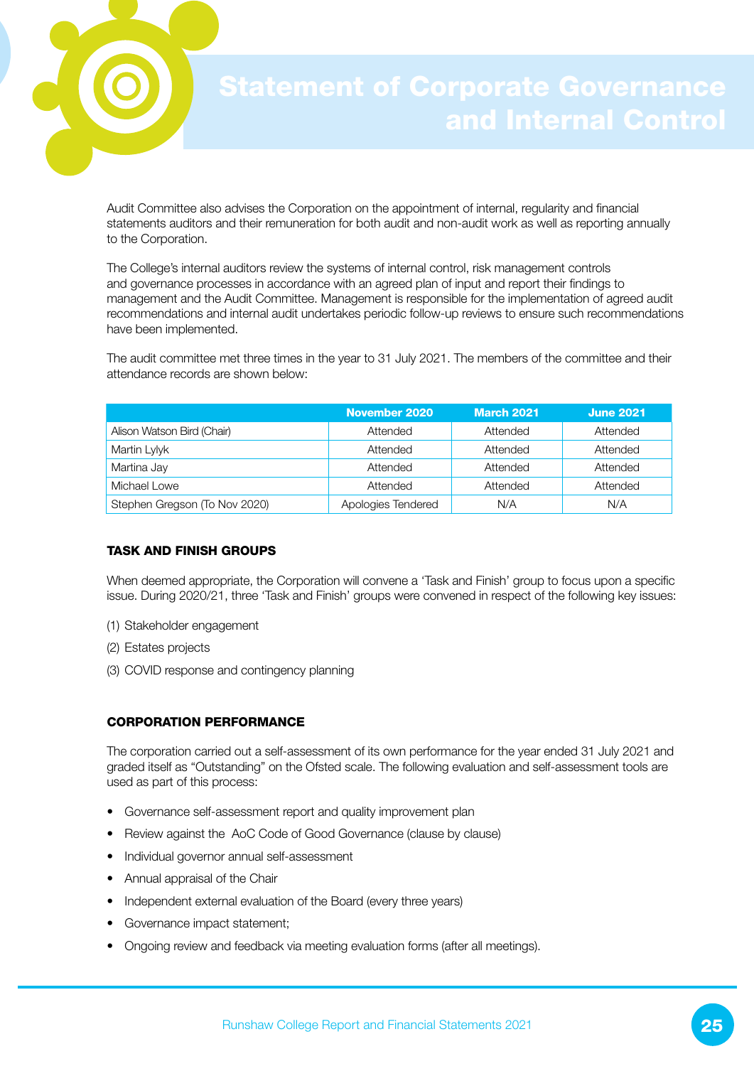# Statement of Corporate Governance and Internal Control

Audit Committee also advises the Corporation on the appointment of internal, regularity and financial statements auditors and their remuneration for both audit and non-audit work as well as reporting annually to the Corporation.

The College's internal auditors review the systems of internal control, risk management controls and governance processes in accordance with an agreed plan of input and report their findings to management and the Audit Committee. Management is responsible for the implementation of agreed audit recommendations and internal audit undertakes periodic follow-up reviews to ensure such recommendations have been implemented.

The audit committee met three times in the year to 31 July 2021. The members of the committee and their attendance records are shown below:

| | November 2020 | March 2021 | June 2021 |
|---|---|---|---|
| Alison Watson Bird (Chair) | Attended | Attended | Attended |
| Martin Lylyk | Attended | Attended | Attended |
| Martina Jay | Attended | Attended | Attended |
| Michael Lowe | Attended | Attended | Attended |
| Stephen Gregson (To Nov 2020) | Apologies Tendered | N/A | N/A |

### TASK AND FINISH GROUPS

When deemed appropriate, the Corporation will convene a 'Task and Finish' group to focus upon a specific issue. During 2020/21, three 'Task and Finish' groups were convened in respect of the following key issues:

(1) Stakeholder engagement

(2) Estates projects

(3) COVID response and contingency planning

### CORPORATION PERFORMANCE

The corporation carried out a self-assessment of its own performance for the year ended 31 July 2021 and graded itself as "Outstanding" on the Ofsted scale. The following evaluation and self-assessment tools are used as part of this process:

- Governance self-assessment report and quality improvement plan
- Review against the AoC Code of Good Governance (clause by clause)
- Individual governor annual self-assessment
- Annual appraisal of the Chair
- Independent external evaluation of the Board (every three years)
- Governance impact statement;
- Ongoing review and feedback via meeting evaluation forms (after all meetings).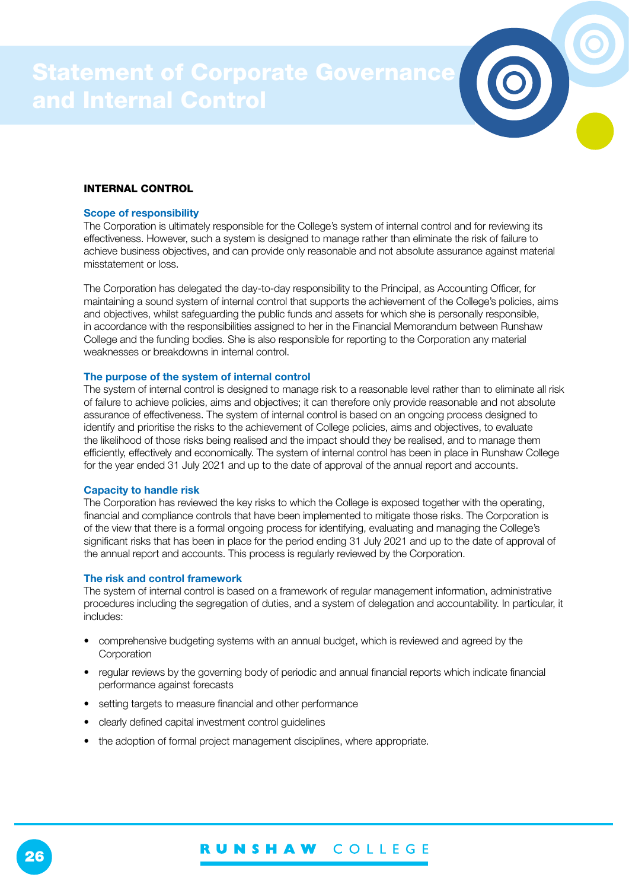# Statement of Corporate Governance and Internal Control

## INTERNAL CONTROL

### Scope of responsibility

The Corporation is ultimately responsible for the College's system of internal control and for reviewing its effectiveness. However, such a system is designed to manage rather than eliminate the risk of failure to achieve business objectives, and can provide only reasonable and not absolute assurance against material misstatement or loss.

The Corporation has delegated the day-to-day responsibility to the Principal, as Accounting Officer, for maintaining a sound system of internal control that supports the achievement of the College's policies, aims and objectives, whilst safeguarding the public funds and assets for which she is personally responsible, in accordance with the responsibilities assigned to her in the Financial Memorandum between Runshaw College and the funding bodies. She is also responsible for reporting to the Corporation any material weaknesses or breakdowns in internal control.

### The purpose of the system of internal control

The system of internal control is designed to manage risk to a reasonable level rather than to eliminate all risk of failure to achieve policies, aims and objectives; it can therefore only provide reasonable and not absolute assurance of effectiveness. The system of internal control is based on an ongoing process designed to identify and prioritise the risks to the achievement of College policies, aims and objectives, to evaluate the likelihood of those risks being realised and the impact should they be realised, and to manage them efficiently, effectively and economically. The system of internal control has been in place in Runshaw College for the year ended 31 July 2021 and up to the date of approval of the annual report and accounts.

### Capacity to handle risk

The Corporation has reviewed the key risks to which the College is exposed together with the operating, financial and compliance controls that have been implemented to mitigate those risks. The Corporation is of the view that there is a formal ongoing process for identifying, evaluating and managing the College's significant risks that has been in place for the period ending 31 July 2021 and up to the date of approval of the annual report and accounts. This process is regularly reviewed by the Corporation.

### The risk and control framework

The system of internal control is based on a framework of regular management information, administrative procedures including the segregation of duties, and a system of delegation and accountability. In particular, it includes:

- comprehensive budgeting systems with an annual budget, which is reviewed and agreed by the Corporation
- regular reviews by the governing body of periodic and annual financial reports which indicate financial performance against forecasts
- setting targets to measure financial and other performance
- clearly defined capital investment control guidelines
- the adoption of formal project management disciplines, where appropriate.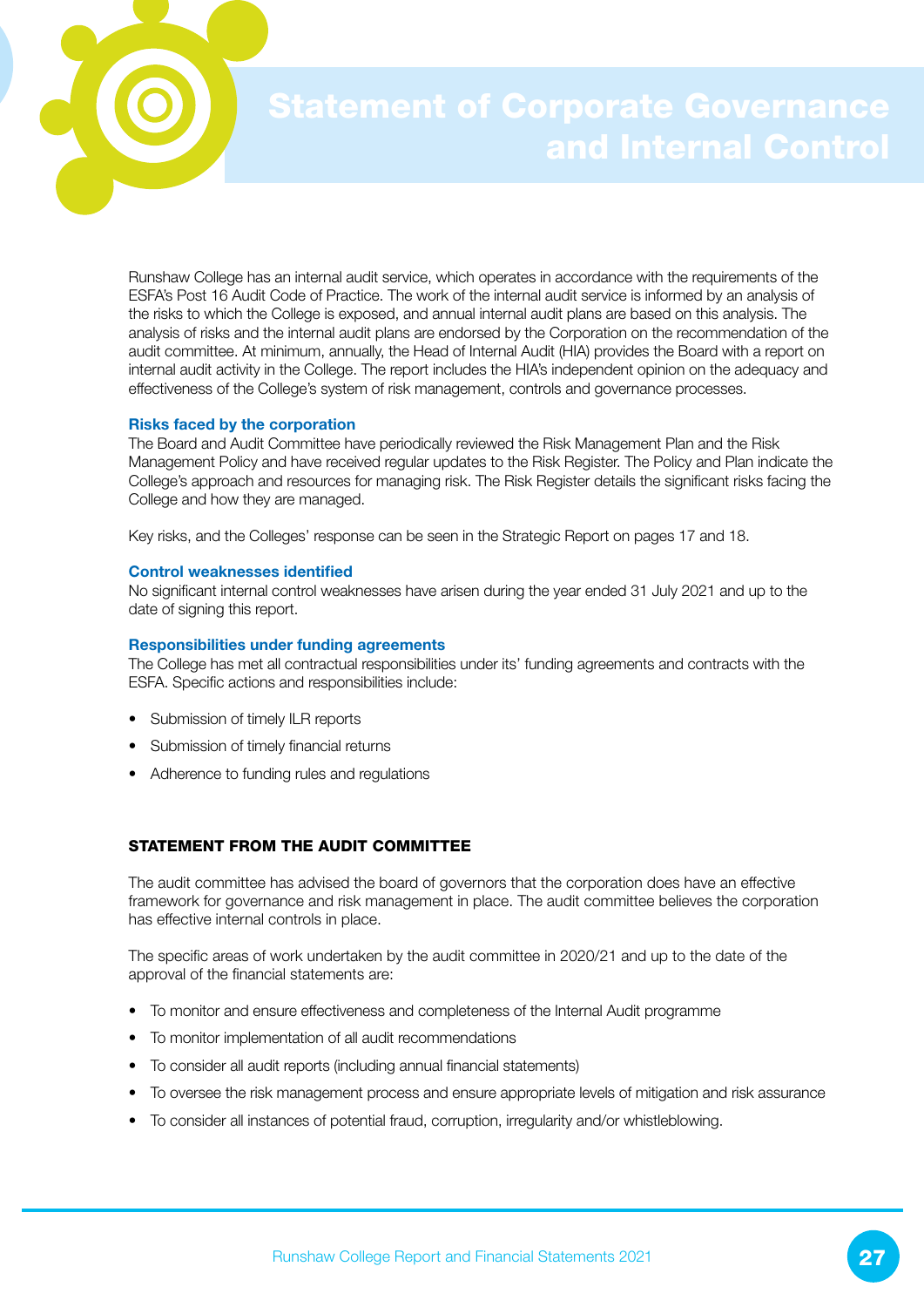# Statement of Corporate Governance and Internal Control

Runshaw College has an internal audit service, which operates in accordance with the requirements of the ESFA's Post 16 Audit Code of Practice. The work of the internal audit service is informed by an analysis of the risks to which the College is exposed, and annual internal audit plans are based on this analysis. The analysis of risks and the internal audit plans are endorsed by the Corporation on the recommendation of the audit committee. At minimum, annually, the Head of Internal Audit (HIA) provides the Board with a report on internal audit activity in the College. The report includes the HIA's independent opinion on the adequacy and effectiveness of the College's system of risk management, controls and governance processes.

### Risks faced by the corporation

The Board and Audit Committee have periodically reviewed the Risk Management Plan and the Risk Management Policy and have received regular updates to the Risk Register. The Policy and Plan indicate the College's approach and resources for managing risk. The Risk Register details the significant risks facing the College and how they are managed.

Key risks, and the Colleges' response can be seen in the Strategic Report on pages 17 and 18.

### Control weaknesses identified

No significant internal control weaknesses have arisen during the year ended 31 July 2021 and up to the date of signing this report.

### Responsibilities under funding agreements

The College has met all contractual responsibilities under its' funding agreements and contracts with the ESFA. Specific actions and responsibilities include:

- Submission of timely ILR reports
- Submission of timely financial returns
- Adherence to funding rules and regulations

## STATEMENT FROM THE AUDIT COMMITTEE

The audit committee has advised the board of governors that the corporation does have an effective framework for governance and risk management in place. The audit committee believes the corporation has effective internal controls in place.

The specific areas of work undertaken by the audit committee in 2020/21 and up to the date of the approval of the financial statements are:

- To monitor and ensure effectiveness and completeness of the Internal Audit programme
- To monitor implementation of all audit recommendations
- To consider all audit reports (including annual financial statements)
- To oversee the risk management process and ensure appropriate levels of mitigation and risk assurance
- To consider all instances of potential fraud, corruption, irregularity and/or whistleblowing.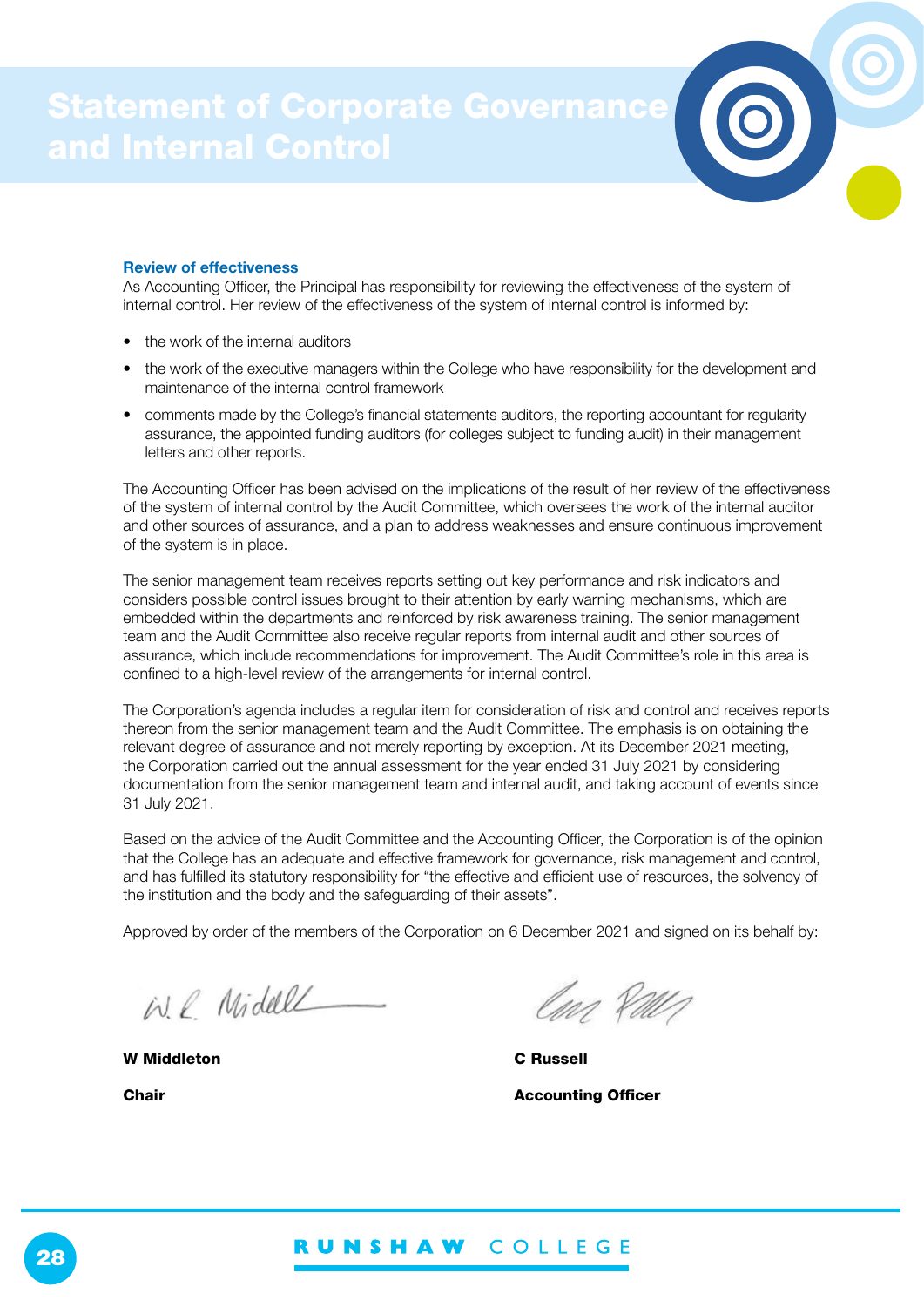# Statement of Corporate Governance and Internal Control

### Review of effectiveness

As Accounting Officer, the Principal has responsibility for reviewing the effectiveness of the system of internal control. Her review of the effectiveness of the system of internal control is informed by:

- the work of the internal auditors
- the work of the executive managers within the College who have responsibility for the development and maintenance of the internal control framework
- comments made by the College's financial statements auditors, the reporting accountant for regularity assurance, the appointed funding auditors (for colleges subject to funding audit) in their management letters and other reports.

The Accounting Officer has been advised on the implications of the result of her review of the effectiveness of the system of internal control by the Audit Committee, which oversees the work of the internal auditor and other sources of assurance, and a plan to address weaknesses and ensure continuous improvement of the system is in place.

The senior management team receives reports setting out key performance and risk indicators and considers possible control issues brought to their attention by early warning mechanisms, which are embedded within the departments and reinforced by risk awareness training. The senior management team and the Audit Committee also receive regular reports from internal audit and other sources of assurance, which include recommendations for improvement. The Audit Committee's role in this area is confined to a high-level review of the arrangements for internal control.

The Corporation's agenda includes a regular item for consideration of risk and control and receives reports thereon from the senior management team and the Audit Committee. The emphasis is on obtaining the relevant degree of assurance and not merely reporting by exception. At its December 2021 meeting, the Corporation carried out the annual assessment for the year ended 31 July 2021 by considering documentation from the senior management team and internal audit, and taking account of events since 31 July 2021.

Based on the advice of the Audit Committee and the Accounting Officer, the Corporation is of the opinion that the College has an adequate and effective framework for governance, risk management and control, and has fulfilled its statutory responsibility for "the effective and efficient use of resources, the solvency of the institution and the body and the safeguarding of their assets".

Approved by order of the members of the Corporation on 6 December 2021 and signed on its behalf by:

**W Middleton**

**Chair**

**C Russell**

**Accounting Officer**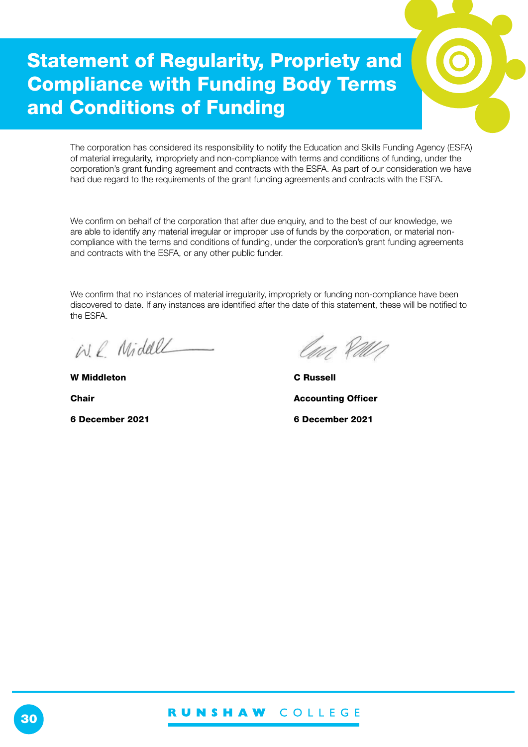# Statement of Regularity, Propriety and Compliance with Funding Body Terms and Conditions of Funding

The corporation has considered its responsibility to notify the Education and Skills Funding Agency (ESFA) of material irregularity, impropriety and non-compliance with terms and conditions of funding, under the corporation's grant funding agreement and contracts with the ESFA. As part of our consideration we have had due regard to the requirements of the grant funding agreements and contracts with the ESFA.

We confirm on behalf of the corporation that after due enquiry, and to the best of our knowledge, we are able to identify any material irregular or improper use of funds by the corporation, or material non-compliance with the terms and conditions of funding, under the corporation's grant funding agreements and contracts with the ESFA, or any other public funder.

We confirm that no instances of material irregularity, impropriety or funding non-compliance have been discovered to date. If any instances are identified after the date of this statement, these will be notified to the ESFA.

| | |
|---|---|
| **W Middleton** | **C Russell** |
| **Chair** | **Accounting Officer** |
| **6 December 2021** | **6 December 2021** |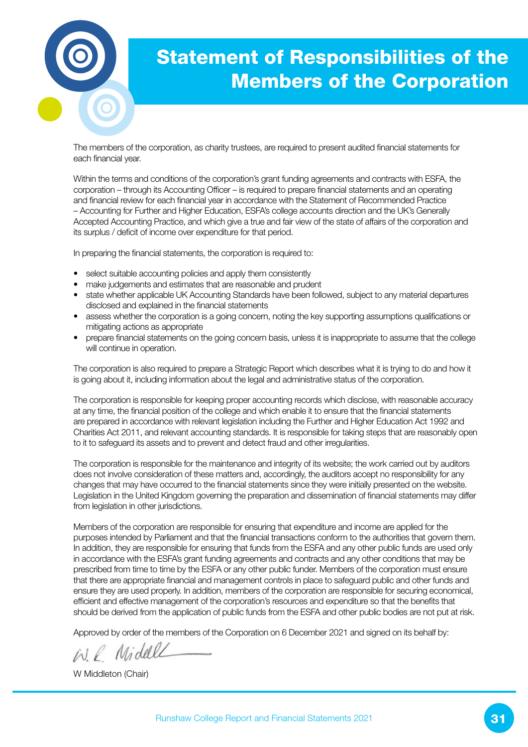# Statement of Responsibilities of the Members of the Corporation

The members of the corporation, as charity trustees, are required to present audited financial statements for each financial year.

Within the terms and conditions of the corporation's grant funding agreements and contracts with ESFA, the corporation – through its Accounting Officer – is required to prepare financial statements and an operating and financial review for each financial year in accordance with the Statement of Recommended Practice – Accounting for Further and Higher Education, ESFA's college accounts direction and the UK's Generally Accepted Accounting Practice, and which give a true and fair view of the state of affairs of the corporation and its surplus / deficit of income over expenditure for that period.

In preparing the financial statements, the corporation is required to:

- select suitable accounting policies and apply them consistently
- make judgements and estimates that are reasonable and prudent
- state whether applicable UK Accounting Standards have been followed, subject to any material departures disclosed and explained in the financial statements
- assess whether the corporation is a going concern, noting the key supporting assumptions qualifications or mitigating actions as appropriate
- prepare financial statements on the going concern basis, unless it is inappropriate to assume that the college will continue in operation.

The corporation is also required to prepare a Strategic Report which describes what it is trying to do and how it is going about it, including information about the legal and administrative status of the corporation.

The corporation is responsible for keeping proper accounting records which disclose, with reasonable accuracy at any time, the financial position of the college and which enable it to ensure that the financial statements are prepared in accordance with relevant legislation including the Further and Higher Education Act 1992 and Charities Act 2011, and relevant accounting standards. It is responsible for taking steps that are reasonably open to it to safeguard its assets and to prevent and detect fraud and other irregularities.

The corporation is responsible for the maintenance and integrity of its website; the work carried out by auditors does not involve consideration of these matters and, accordingly, the auditors accept no responsibility for any changes that may have occurred to the financial statements since they were initially presented on the website. Legislation in the United Kingdom governing the preparation and dissemination of financial statements may differ from legislation in other jurisdictions.

Members of the corporation are responsible for ensuring that expenditure and income are applied for the purposes intended by Parliament and that the financial transactions conform to the authorities that govern them. In addition, they are responsible for ensuring that funds from the ESFA and any other public funds are used only in accordance with the ESFA's grant funding agreements and contracts and any other conditions that may be prescribed from time to time by the ESFA or any other public funder. Members of the corporation must ensure that there are appropriate financial and management controls in place to safeguard public and other funds and ensure they are used properly. In addition, members of the corporation are responsible for securing economical, efficient and effective management of the corporation's resources and expenditure so that the benefits that should be derived from the application of public funds from the ESFA and other public bodies are not put at risk.

Approved by order of the members of the Corporation on 6 December 2021 and signed on its behalf by:

W Middleton (Chair)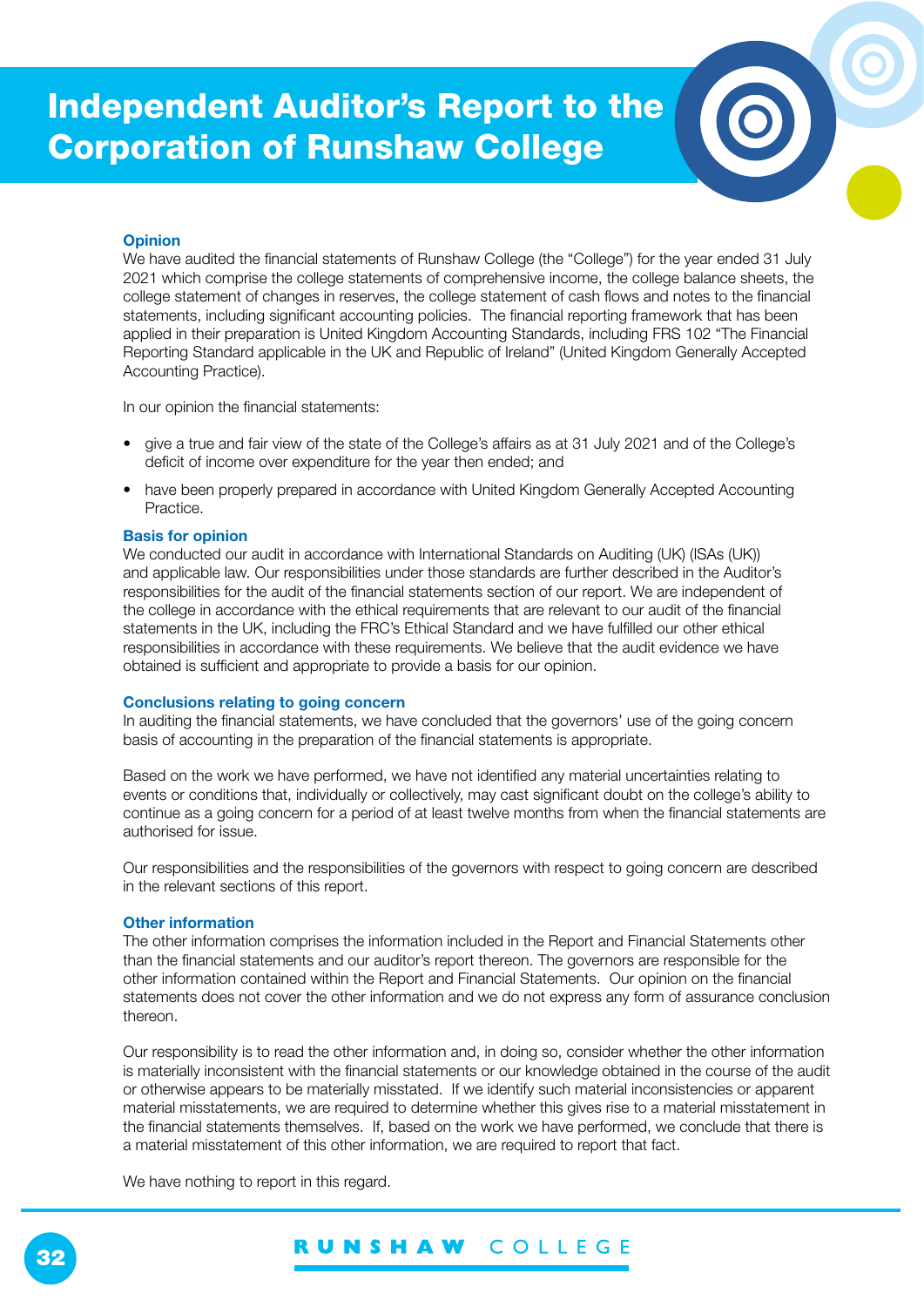# Independent Auditor's Report to the Corporation of Runshaw College

### Opinion

We have audited the financial statements of Runshaw College (the "College") for the year ended 31 July 2021 which comprise the college statements of comprehensive income, the college balance sheets, the college statement of changes in reserves, the college statement of cash flows and notes to the financial statements, including significant accounting policies. The financial reporting framework that has been applied in their preparation is United Kingdom Accounting Standards, including FRS 102 "The Financial Reporting Standard applicable in the UK and Republic of Ireland" (United Kingdom Generally Accepted Accounting Practice).

In our opinion the financial statements:

- give a true and fair view of the state of the College's affairs as at 31 July 2021 and of the College's deficit of income over expenditure for the year then ended; and
- have been properly prepared in accordance with United Kingdom Generally Accepted Accounting Practice.

### Basis for opinion

We conducted our audit in accordance with International Standards on Auditing (UK) (ISAs (UK)) and applicable law. Our responsibilities under those standards are further described in the Auditor's responsibilities for the audit of the financial statements section of our report. We are independent of the college in accordance with the ethical requirements that are relevant to our audit of the financial statements in the UK, including the FRC's Ethical Standard and we have fulfilled our other ethical responsibilities in accordance with these requirements. We believe that the audit evidence we have obtained is sufficient and appropriate to provide a basis for our opinion.

### Conclusions relating to going concern

In auditing the financial statements, we have concluded that the governors' use of the going concern basis of accounting in the preparation of the financial statements is appropriate.

Based on the work we have performed, we have not identified any material uncertainties relating to events or conditions that, individually or collectively, may cast significant doubt on the college's ability to continue as a going concern for a period of at least twelve months from when the financial statements are authorised for issue.

Our responsibilities and the responsibilities of the governors with respect to going concern are described in the relevant sections of this report.

### Other information

The other information comprises the information included in the Report and Financial Statements other than the financial statements and our auditor's report thereon. The governors are responsible for the other information contained within the Report and Financial Statements. Our opinion on the financial statements does not cover the other information and we do not express any form of assurance conclusion thereon.

Our responsibility is to read the other information and, in doing so, consider whether the other information is materially inconsistent with the financial statements or our knowledge obtained in the course of the audit or otherwise appears to be materially misstated. If we identify such material inconsistencies or apparent material misstatements, we are required to determine whether this gives rise to a material misstatement in the financial statements themselves. If, based on the work we have performed, we conclude that there is a material misstatement of this other information, we are required to report that fact.

We have nothing to report in this regard.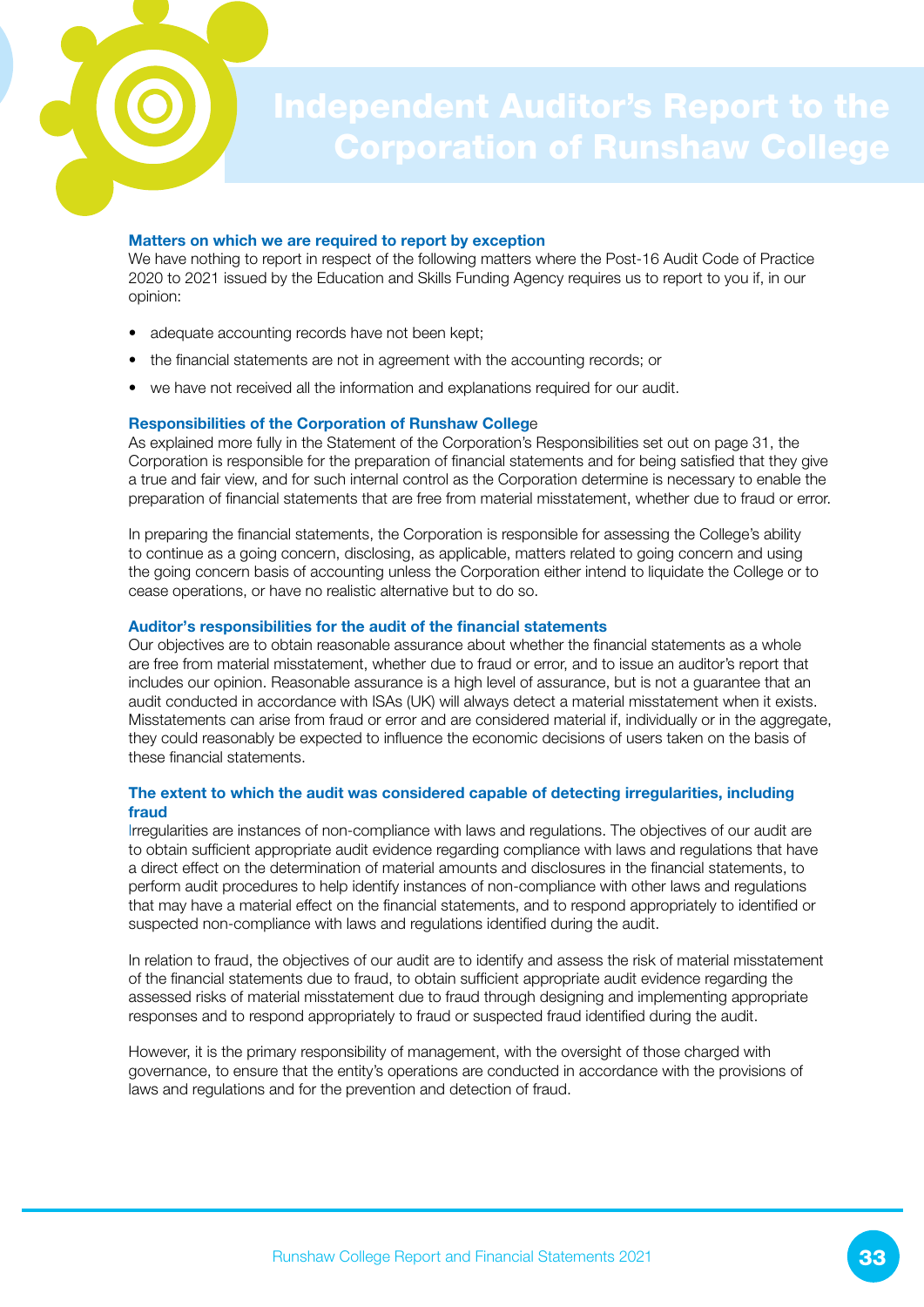# Independent Auditor's Report to the Corporation of Runshaw College

### Matters on which we are required to report by exception

We have nothing to report in respect of the following matters where the Post-16 Audit Code of Practice 2020 to 2021 issued by the Education and Skills Funding Agency requires us to report to you if, in our opinion:

- adequate accounting records have not been kept;
- the financial statements are not in agreement with the accounting records; or
- we have not received all the information and explanations required for our audit.

### Responsibilities of the Corporation of Runshaw College

As explained more fully in the Statement of the Corporation's Responsibilities set out on page 31, the Corporation is responsible for the preparation of financial statements and for being satisfied that they give a true and fair view, and for such internal control as the Corporation determine is necessary to enable the preparation of financial statements that are free from material misstatement, whether due to fraud or error.

In preparing the financial statements, the Corporation is responsible for assessing the College's ability to continue as a going concern, disclosing, as applicable, matters related to going concern and using the going concern basis of accounting unless the Corporation either intend to liquidate the College or to cease operations, or have no realistic alternative but to do so.

### Auditor's responsibilities for the audit of the financial statements

Our objectives are to obtain reasonable assurance about whether the financial statements as a whole are free from material misstatement, whether due to fraud or error, and to issue an auditor's report that includes our opinion. Reasonable assurance is a high level of assurance, but is not a guarantee that an audit conducted in accordance with ISAs (UK) will always detect a material misstatement when it exists. Misstatements can arise from fraud or error and are considered material if, individually or in the aggregate, they could reasonably be expected to influence the economic decisions of users taken on the basis of these financial statements.

### The extent to which the audit was considered capable of detecting irregularities, including fraud

Irregularities are instances of non-compliance with laws and regulations. The objectives of our audit are to obtain sufficient appropriate audit evidence regarding compliance with laws and regulations that have a direct effect on the determination of material amounts and disclosures in the financial statements, to perform audit procedures to help identify instances of non-compliance with other laws and regulations that may have a material effect on the financial statements, and to respond appropriately to identified or suspected non-compliance with laws and regulations identified during the audit.

In relation to fraud, the objectives of our audit are to identify and assess the risk of material misstatement of the financial statements due to fraud, to obtain sufficient appropriate audit evidence regarding the assessed risks of material misstatement due to fraud through designing and implementing appropriate responses and to respond appropriately to fraud or suspected fraud identified during the audit.

However, it is the primary responsibility of management, with the oversight of those charged with governance, to ensure that the entity's operations are conducted in accordance with the provisions of laws and regulations and for the prevention and detection of fraud.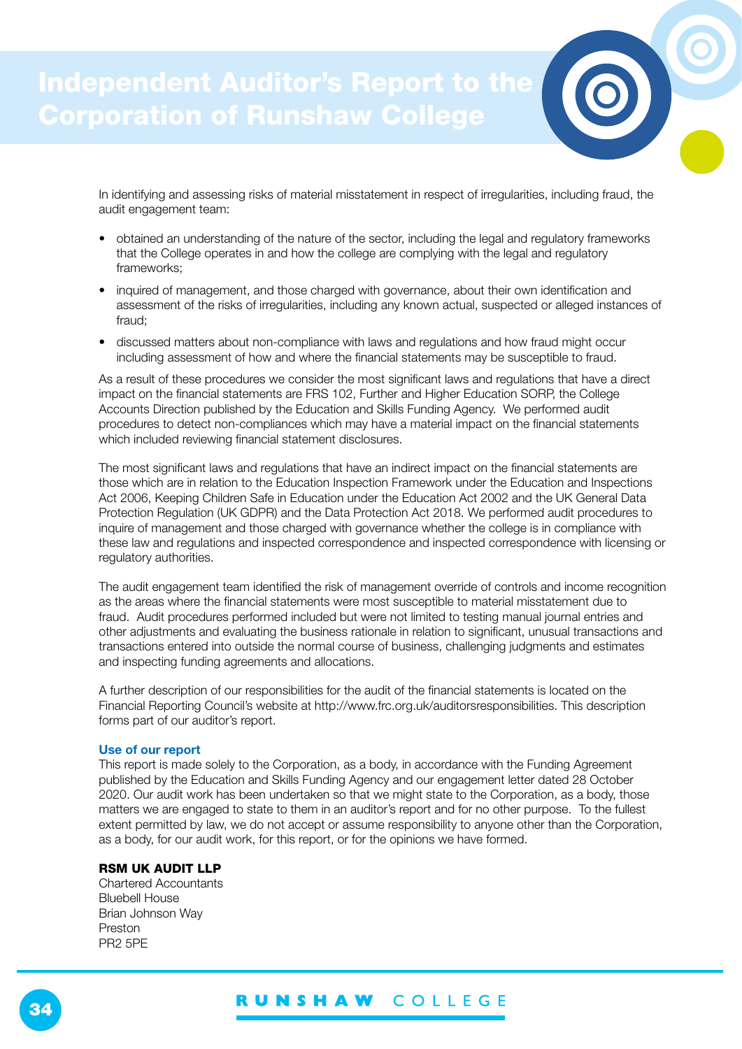# Independent Auditor's Report to the Corporation of Runshaw College

In identifying and assessing risks of material misstatement in respect of irregularities, including fraud, the audit engagement team:

- obtained an understanding of the nature of the sector, including the legal and regulatory frameworks that the College operates in and how the college are complying with the legal and regulatory frameworks;
- inquired of management, and those charged with governance, about their own identification and assessment of the risks of irregularities, including any known actual, suspected or alleged instances of fraud;
- discussed matters about non-compliance with laws and regulations and how fraud might occur including assessment of how and where the financial statements may be susceptible to fraud.

As a result of these procedures we consider the most significant laws and regulations that have a direct impact on the financial statements are FRS 102, Further and Higher Education SORP, the College Accounts Direction published by the Education and Skills Funding Agency. We performed audit procedures to detect non-compliances which may have a material impact on the financial statements which included reviewing financial statement disclosures.

The most significant laws and regulations that have an indirect impact on the financial statements are those which are in relation to the Education Inspection Framework under the Education and Inspections Act 2006, Keeping Children Safe in Education under the Education Act 2002 and the UK General Data Protection Regulation (UK GDPR) and the Data Protection Act 2018. We performed audit procedures to inquire of management and those charged with governance whether the college is in compliance with these law and regulations and inspected correspondence and inspected correspondence with licensing or regulatory authorities.

The audit engagement team identified the risk of management override of controls and income recognition as the areas where the financial statements were most susceptible to material misstatement due to fraud. Audit procedures performed included but were not limited to testing manual journal entries and other adjustments and evaluating the business rationale in relation to significant, unusual transactions and transactions entered into outside the normal course of business, challenging judgments and estimates and inspecting funding agreements and allocations.

A further description of our responsibilities for the audit of the financial statements is located on the Financial Reporting Council's website at http://www.frc.org.uk/auditorsresponsibilities. This description forms part of our auditor's report.

### Use of our report

This report is made solely to the Corporation, as a body, in accordance with the Funding Agreement published by the Education and Skills Funding Agency and our engagement letter dated 28 October 2020. Our audit work has been undertaken so that we might state to the Corporation, as a body, those matters we are engaged to state to them in an auditor's report and for no other purpose. To the fullest extent permitted by law, we do not accept or assume responsibility to anyone other than the Corporation, as a body, for our audit work, for this report, or for the opinions we have formed.

**RSM UK AUDIT LLP**
Chartered Accountants
Bluebell House
Brian Johnson Way
Preston
PR2 5PE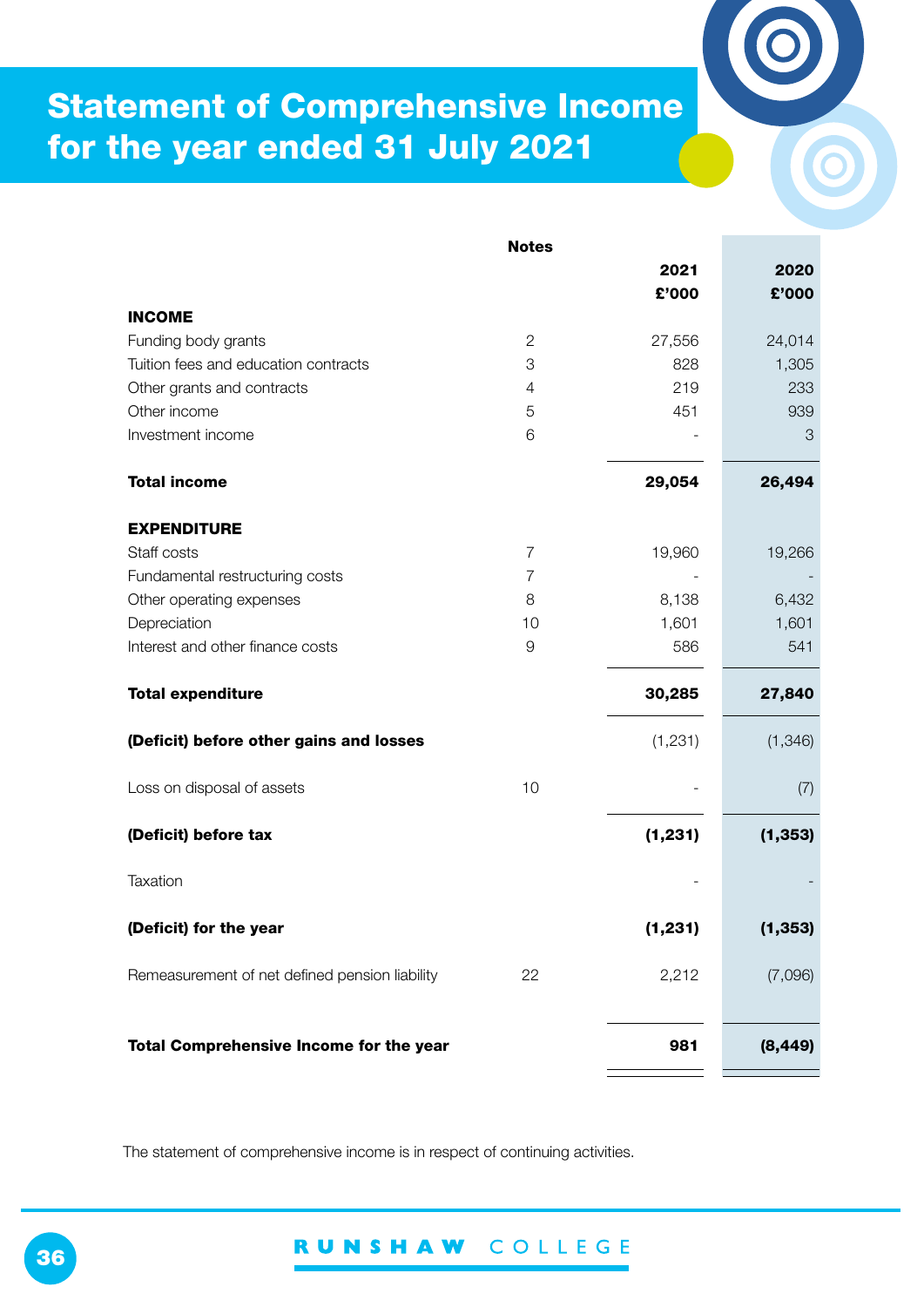# Statement of Comprehensive Income for the year ended 31 July 2021

| | Notes | 2021 £'000 | 2020 £'000 |
|---|---|---|---|
| **INCOME** | | | |
| Funding body grants | 2 | 27,556 | 24,014 |
| Tuition fees and education contracts | 3 | 828 | 1,305 |
| Other grants and contracts | 4 | 219 | 233 |
| Other income | 5 | 451 | 939 |
| Investment income | 6 | - | 3 |
| **Total income** | | **29,054** | **26,494** |
| **EXPENDITURE** | | | |
| Staff costs | 7 | 19,960 | 19,266 |
| Fundamental restructuring costs | 7 | - | - |
| Other operating expenses | 8 | 8,138 | 6,432 |
| Depreciation | 10 | 1,601 | 1,601 |
| Interest and other finance costs | 9 | 586 | 541 |
| **Total expenditure** | | **30,285** | **27,840** |
| **(Deficit) before other gains and losses** | | (1,231) | (1,346) |
| Loss on disposal of assets | 10 | - | (7) |
| **(Deficit) before tax** | | **(1,231)** | **(1,353)** |
| Taxation | | - | - |
| **(Deficit) for the year** | | **(1,231)** | **(1,353)** |
| Remeasurement of net defined pension liability | 22 | 2,212 | (7,096) |
| **Total Comprehensive Income for the year** | | **981** | **(8,449)** |

The statement of comprehensive income is in respect of continuing activities.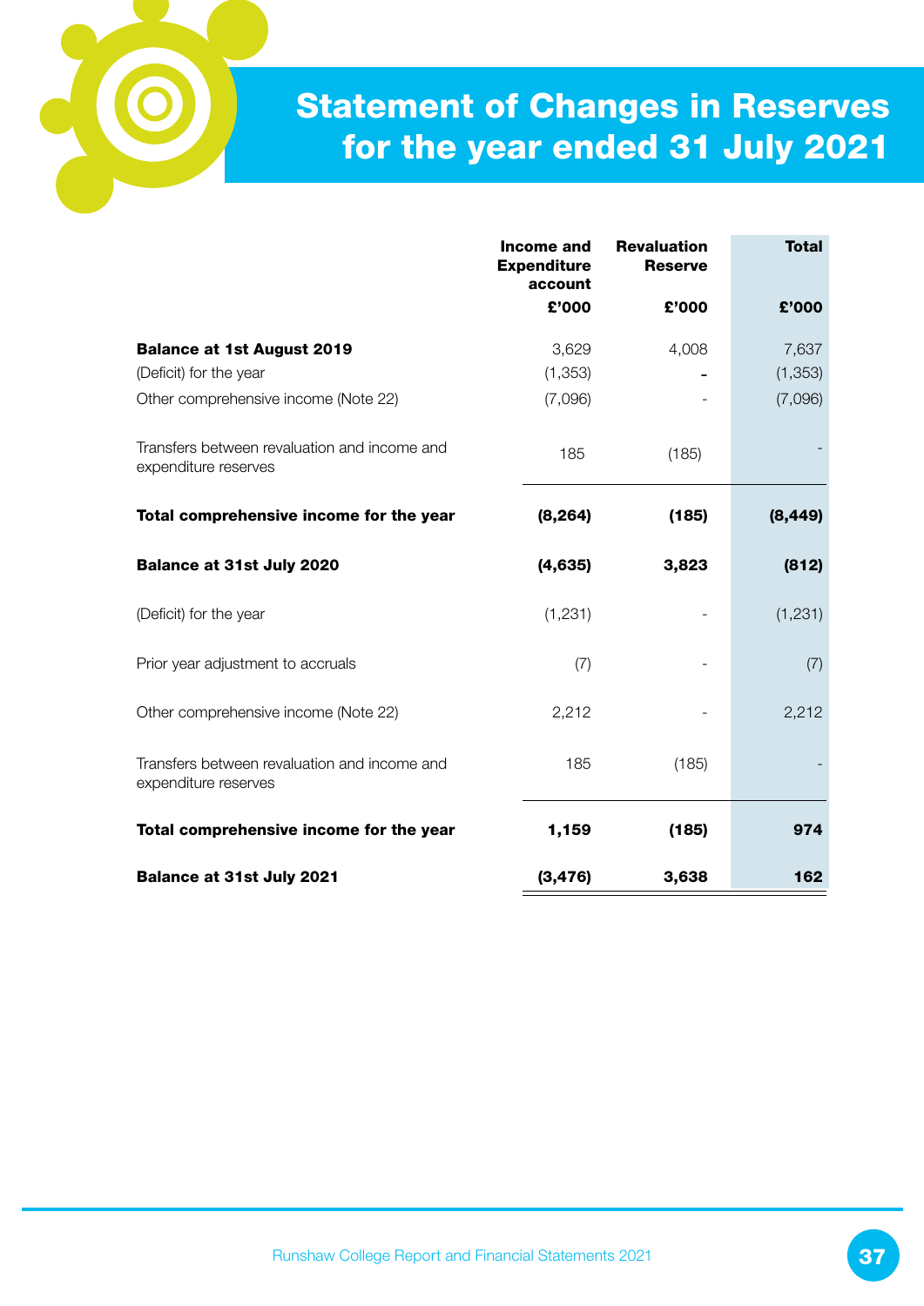# Statement of Changes in Reserves for the year ended 31 July 2021

| | Income and Expenditure account | Revaluation Reserve | Total |
|---|---|---|---|
| | £'000 | £'000 | £'000 |
| **Balance at 1st August 2019** | 3,629 | 4,008 | 7,637 |
| (Deficit) for the year | (1,353) | - | (1,353) |
| Other comprehensive income (Note 22) | (7,096) | - | (7,096) |
| Transfers between revaluation and income and expenditure reserves | 185 | (185) | - |
| **Total comprehensive income for the year** | **(8,264)** | **(185)** | **(8,449)** |
| **Balance at 31st July 2020** | **(4,635)** | **3,823** | **(812)** |
| (Deficit) for the year | (1,231) | - | (1,231) |
| Prior year adjustment to accruals | (7) | - | (7) |
| Other comprehensive income (Note 22) | 2,212 | - | 2,212 |
| Transfers between revaluation and income and expenditure reserves | 185 | (185) | - |
| **Total comprehensive income for the year** | **1,159** | **(185)** | **974** |
| **Balance at 31st July 2021** | **(3,476)** | **3,638** | **162** |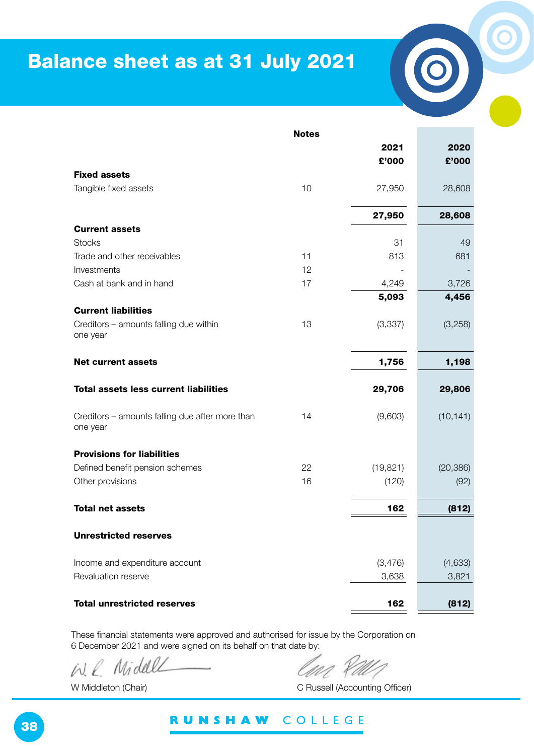# Balance sheet as at 31 July 2021

| | Notes | 2021 £'000 | 2020 £'000 |
|---|---|---|---|
| **Fixed assets** | | | |
| Tangible fixed assets | 10 | 27,950 | 28,608 |
| | | **27,950** | **28,608** |
| **Current assets** | | | |
| Stocks | | 31 | 49 |
| Trade and other receivables | 11 | 813 | 681 |
| Investments | 12 | - | - |
| Cash at bank and in hand | 17 | 4,249 | 3,726 |
| | | **5,093** | **4,456** |
| **Current liabilities** | | | |
| Creditors – amounts falling due within one year | 13 | (3,337) | (3,258) |
| **Net current assets** | | **1,756** | **1,198** |
| **Total assets less current liabilities** | | **29,706** | **29,806** |
| Creditors – amounts falling due after more than one year | 14 | (9,603) | (10,141) |
| **Provisions for liabilities** | | | |
| Defined benefit pension schemes | 22 | (19,821) | (20,386) |
| Other provisions | 16 | (120) | (92) |
| **Total net assets** | | **162** | **(812)** |
| **Unrestricted reserves** | | | |
| Income and expenditure account | | (3,476) | (4,633) |
| Revaluation reserve | | 3,638 | 3,821 |
| **Total unrestricted reserves** | | **162** | **(812)** |

These financial statements were approved and authorised for issue by the Corporation on 6 December 2021 and were signed on its behalf on that date by:

W Middleton (Chair)

C Russell (Accounting Officer)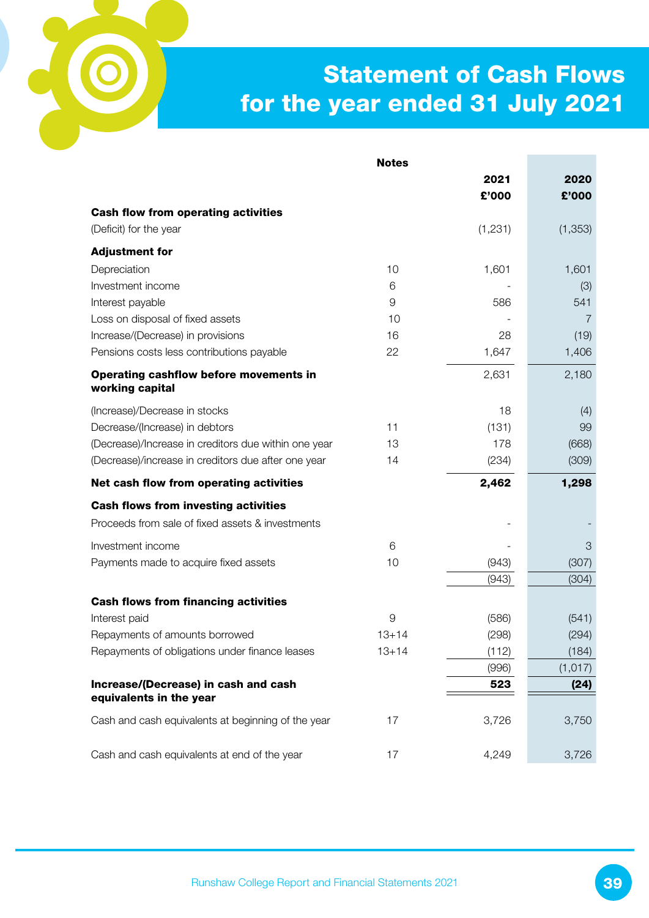# Statement of Cash Flows for the year ended 31 July 2021

| | Notes | 2021 £'000 | 2020 £'000 |
|---|---|---|---|
| **Cash flow from operating activities** | | | |
| (Deficit) for the year | | (1,231) | (1,353) |
| **Adjustment for** | | | |
| Depreciation | 10 | 1,601 | 1,601 |
| Investment income | 6 | - | (3) |
| Interest payable | 9 | 586 | 541 |
| Loss on disposal of fixed assets | 10 | - | 7 |
| Increase/(Decrease) in provisions | 16 | 28 | (19) |
| Pensions costs less contributions payable | 22 | 1,647 | 1,406 |
| **Operating cashflow before movements in working capital** | | 2,631 | 2,180 |
| (Increase)/Decrease in stocks | | 18 | (4) |
| Decrease/(Increase) in debtors | 11 | (131) | 99 |
| (Decrease)/Increase in creditors due within one year | 13 | 178 | (668) |
| (Decrease)/increase in creditors due after one year | 14 | (234) | (309) |
| **Net cash flow from operating activities** | | **2,462** | **1,298** |
| **Cash flows from investing activities** | | | |
| Proceeds from sale of fixed assets & investments | | - | - |
| Investment income | 6 | - | 3 |
| Payments made to acquire fixed assets | 10 | (943) | (307) |
| | | (943) | (304) |
| **Cash flows from financing activities** | | | |
| Interest paid | 9 | (586) | (541) |
| Repayments of amounts borrowed | 13+14 | (298) | (294) |
| Repayments of obligations under finance leases | 13+14 | (112) | (184) |
| | | (996) | (1,017) |
| **Increase/(Decrease) in cash and cash equivalents in the year** | | **523** | **(24)** |
| Cash and cash equivalents at beginning of the year | 17 | 3,726 | 3,750 |
| Cash and cash equivalents at end of the year | 17 | 4,249 | 3,726 |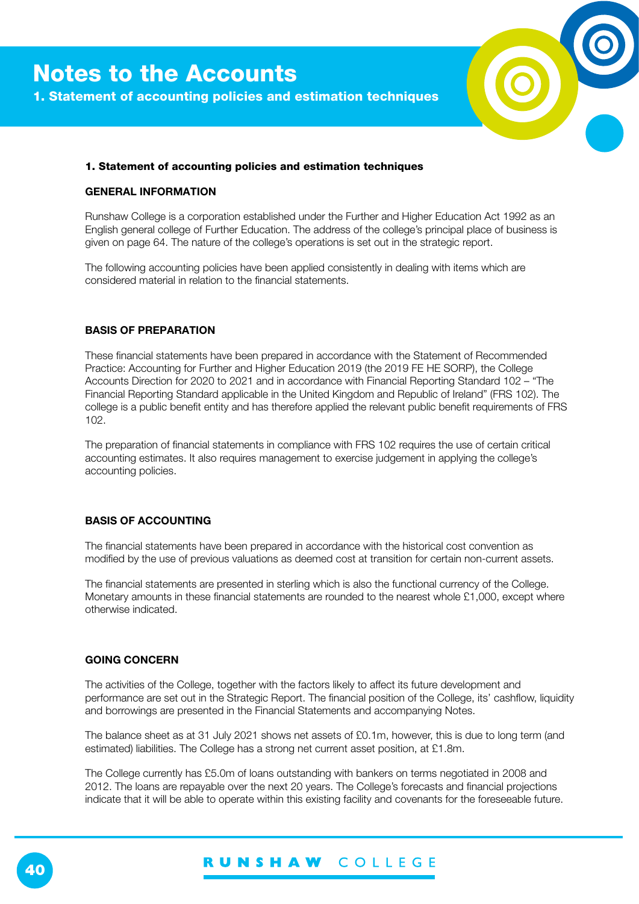# Notes to the Accounts

## 1. Statement of accounting policies and estimation techniques

**1. Statement of accounting policies and estimation techniques**

**GENERAL INFORMATION**

Runshaw College is a corporation established under the Further and Higher Education Act 1992 as an English general college of Further Education. The address of the college's principal place of business is given on page 64. The nature of the college's operations is set out in the strategic report.

The following accounting policies have been applied consistently in dealing with items which are considered material in relation to the financial statements.

**BASIS OF PREPARATION**

These financial statements have been prepared in accordance with the Statement of Recommended Practice: Accounting for Further and Higher Education 2019 (the 2019 FE HE SORP), the College Accounts Direction for 2020 to 2021 and in accordance with Financial Reporting Standard 102 – "The Financial Reporting Standard applicable in the United Kingdom and Republic of Ireland" (FRS 102). The college is a public benefit entity and has therefore applied the relevant public benefit requirements of FRS 102.

The preparation of financial statements in compliance with FRS 102 requires the use of certain critical accounting estimates. It also requires management to exercise judgement in applying the college's accounting policies.

**BASIS OF ACCOUNTING**

The financial statements have been prepared in accordance with the historical cost convention as modified by the use of previous valuations as deemed cost at transition for certain non-current assets.

The financial statements are presented in sterling which is also the functional currency of the College. Monetary amounts in these financial statements are rounded to the nearest whole £1,000, except where otherwise indicated.

**GOING CONCERN**

The activities of the College, together with the factors likely to affect its future development and performance are set out in the Strategic Report. The financial position of the College, its' cashflow, liquidity and borrowings are presented in the Financial Statements and accompanying Notes.

The balance sheet as at 31 July 2021 shows net assets of £0.1m, however, this is due to long term (and estimated) liabilities. The College has a strong net current asset position, at £1.8m.

The College currently has £5.0m of loans outstanding with bankers on terms negotiated in 2008 and 2012. The loans are repayable over the next 20 years. The College's forecasts and financial projections indicate that it will be able to operate within this existing facility and covenants for the foreseeable future.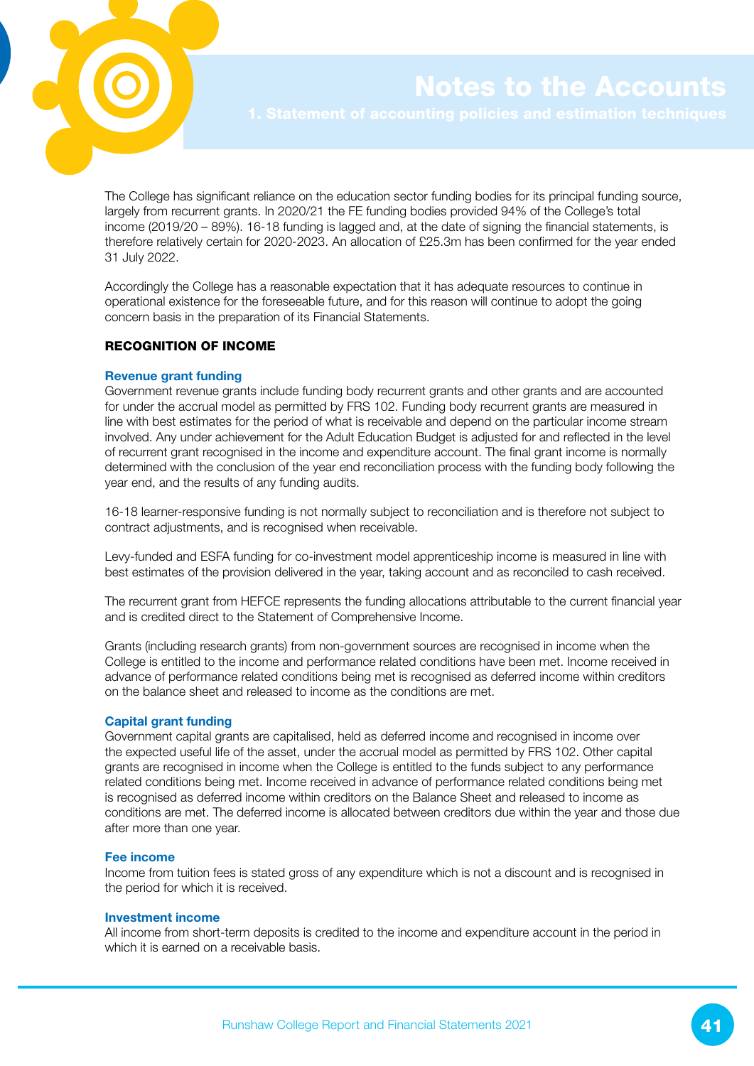The College has significant reliance on the education sector funding bodies for its principal funding source, largely from recurrent grants. In 2020/21 the FE funding bodies provided 94% of the College's total income (2019/20 – 89%). 16-18 funding is lagged and, at the date of signing the financial statements, is therefore relatively certain for 2020-2023. An allocation of £25.3m has been confirmed for the year ended 31 July 2022.

Accordingly the College has a reasonable expectation that it has adequate resources to continue in operational existence for the foreseeable future, and for this reason will continue to adopt the going concern basis in the preparation of its Financial Statements.

## RECOGNITION OF INCOME

### Revenue grant funding

Government revenue grants include funding body recurrent grants and other grants and are accounted for under the accrual model as permitted by FRS 102. Funding body recurrent grants are measured in line with best estimates for the period of what is receivable and depend on the particular income stream involved. Any under achievement for the Adult Education Budget is adjusted for and reflected in the level of recurrent grant recognised in the income and expenditure account. The final grant income is normally determined with the conclusion of the year end reconciliation process with the funding body following the year end, and the results of any funding audits.

16-18 learner-responsive funding is not normally subject to reconciliation and is therefore not subject to contract adjustments, and is recognised when receivable.

Levy-funded and ESFA funding for co-investment model apprenticeship income is measured in line with best estimates of the provision delivered in the year, taking account and as reconciled to cash received.

The recurrent grant from HEFCE represents the funding allocations attributable to the current financial year and is credited direct to the Statement of Comprehensive Income.

Grants (including research grants) from non-government sources are recognised in income when the College is entitled to the income and performance related conditions have been met. Income received in advance of performance related conditions being met is recognised as deferred income within creditors on the balance sheet and released to income as the conditions are met.

### Capital grant funding

Government capital grants are capitalised, held as deferred income and recognised in income over the expected useful life of the asset, under the accrual model as permitted by FRS 102. Other capital grants are recognised in income when the College is entitled to the funds subject to any performance related conditions being met. Income received in advance of performance related conditions being met is recognised as deferred income within creditors on the Balance Sheet and released to income as conditions are met. The deferred income is allocated between creditors due within the year and those due after more than one year.

### Fee income

Income from tuition fees is stated gross of any expenditure which is not a discount and is recognised in the period for which it is received.

### Investment income

All income from short-term deposits is credited to the income and expenditure account in the period in which it is earned on a receivable basis.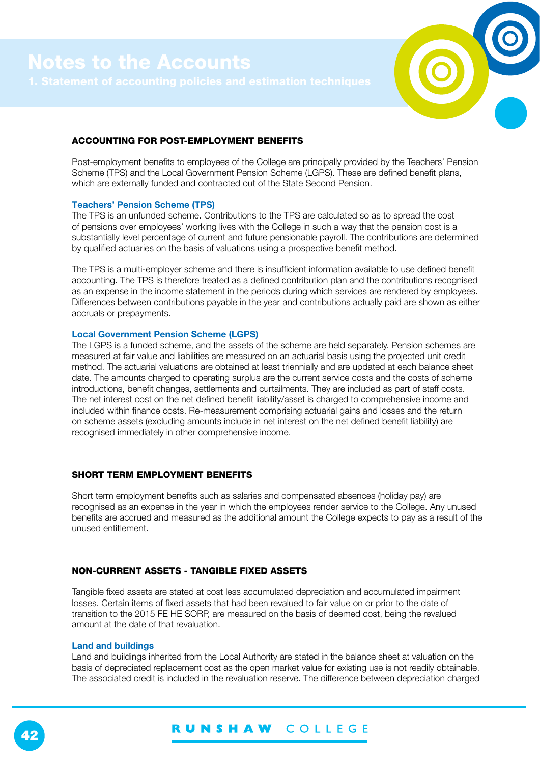# Notes to the Accounts

## 1. Statement of accounting policies and estimation techniques

### ACCOUNTING FOR POST-EMPLOYMENT BENEFITS

Post-employment benefits to employees of the College are principally provided by the Teachers' Pension Scheme (TPS) and the Local Government Pension Scheme (LGPS). These are defined benefit plans, which are externally funded and contracted out of the State Second Pension.

**Teachers' Pension Scheme (TPS)**

The TPS is an unfunded scheme. Contributions to the TPS are calculated so as to spread the cost of pensions over employees' working lives with the College in such a way that the pension cost is a substantially level percentage of current and future pensionable payroll. The contributions are determined by qualified actuaries on the basis of valuations using a prospective benefit method.

The TPS is a multi-employer scheme and there is insufficient information available to use defined benefit accounting. The TPS is therefore treated as a defined contribution plan and the contributions recognised as an expense in the income statement in the periods during which services are rendered by employees. Differences between contributions payable in the year and contributions actually paid are shown as either accruals or prepayments.

**Local Government Pension Scheme (LGPS)**

The LGPS is a funded scheme, and the assets of the scheme are held separately. Pension schemes are measured at fair value and liabilities are measured on an actuarial basis using the projected unit credit method. The actuarial valuations are obtained at least triennially and are updated at each balance sheet date. The amounts charged to operating surplus are the current service costs and the costs of scheme introductions, benefit changes, settlements and curtailments. They are included as part of staff costs. The net interest cost on the net defined benefit liability/asset is charged to comprehensive income and included within finance costs. Re-measurement comprising actuarial gains and losses and the return on scheme assets (excluding amounts include in net interest on the net defined benefit liability) are recognised immediately in other comprehensive income.

### SHORT TERM EMPLOYMENT BENEFITS

Short term employment benefits such as salaries and compensated absences (holiday pay) are recognised as an expense in the year in which the employees render service to the College. Any unused benefits are accrued and measured as the additional amount the College expects to pay as a result of the unused entitlement.

### NON-CURRENT ASSETS - TANGIBLE FIXED ASSETS

Tangible fixed assets are stated at cost less accumulated depreciation and accumulated impairment losses. Certain items of fixed assets that had been revalued to fair value on or prior to the date of transition to the 2015 FE HE SORP, are measured on the basis of deemed cost, being the revalued amount at the date of that revaluation.

**Land and buildings**

Land and buildings inherited from the Local Authority are stated in the balance sheet at valuation on the basis of depreciated replacement cost as the open market value for existing use is not readily obtainable. The associated credit is included in the revaluation reserve. The difference between depreciation charged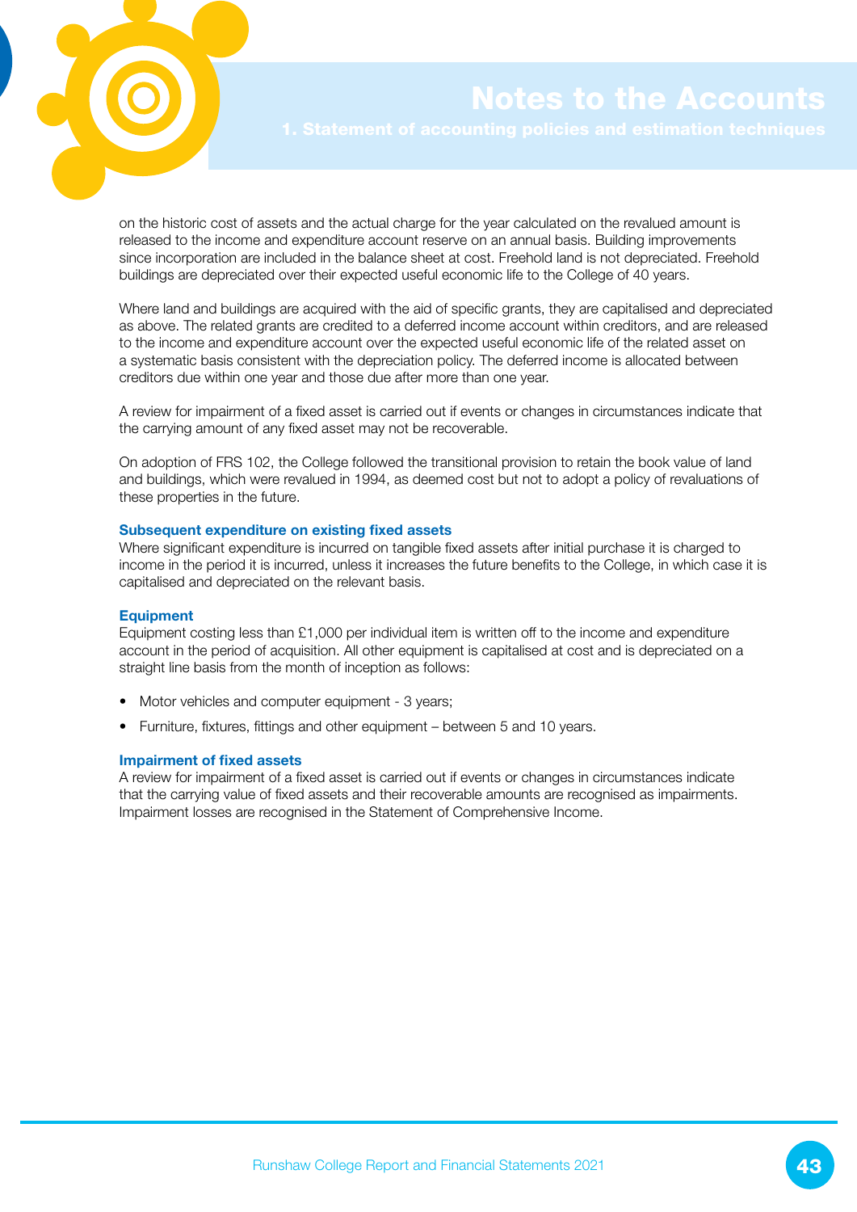on the historic cost of assets and the actual charge for the year calculated on the revalued amount is released to the income and expenditure account reserve on an annual basis. Building improvements since incorporation are included in the balance sheet at cost. Freehold land is not depreciated. Freehold buildings are depreciated over their expected useful economic life to the College of 40 years.

Where land and buildings are acquired with the aid of specific grants, they are capitalised and depreciated as above. The related grants are credited to a deferred income account within creditors, and are released to the income and expenditure account over the expected useful economic life of the related asset on a systematic basis consistent with the depreciation policy. The deferred income is allocated between creditors due within one year and those due after more than one year.

A review for impairment of a fixed asset is carried out if events or changes in circumstances indicate that the carrying amount of any fixed asset may not be recoverable.

On adoption of FRS 102, the College followed the transitional provision to retain the book value of land and buildings, which were revalued in 1994, as deemed cost but not to adopt a policy of revaluations of these properties in the future.

### Subsequent expenditure on existing fixed assets

Where significant expenditure is incurred on tangible fixed assets after initial purchase it is charged to income in the period it is incurred, unless it increases the future benefits to the College, in which case it is capitalised and depreciated on the relevant basis.

### Equipment

Equipment costing less than £1,000 per individual item is written off to the income and expenditure account in the period of acquisition. All other equipment is capitalised at cost and is depreciated on a straight line basis from the month of inception as follows:

- Motor vehicles and computer equipment - 3 years;
- Furniture, fixtures, fittings and other equipment – between 5 and 10 years.

### Impairment of fixed assets

A review for impairment of a fixed asset is carried out if events or changes in circumstances indicate that the carrying value of fixed assets and their recoverable amounts are recognised as impairments. Impairment losses are recognised in the Statement of Comprehensive Income.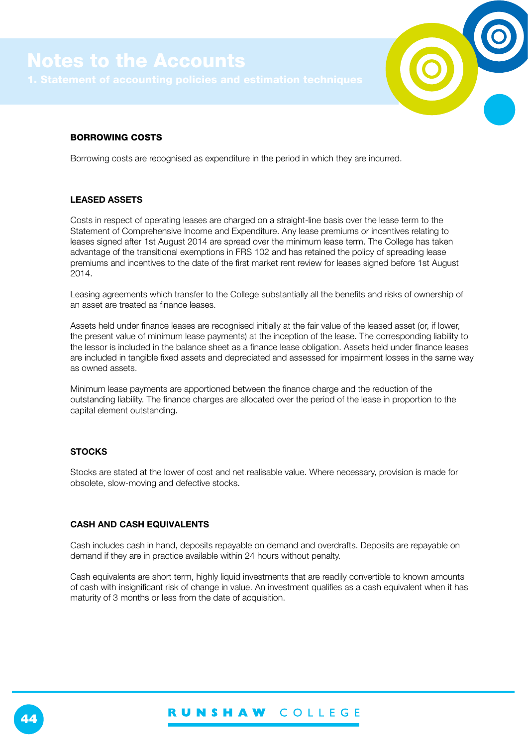# Notes to the Accounts

## 1. Statement of accounting policies and estimation techniques

### BORROWING COSTS

Borrowing costs are recognised as expenditure in the period in which they are incurred.

### LEASED ASSETS

Costs in respect of operating leases are charged on a straight-line basis over the lease term to the Statement of Comprehensive Income and Expenditure. Any lease premiums or incentives relating to leases signed after 1st August 2014 are spread over the minimum lease term. The College has taken advantage of the transitional exemptions in FRS 102 and has retained the policy of spreading lease premiums and incentives to the date of the first market rent review for leases signed before 1st August 2014.

Leasing agreements which transfer to the College substantially all the benefits and risks of ownership of an asset are treated as finance leases.

Assets held under finance leases are recognised initially at the fair value of the leased asset (or, if lower, the present value of minimum lease payments) at the inception of the lease. The corresponding liability to the lessor is included in the balance sheet as a finance lease obligation. Assets held under finance leases are included in tangible fixed assets and depreciated and assessed for impairment losses in the same way as owned assets.

Minimum lease payments are apportioned between the finance charge and the reduction of the outstanding liability. The finance charges are allocated over the period of the lease in proportion to the capital element outstanding.

### STOCKS

Stocks are stated at the lower of cost and net realisable value. Where necessary, provision is made for obsolete, slow-moving and defective stocks.

### CASH AND CASH EQUIVALENTS

Cash includes cash in hand, deposits repayable on demand and overdrafts. Deposits are repayable on demand if they are in practice available within 24 hours without penalty.

Cash equivalents are short term, highly liquid investments that are readily convertible to known amounts of cash with insignificant risk of change in value. An investment qualifies as a cash equivalent when it has maturity of 3 months or less from the date of acquisition.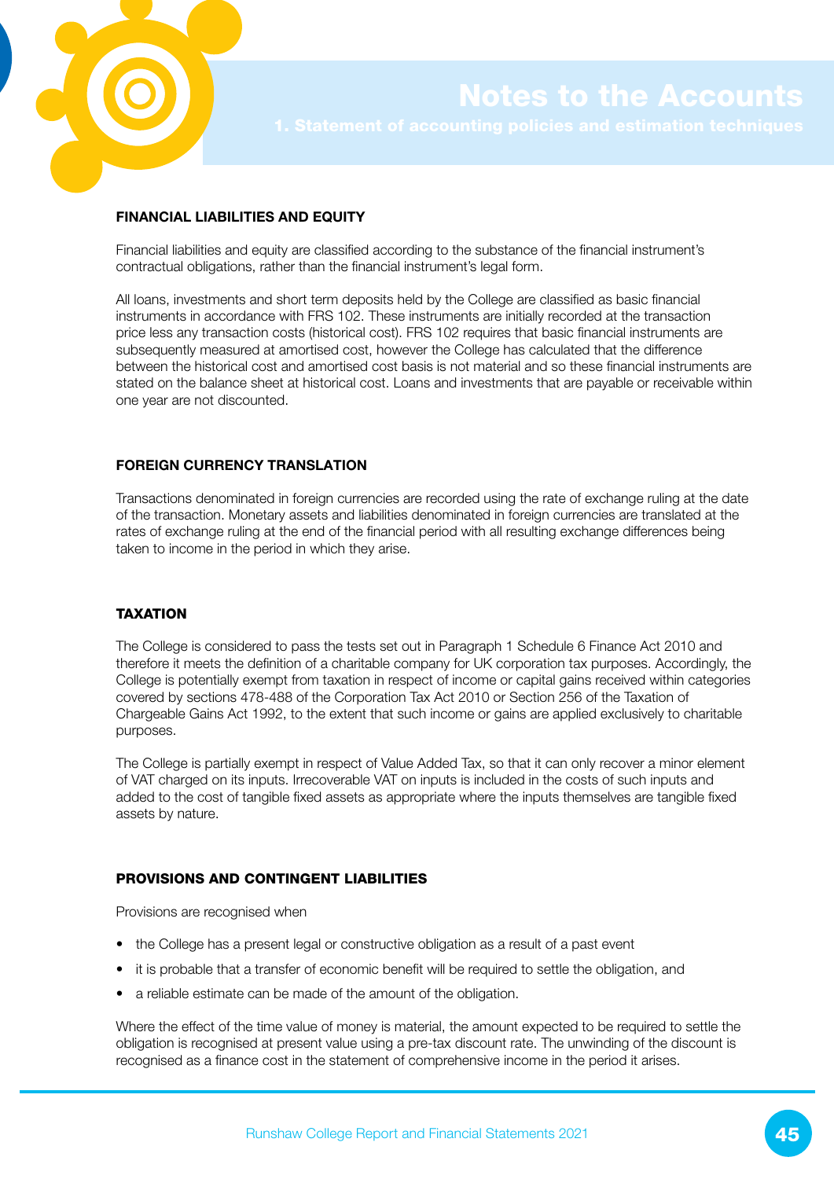# Notes to the Accounts

## 1. Statement of accounting policies and estimation techniques

### FINANCIAL LIABILITIES AND EQUITY

Financial liabilities and equity are classified according to the substance of the financial instrument's contractual obligations, rather than the financial instrument's legal form.

All loans, investments and short term deposits held by the College are classified as basic financial instruments in accordance with FRS 102. These instruments are initially recorded at the transaction price less any transaction costs (historical cost). FRS 102 requires that basic financial instruments are subsequently measured at amortised cost, however the College has calculated that the difference between the historical cost and amortised cost basis is not material and so these financial instruments are stated on the balance sheet at historical cost. Loans and investments that are payable or receivable within one year are not discounted.

### FOREIGN CURRENCY TRANSLATION

Transactions denominated in foreign currencies are recorded using the rate of exchange ruling at the date of the transaction. Monetary assets and liabilities denominated in foreign currencies are translated at the rates of exchange ruling at the end of the financial period with all resulting exchange differences being taken to income in the period in which they arise.

### TAXATION

The College is considered to pass the tests set out in Paragraph 1 Schedule 6 Finance Act 2010 and therefore it meets the definition of a charitable company for UK corporation tax purposes. Accordingly, the College is potentially exempt from taxation in respect of income or capital gains received within categories covered by sections 478-488 of the Corporation Tax Act 2010 or Section 256 of the Taxation of Chargeable Gains Act 1992, to the extent that such income or gains are applied exclusively to charitable purposes.

The College is partially exempt in respect of Value Added Tax, so that it can only recover a minor element of VAT charged on its inputs. Irrecoverable VAT on inputs is included in the costs of such inputs and added to the cost of tangible fixed assets as appropriate where the inputs themselves are tangible fixed assets by nature.

### PROVISIONS AND CONTINGENT LIABILITIES

Provisions are recognised when

- the College has a present legal or constructive obligation as a result of a past event
- it is probable that a transfer of economic benefit will be required to settle the obligation, and
- a reliable estimate can be made of the amount of the obligation.

Where the effect of the time value of money is material, the amount expected to be required to settle the obligation is recognised at present value using a pre-tax discount rate. The unwinding of the discount is recognised as a finance cost in the statement of comprehensive income in the period it arises.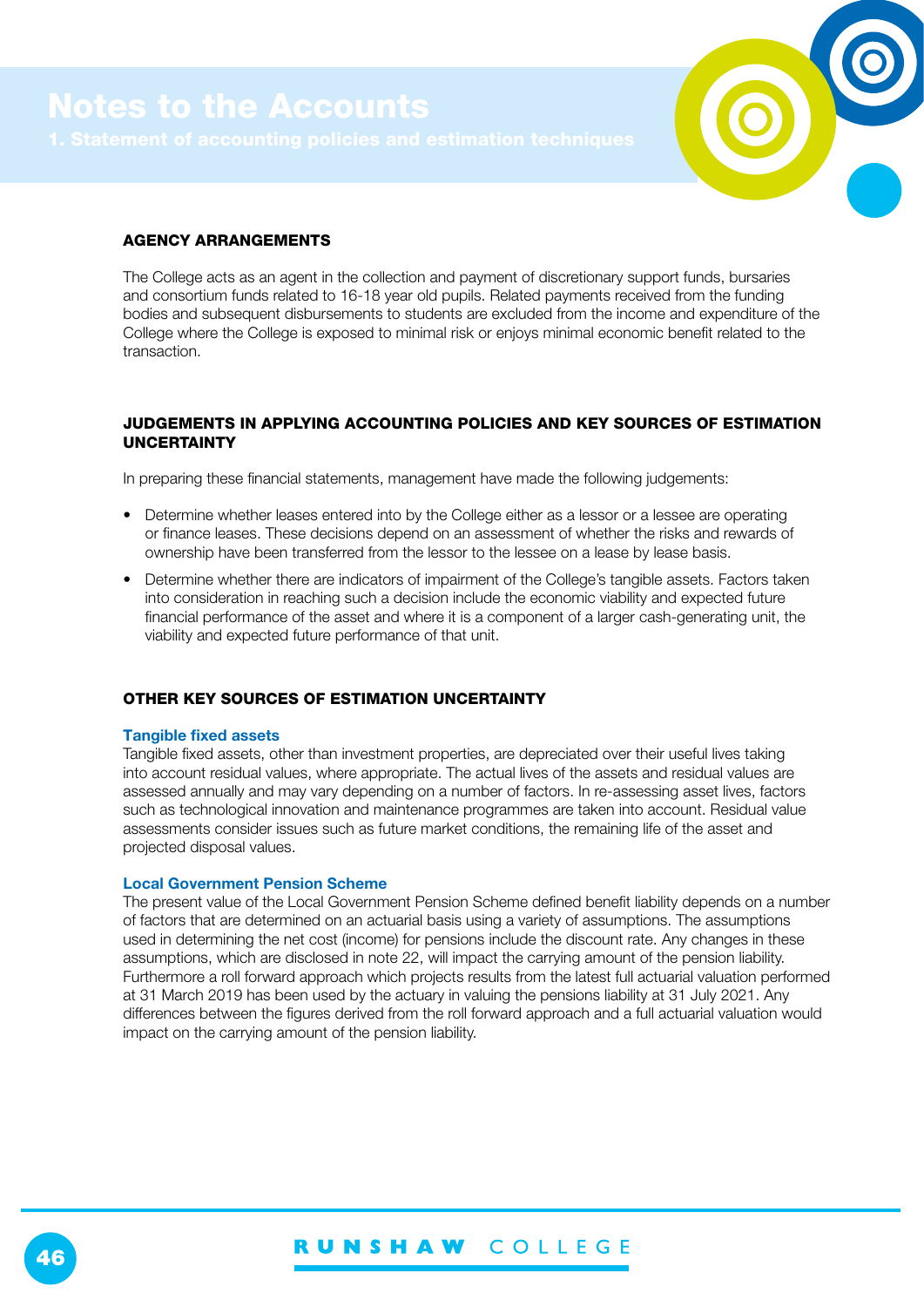# Notes to the Accounts

## 1. Statement of accounting policies and estimation techniques

### AGENCY ARRANGEMENTS

The College acts as an agent in the collection and payment of discretionary support funds, bursaries and consortium funds related to 16-18 year old pupils. Related payments received from the funding bodies and subsequent disbursements to students are excluded from the income and expenditure of the College where the College is exposed to minimal risk or enjoys minimal economic benefit related to the transaction.

### JUDGEMENTS IN APPLYING ACCOUNTING POLICIES AND KEY SOURCES OF ESTIMATION UNCERTAINTY

In preparing these financial statements, management have made the following judgements:

- Determine whether leases entered into by the College either as a lessor or a lessee are operating or finance leases. These decisions depend on an assessment of whether the risks and rewards of ownership have been transferred from the lessor to the lessee on a lease by lease basis.
- Determine whether there are indicators of impairment of the College's tangible assets. Factors taken into consideration in reaching such a decision include the economic viability and expected future financial performance of the asset and where it is a component of a larger cash-generating unit, the viability and expected future performance of that unit.

### OTHER KEY SOURCES OF ESTIMATION UNCERTAINTY

#### Tangible fixed assets

Tangible fixed assets, other than investment properties, are depreciated over their useful lives taking into account residual values, where appropriate. The actual lives of the assets and residual values are assessed annually and may vary depending on a number of factors. In re-assessing asset lives, factors such as technological innovation and maintenance programmes are taken into account. Residual value assessments consider issues such as future market conditions, the remaining life of the asset and projected disposal values.

#### Local Government Pension Scheme

The present value of the Local Government Pension Scheme defined benefit liability depends on a number of factors that are determined on an actuarial basis using a variety of assumptions. The assumptions used in determining the net cost (income) for pensions include the discount rate. Any changes in these assumptions, which are disclosed in note 22, will impact the carrying amount of the pension liability. Furthermore a roll forward approach which projects results from the latest full actuarial valuation performed at 31 March 2019 has been used by the actuary in valuing the pensions liability at 31 July 2021. Any differences between the figures derived from the roll forward approach and a full actuarial valuation would impact on the carrying amount of the pension liability.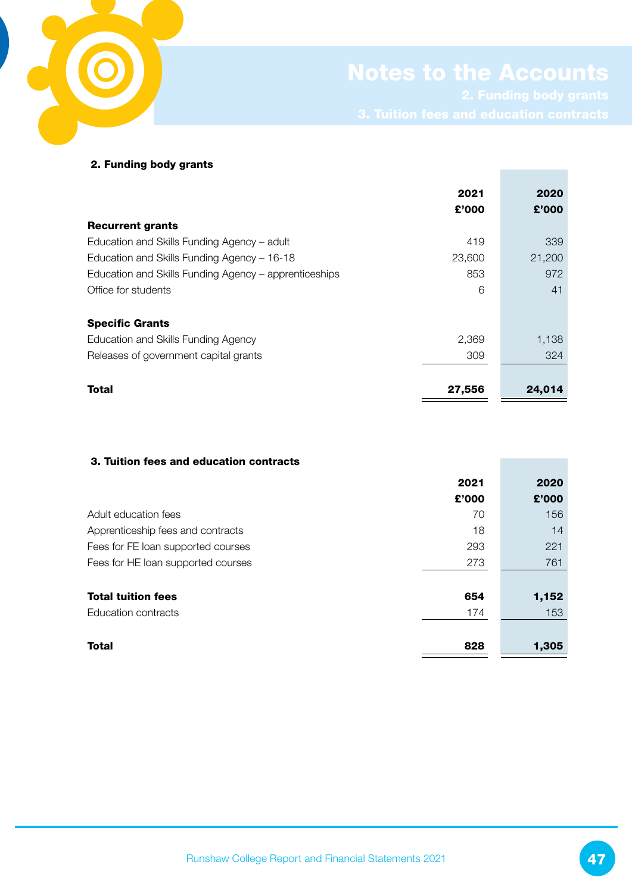# Notes to the Accounts

## 2. Funding body grants

## 3. Tuition fees and education contracts

### 2. Funding body grants

| | 2021 £'000 | 2020 £'000 |
|---|---|---|
| **Recurrent grants** | | |
| Education and Skills Funding Agency – adult | 419 | 339 |
| Education and Skills Funding Agency – 16-18 | 23,600 | 21,200 |
| Education and Skills Funding Agency – apprenticeships | 853 | 972 |
| Office for students | 6 | 41 |
| **Specific Grants** | | |
| Education and Skills Funding Agency | 2,369 | 1,138 |
| Releases of government capital grants | 309 | 324 |
| **Total** | **27,556** | **24,014** |

### 3. Tuition fees and education contracts

| | 2021 £'000 | 2020 £'000 |
|---|---|---|
| Adult education fees | 70 | 156 |
| Apprenticeship fees and contracts | 18 | 14 |
| Fees for FE loan supported courses | 293 | 221 |
| Fees for HE loan supported courses | 273 | 761 |
| **Total tuition fees** | **654** | **1,152** |
| Education contracts | 174 | 153 |
| **Total** | **828** | **1,305** |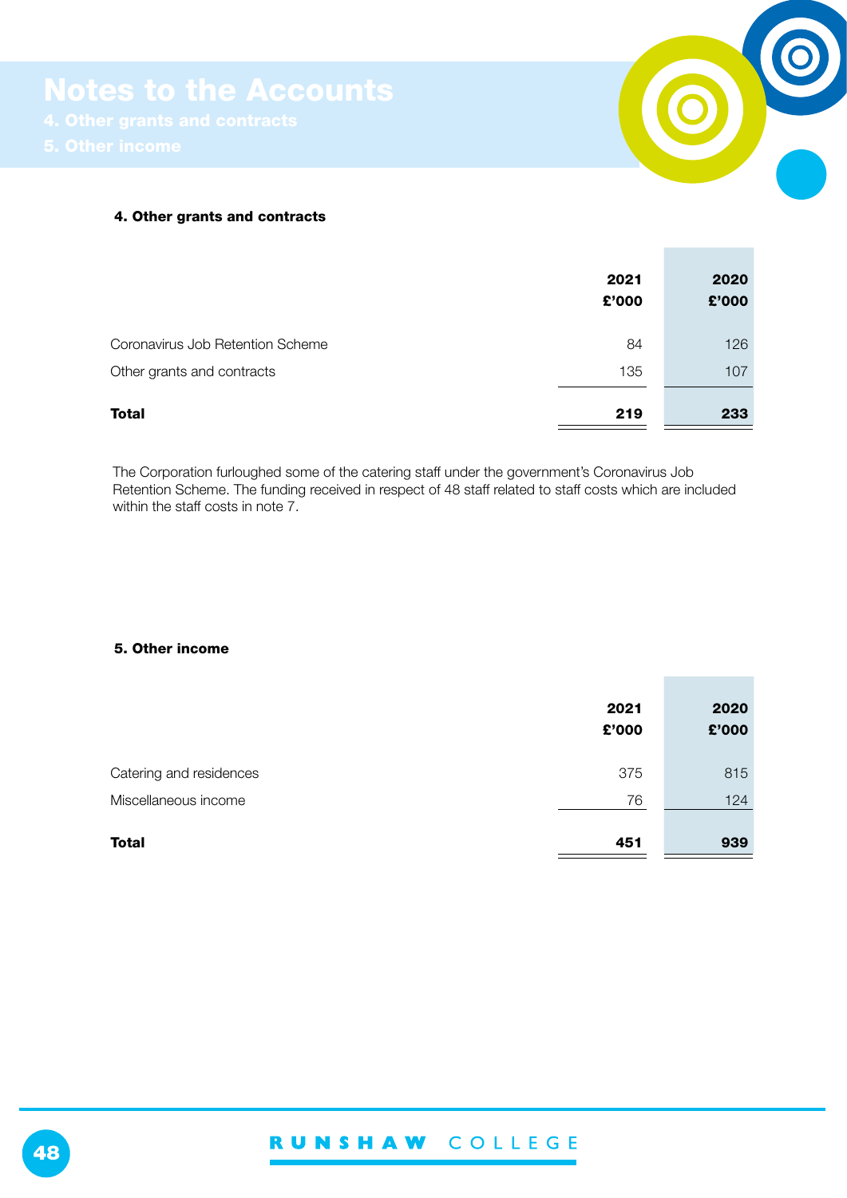# Notes to the Accounts

## 4. Other grants and contracts

|  | 2021<br>£'000 | 2020<br>£'000 |
|---|---|---|
| Coronavirus Job Retention Scheme | 84 | 126 |
| Other grants and contracts | 135 | 107 |
| **Total** | **219** | **233** |

The Corporation furloughed some of the catering staff under the government's Coronavirus Job Retention Scheme. The funding received in respect of 48 staff related to staff costs which are included within the staff costs in note 7.

## 5. Other income

|  | 2021<br>£'000 | 2020<br>£'000 |
|---|---|---|
| Catering and residences | 375 | 815 |
| Miscellaneous income | 76 | 124 |
| **Total** | **451** | **939** |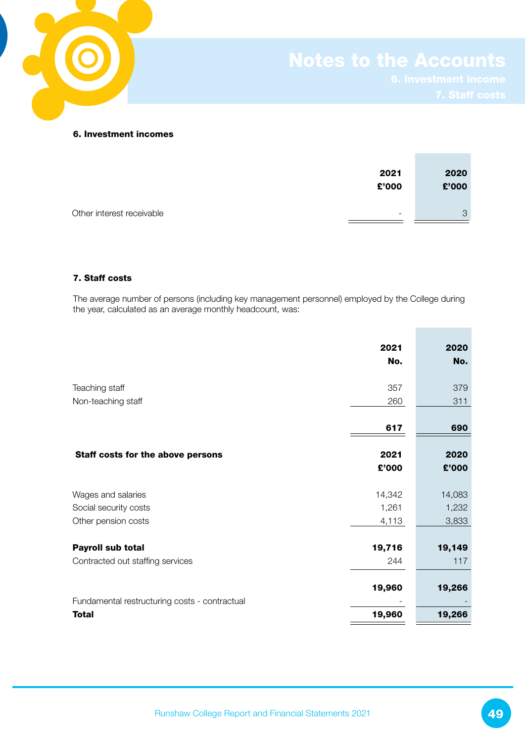# Notes to the Accounts

## 6. Investment income

## 7. Staff costs

### 6. Investment incomes

| | 2021 £'000 | 2020 £'000 |
|---|---|---|
| Other interest receivable | - | 3 |

### 7. Staff costs

The average number of persons (including key management personnel) employed by the College during the year, calculated as an average monthly headcount, was:

| | 2021 No. | 2020 No. |
|---|---|---|
| Teaching staff | 357 | 379 |
| Non-teaching staff | 260 | 311 |
| | **617** | **690** |

| **Staff costs for the above persons** | **2021 £'000** | **2020 £'000** |
|---|---|---|
| Wages and salaries | 14,342 | 14,083 |
| Social security costs | 1,261 | 1,232 |
| Other pension costs | 4,113 | 3,833 |
| **Payroll sub total** | **19,716** | **19,149** |
| Contracted out staffing services | 244 | 117 |
| | **19,960** | **19,266** |
| Fundamental restructuring costs - contractual | - | - |
| **Total** | **19,960** | **19,266** |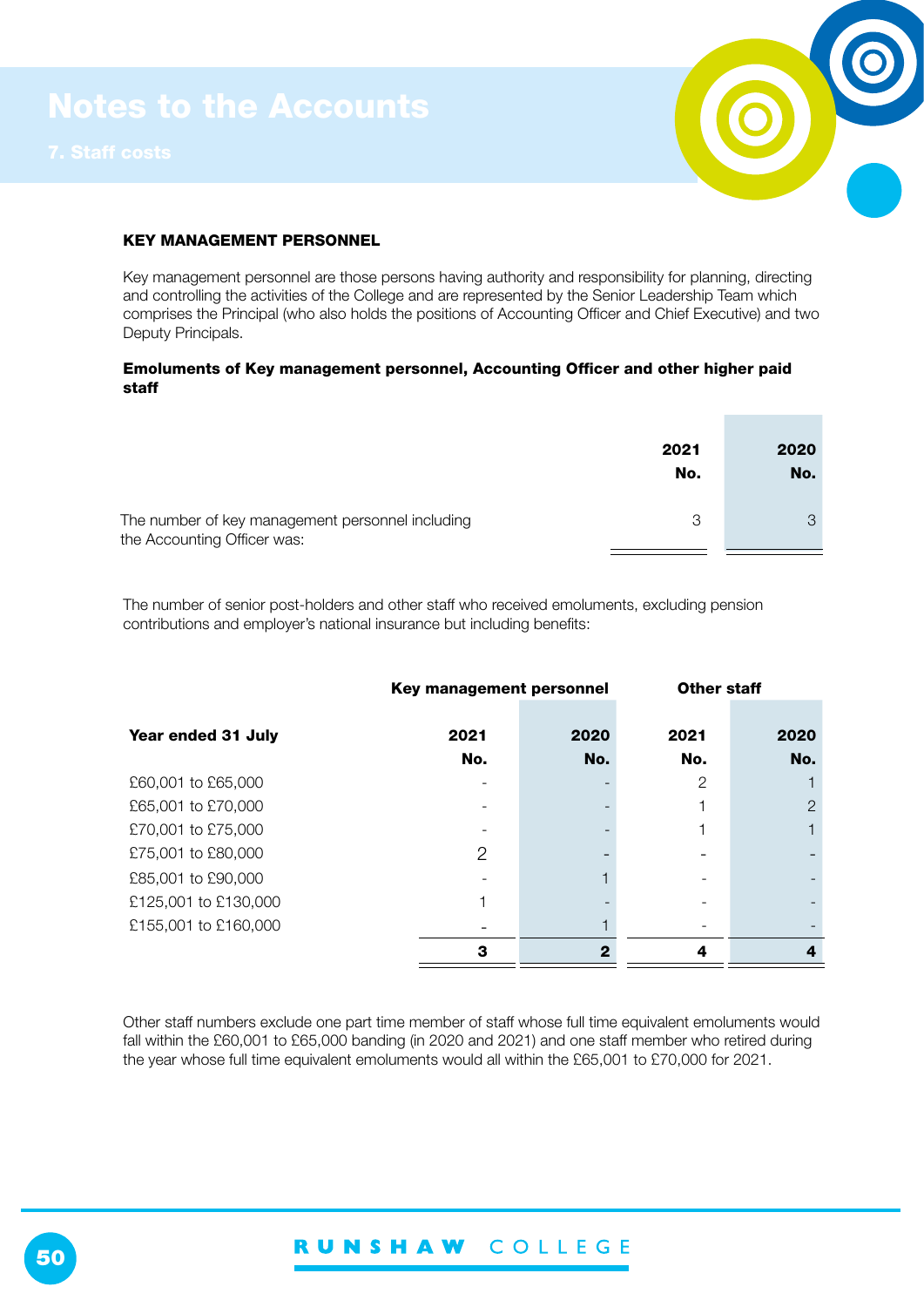# Notes to the Accounts

## 7. Staff costs

**KEY MANAGEMENT PERSONNEL**

Key management personnel are those persons having authority and responsibility for planning, directing and controlling the activities of the College and are represented by the Senior Leadership Team which comprises the Principal (who also holds the positions of Accounting Officer and Chief Executive) and two Deputy Principals.

**Emoluments of Key management personnel, Accounting Officer and other higher paid staff**

| | 2021 No. | 2020 No. |
|---|---|---|
| The number of key management personnel including the Accounting Officer was: | 3 | 3 |

The number of senior post-holders and other staff who received emoluments, excluding pension contributions and employer's national insurance but including benefits:

| | Key management personnel | | Other staff | |
|---|---|---|---|---|
| **Year ended 31 July** | **2021 No.** | **2020 No.** | **2021 No.** | **2020 No.** |
| £60,001 to £65,000 | - | - | 2 | 1 |
| £65,001 to £70,000 | - | - | 1 | 2 |
| £70,001 to £75,000 | - | - | 1 | 1 |
| £75,001 to £80,000 | 2 | - | - | - |
| £85,001 to £90,000 | - | 1 | - | - |
| £125,001 to £130,000 | 1 | - | - | - |
| £155,001 to £160,000 | - | 1 | - | - |
| | **3** | **2** | **4** | **4** |

Other staff numbers exclude one part time member of staff whose full time equivalent emoluments would fall within the £60,001 to £65,000 banding (in 2020 and 2021) and one staff member who retired during the year whose full time equivalent emoluments would all within the £65,001 to £70,000 for 2021.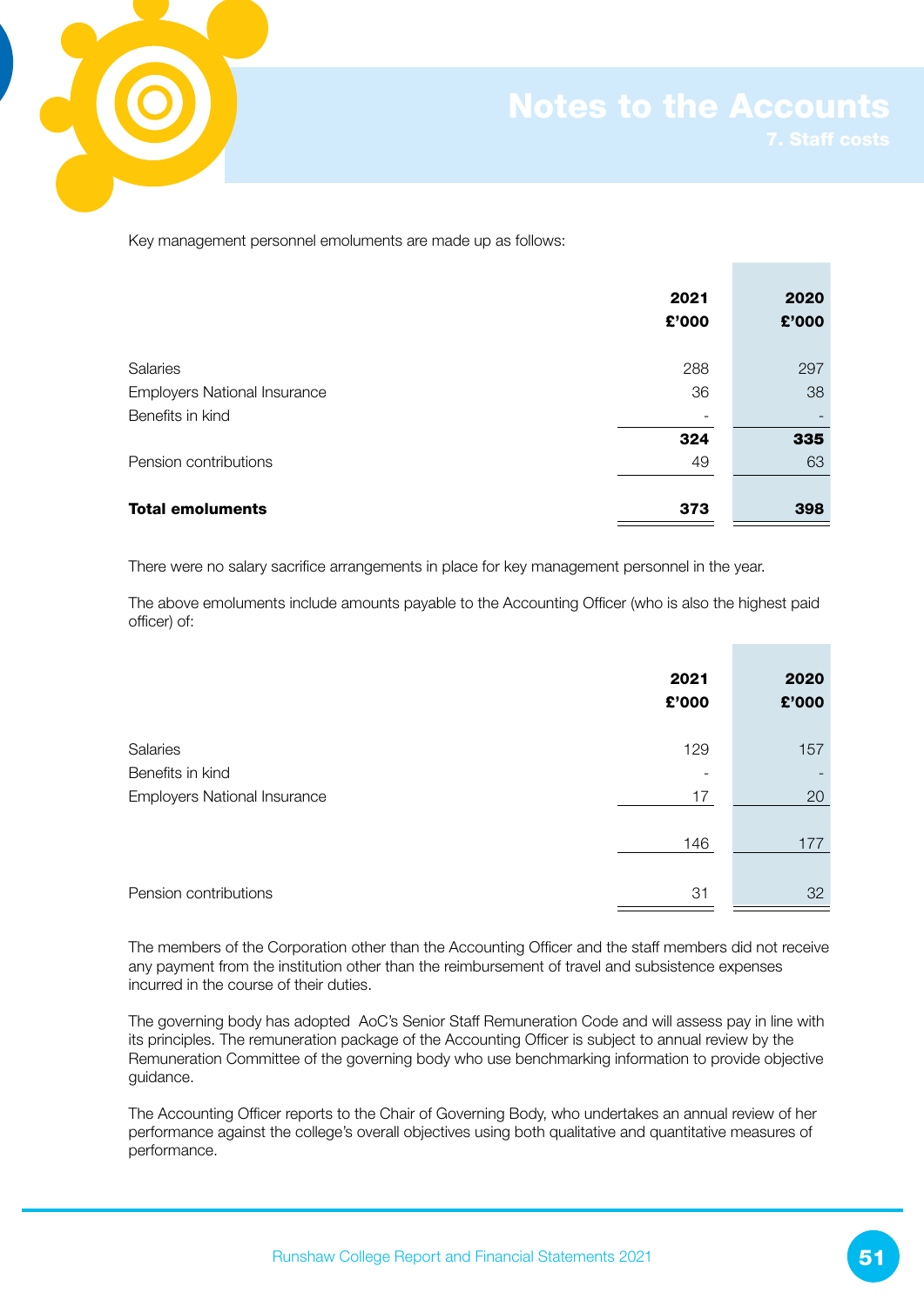# Notes to the Accounts

## 7. Staff costs

Key management personnel emoluments are made up as follows:

| | 2021 £'000 | 2020 £'000 |
|---|---|---|
| Salaries | 288 | 297 |
| Employers National Insurance | 36 | 38 |
| Benefits in kind | - | - |
| | **324** | **335** |
| Pension contributions | 49 | 63 |
| **Total emoluments** | **373** | **398** |

There were no salary sacrifice arrangements in place for key management personnel in the year.

The above emoluments include amounts payable to the Accounting Officer (who is also the highest paid officer) of:

| | 2021 £'000 | 2020 £'000 |
|---|---|---|
| Salaries | 129 | 157 |
| Benefits in kind | - | - |
| Employers National Insurance | 17 | 20 |
| | 146 | 177 |
| Pension contributions | 31 | 32 |

The members of the Corporation other than the Accounting Officer and the staff members did not receive any payment from the institution other than the reimbursement of travel and subsistence expenses incurred in the course of their duties.

The governing body has adopted AoC's Senior Staff Remuneration Code and will assess pay in line with its principles. The remuneration package of the Accounting Officer is subject to annual review by the Remuneration Committee of the governing body who use benchmarking information to provide objective guidance.

The Accounting Officer reports to the Chair of Governing Body, who undertakes an annual review of her performance against the college's overall objectives using both qualitative and quantitative measures of performance.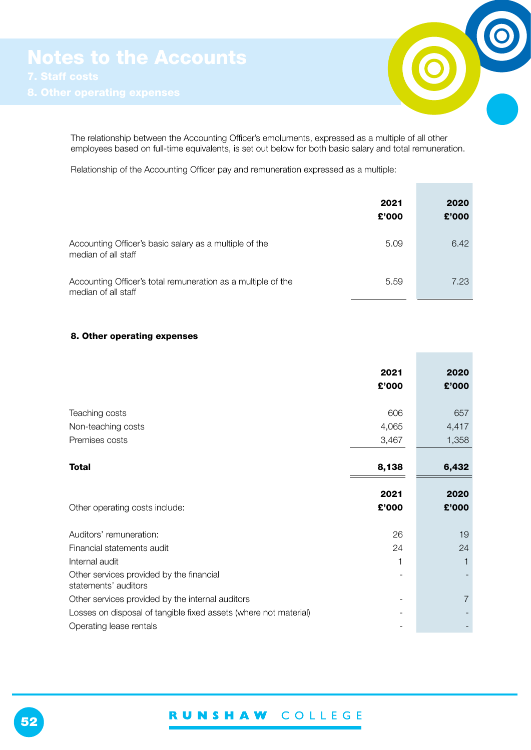# Notes to the Accounts

## 7. Staff costs

## 8. Other operating expenses

The relationship between the Accounting Officer's emoluments, expressed as a multiple of all other employees based on full-time equivalents, is set out below for both basic salary and total remuneration.

Relationship of the Accounting Officer pay and remuneration expressed as a multiple:

| | 2021<br>£'000 | 2020<br>£'000 |
|---|---|---|
| Accounting Officer's basic salary as a multiple of the median of all staff | 5.09 | 6.42 |
| Accounting Officer's total remuneration as a multiple of the median of all staff | 5.59 | 7.23 |

### 8. Other operating expenses

| | 2021<br>£'000 | 2020<br>£'000 |
|---|---|---|
| Teaching costs | 606 | 657 |
| Non-teaching costs | 4,065 | 4,417 |
| Premises costs | 3,467 | 1,358 |
| **Total** | **8,138** | **6,432** |

| Other operating costs include: | 2021<br>£'000 | 2020<br>£'000 |
|---|---|---|
| Auditors' remuneration: | 26 | 19 |
| Financial statements audit | 24 | 24 |
| Internal audit | 1 | 1 |
| Other services provided by the financial statements' auditors | - | - |
| Other services provided by the internal auditors | - | 7 |
| Losses on disposal of tangible fixed assets (where not material) | - | - |
| Operating lease rentals | - | - |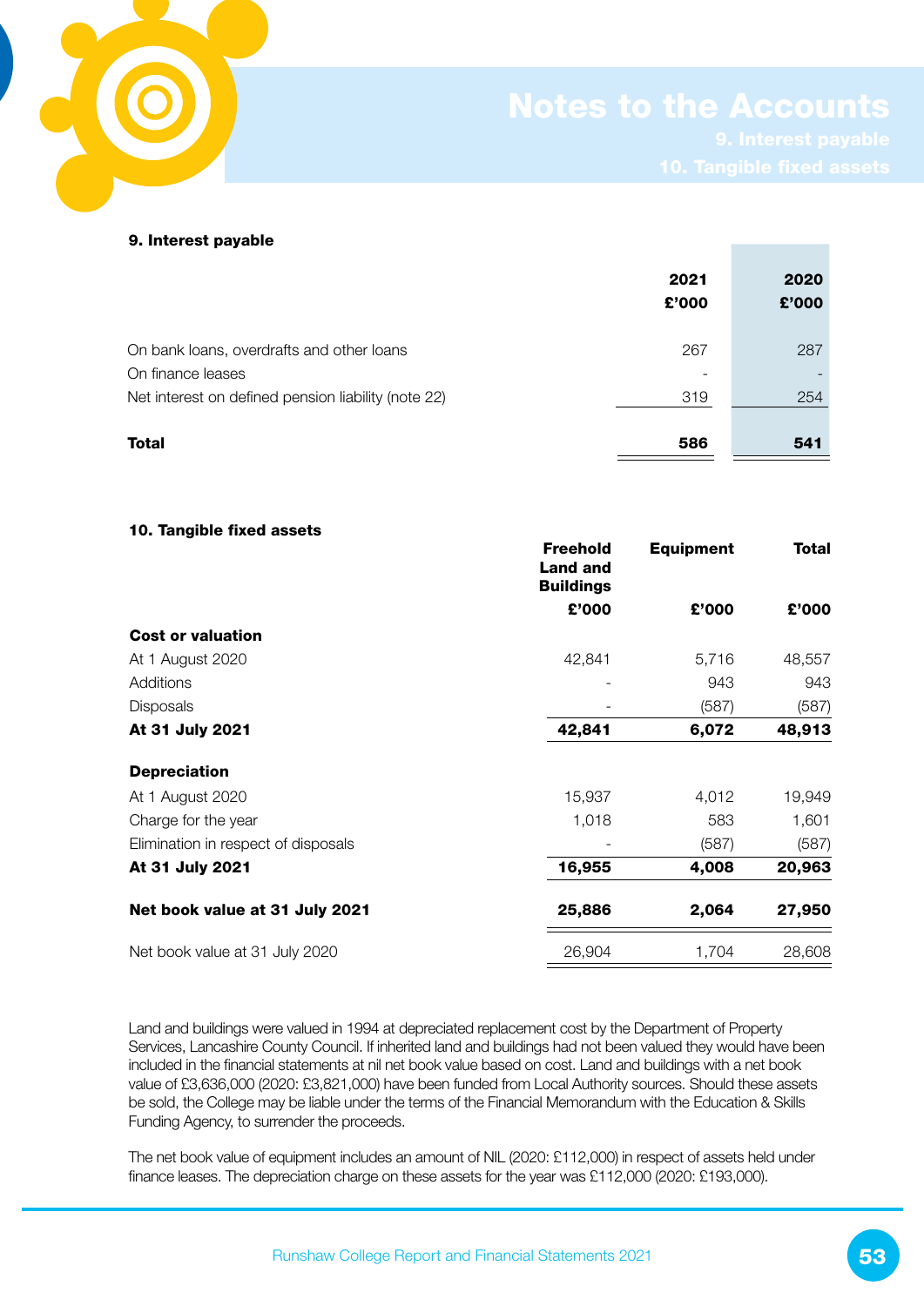# Notes to the Accounts

## 9. Interest payable

|  | 2021 £'000 | 2020 £'000 |
|---|---|---|
| On bank loans, overdrafts and other loans | 267 | 287 |
| On finance leases | - | - |
| Net interest on defined pension liability (note 22) | 319 | 254 |
| **Total** | **586** | **541** |

## 10. Tangible fixed assets

|  | Freehold Land and Buildings £'000 | Equipment £'000 | Total £'000 |
|---|---|---|---|
| **Cost or valuation** |  |  |  |
| At 1 August 2020 | 42,841 | 5,716 | 48,557 |
| Additions | - | 943 | 943 |
| Disposals | - | (587) | (587) |
| **At 31 July 2021** | **42,841** | **6,072** | **48,913** |
| **Depreciation** |  |  |  |
| At 1 August 2020 | 15,937 | 4,012 | 19,949 |
| Charge for the year | 1,018 | 583 | 1,601 |
| Elimination in respect of disposals | - | (587) | (587) |
| **At 31 July 2021** | **16,955** | **4,008** | **20,963** |
| **Net book value at 31 July 2021** | **25,886** | **2,064** | **27,950** |
| Net book value at 31 July 2020 | 26,904 | 1,704 | 28,608 |

Land and buildings were valued in 1994 at depreciated replacement cost by the Department of Property Services, Lancashire County Council. If inherited land and buildings had not been valued they would have been included in the financial statements at nil net book value based on cost. Land and buildings with a net book value of £3,636,000 (2020: £3,821,000) have been funded from Local Authority sources. Should these assets be sold, the College may be liable under the terms of the Financial Memorandum with the Education & Skills Funding Agency, to surrender the proceeds.

The net book value of equipment includes an amount of NIL (2020: £112,000) in respect of assets held under finance leases. The depreciation charge on these assets for the year was £112,000 (2020: £193,000).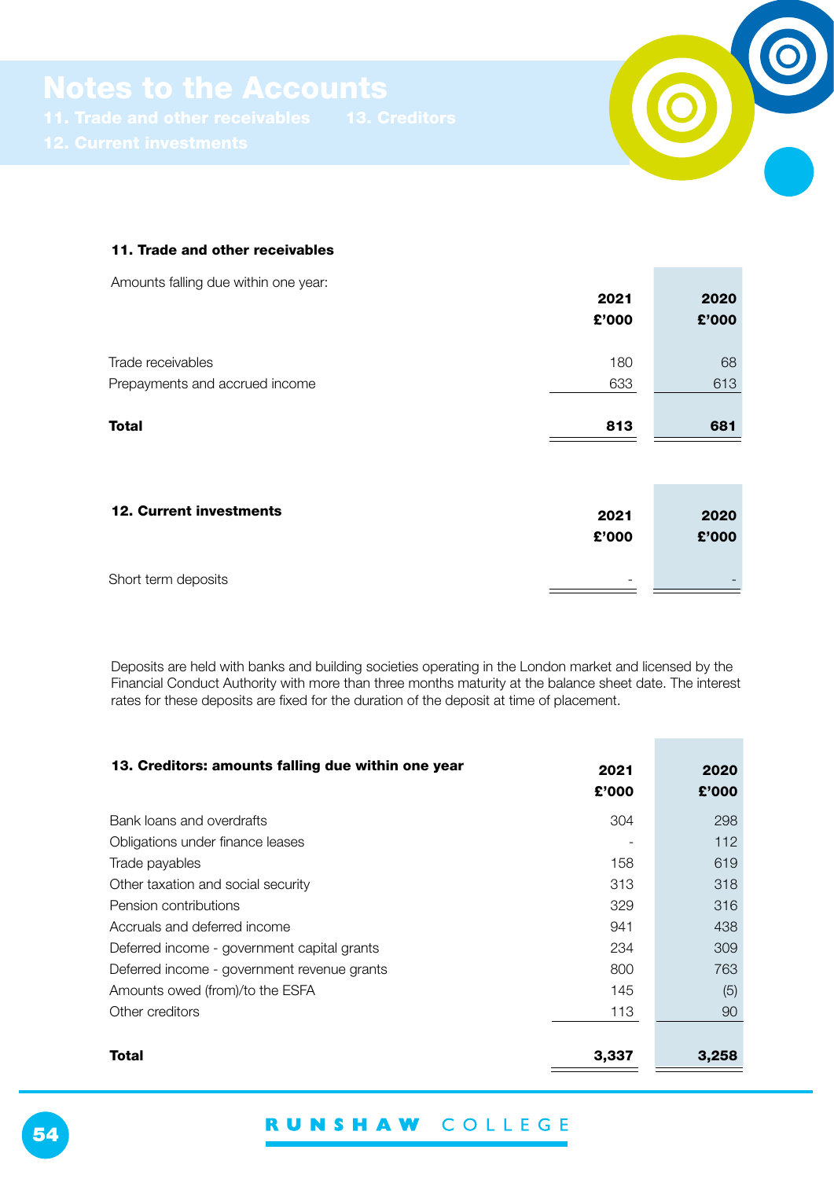# Notes to the Accounts

## 11. Trade and other receivables

Amounts falling due within one year:

| | 2021<br>£'000 | 2020<br>£'000 |
|---|---|---|
| Trade receivables | 180 | 68 |
| Prepayments and accrued income | 633 | 613 |
| **Total** | **813** | **681** |

## 12. Current investments

| | 2021<br>£'000 | 2020<br>£'000 |
|---|---|---|
| Short term deposits | - | - |

Deposits are held with banks and building societies operating in the London market and licensed by the Financial Conduct Authority with more than three months maturity at the balance sheet date. The interest rates for these deposits are fixed for the duration of the deposit at time of placement.

## 13. Creditors: amounts falling due within one year

| | 2021<br>£'000 | 2020<br>£'000 |
|---|---|---|
| Bank loans and overdrafts | 304 | 298 |
| Obligations under finance leases | - | 112 |
| Trade payables | 158 | 619 |
| Other taxation and social security | 313 | 318 |
| Pension contributions | 329 | 316 |
| Accruals and deferred income | 941 | 438 |
| Deferred income - government capital grants | 234 | 309 |
| Deferred income - government revenue grants | 800 | 763 |
| Amounts owed (from)/to the ESFA | 145 | (5) |
| Other creditors | 113 | 90 |
| **Total** | **3,337** | **3,258** |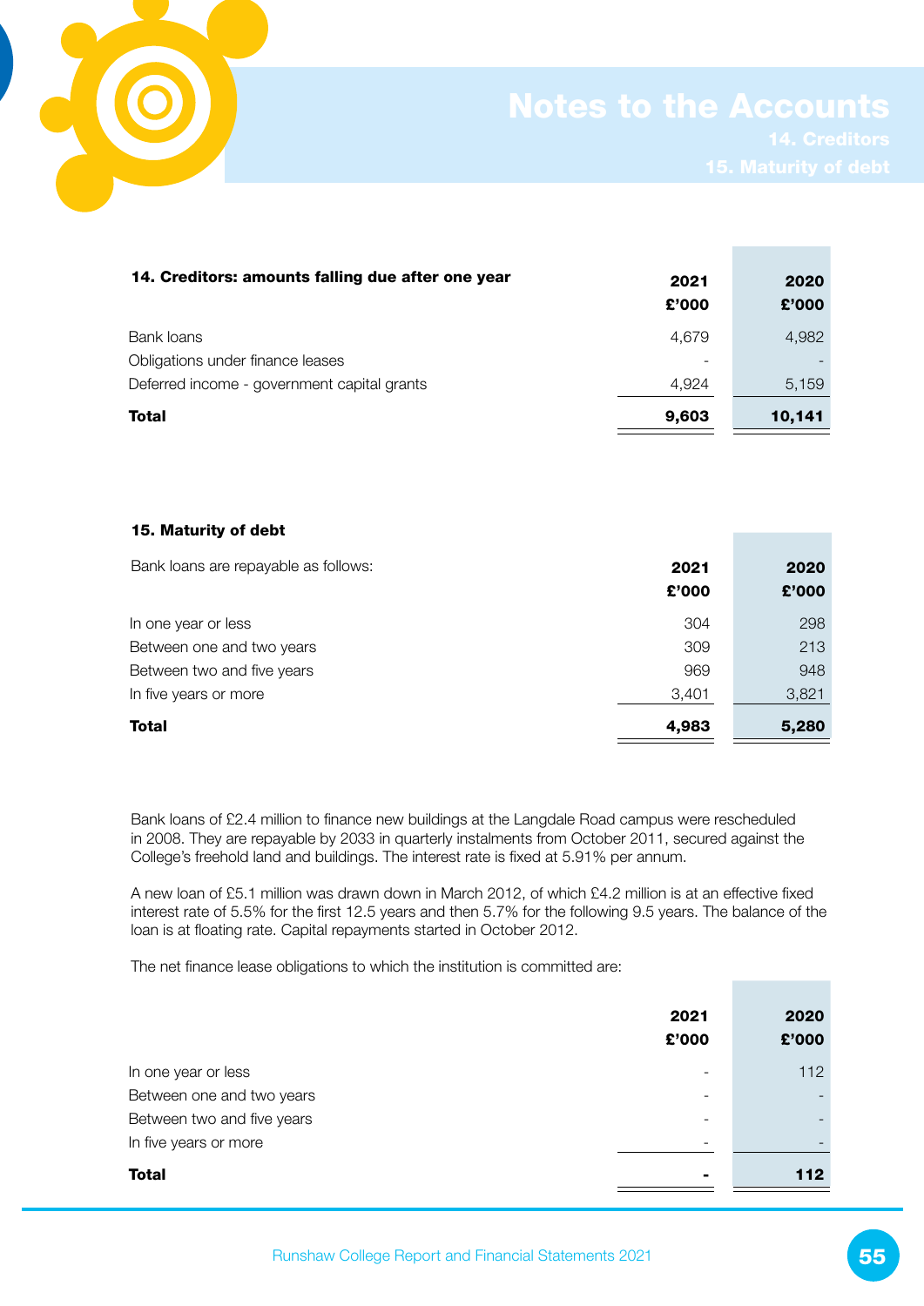# Notes to the Accounts

## 14. Creditors

## 15. Maturity of debt

| 14. Creditors: amounts falling due after one year | 2021<br>£'000 | 2020<br>£'000 |
|---|---|---|
| Bank loans | 4,679 | 4,982 |
| Obligations under finance leases | - | - |
| Deferred income - government capital grants | 4,924 | 5,159 |
| **Total** | **9,603** | **10,141** |

**15. Maturity of debt**

| Bank loans are repayable as follows: | 2021<br>£'000 | 2020<br>£'000 |
|---|---|---|
| In one year or less | 304 | 298 |
| Between one and two years | 309 | 213 |
| Between two and five years | 969 | 948 |
| In five years or more | 3,401 | 3,821 |
| **Total** | **4,983** | **5,280** |

Bank loans of £2.4 million to finance new buildings at the Langdale Road campus were rescheduled in 2008. They are repayable by 2033 in quarterly instalments from October 2011, secured against the College's freehold land and buildings. The interest rate is fixed at 5.91% per annum.

A new loan of £5.1 million was drawn down in March 2012, of which £4.2 million is at an effective fixed interest rate of 5.5% for the first 12.5 years and then 5.7% for the following 9.5 years. The balance of the loan is at floating rate. Capital repayments started in October 2012.

The net finance lease obligations to which the institution is committed are:

| | 2021<br>£'000 | 2020<br>£'000 |
|---|---|---|
| In one year or less | - | 112 |
| Between one and two years | - | - |
| Between two and five years | - | - |
| In five years or more | - | - |
| **Total** | **-** | **112** |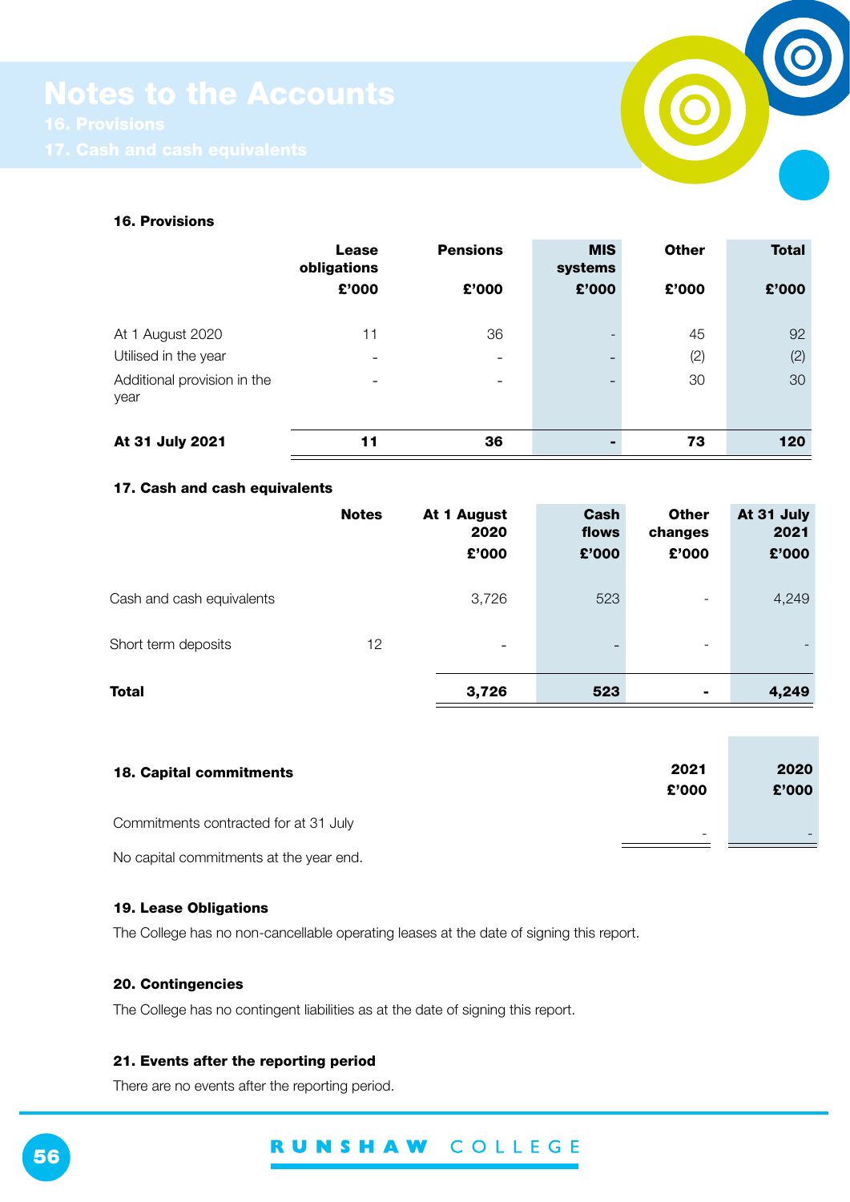# Notes to the Accounts

16. Provisions

17. Cash and cash equivalents

### 16. Provisions

| | Lease obligations £'000 | Pensions £'000 | MIS systems £'000 | Other £'000 | Total £'000 |
|---|---|---|---|---|---|
| At 1 August 2020 | 11 | 36 | - | 45 | 92 |
| Utilised in the year | - | - | - | (2) | (2) |
| Additional provision in the year | - | - | - | 30 | 30 |
| **At 31 July 2021** | **11** | **36** | **-** | **73** | **120** |

### 17. Cash and cash equivalents

| | Notes | At 1 August 2020 £'000 | Cash flows £'000 | Other changes £'000 | At 31 July 2021 £'000 |
|---|---|---|---|---|---|
| Cash and cash equivalents | | 3,726 | 523 | - | 4,249 |
| Short term deposits | 12 | - | - | - | - |
| **Total** | | **3,726** | **523** | **-** | **4,249** |

### 18. Capital commitments

| | 2021 £'000 | 2020 £'000 |
|---|---|---|
| Commitments contracted for at 31 July | - | - |

No capital commitments at the year end.

### 19. Lease Obligations

The College has no non-cancellable operating leases at the date of signing this report.

### 20. Contingencies

The College has no contingent liabilities as at the date of signing this report.

### 21. Events after the reporting period

There are no events after the reporting period.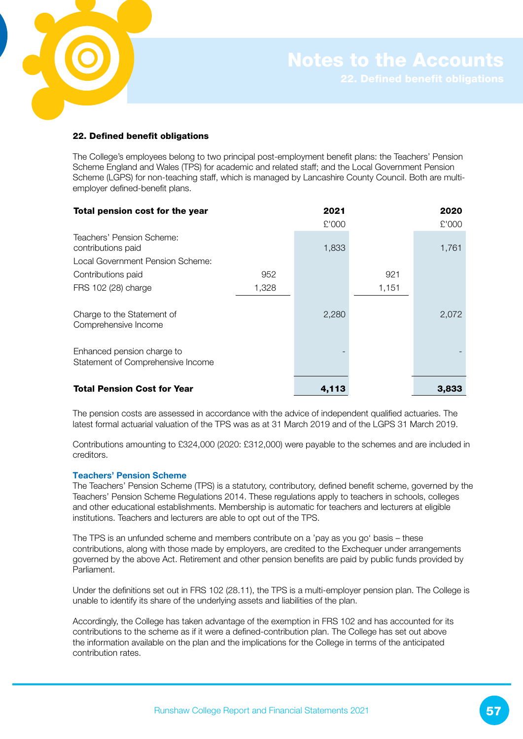## 22. Defined benefit obligations

The College's employees belong to two principal post-employment benefit plans: the Teachers' Pension Scheme England and Wales (TPS) for academic and related staff; and the Local Government Pension Scheme (LGPS) for non-teaching staff, which is managed by Lancashire County Council. Both are multi-employer defined-benefit plans.

| Total pension cost for the year | | 2021 | | 2020 |
|---|---|---|---|---|
| | | £'000 | | £'000 |
| Teachers' Pension Scheme: contributions paid | | 1,833 | | 1,761 |
| Local Government Pension Scheme: | | | | |
| Contributions paid | 952 | | 921 | |
| FRS 102 (28) charge | 1,328 | | 1,151 | |
| Charge to the Statement of Comprehensive Income | | 2,280 | | 2,072 |
| Enhanced pension charge to Statement of Comprehensive Income | | - | | - |
| **Total Pension Cost for Year** | | **4,113** | | **3,833** |

The pension costs are assessed in accordance with the advice of independent qualified actuaries. The latest formal actuarial valuation of the TPS was as at 31 March 2019 and of the LGPS 31 March 2019.

Contributions amounting to £324,000 (2020: £312,000) were payable to the schemes and are included in creditors.

### Teachers' Pension Scheme

The Teachers' Pension Scheme (TPS) is a statutory, contributory, defined benefit scheme, governed by the Teachers' Pension Scheme Regulations 2014. These regulations apply to teachers in schools, colleges and other educational establishments. Membership is automatic for teachers and lecturers at eligible institutions. Teachers and lecturers are able to opt out of the TPS.

The TPS is an unfunded scheme and members contribute on a 'pay as you go' basis – these contributions, along with those made by employers, are credited to the Exchequer under arrangements governed by the above Act. Retirement and other pension benefits are paid by public funds provided by Parliament.

Under the definitions set out in FRS 102 (28.11), the TPS is a multi-employer pension plan. The College is unable to identify its share of the underlying assets and liabilities of the plan.

Accordingly, the College has taken advantage of the exemption in FRS 102 and has accounted for its contributions to the scheme as if it were a defined-contribution plan. The College has set out above the information available on the plan and the implications for the College in terms of the anticipated contribution rates.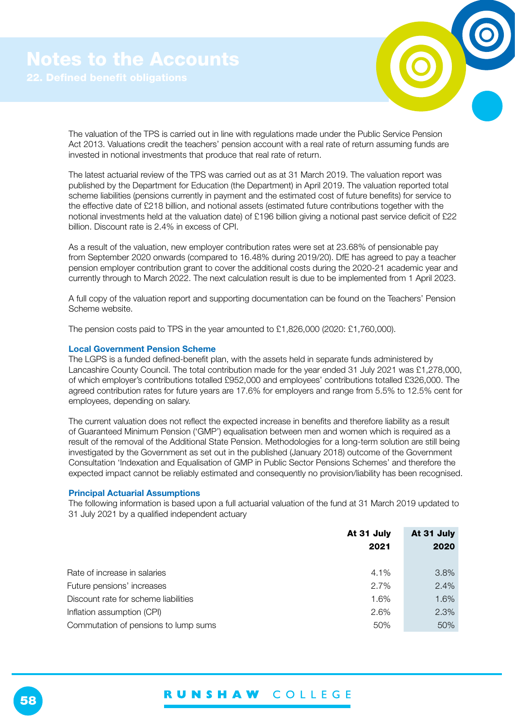# Notes to the Accounts

## 22. Defined benefit obligations

The valuation of the TPS is carried out in line with regulations made under the Public Service Pension Act 2013. Valuations credit the teachers' pension account with a real rate of return assuming funds are invested in notional investments that produce that real rate of return.

The latest actuarial review of the TPS was carried out as at 31 March 2019. The valuation report was published by the Department for Education (the Department) in April 2019. The valuation reported total scheme liabilities (pensions currently in payment and the estimated cost of future benefits) for service to the effective date of £218 billion, and notional assets (estimated future contributions together with the notional investments held at the valuation date) of £196 billion giving a notional past service deficit of £22 billion. Discount rate is 2.4% in excess of CPI.

As a result of the valuation, new employer contribution rates were set at 23.68% of pensionable pay from September 2020 onwards (compared to 16.48% during 2019/20). DfE has agreed to pay a teacher pension employer contribution grant to cover the additional costs during the 2020-21 academic year and currently through to March 2022. The next calculation result is due to be implemented from 1 April 2023.

A full copy of the valuation report and supporting documentation can be found on the Teachers' Pension Scheme website.

The pension costs paid to TPS in the year amounted to £1,826,000 (2020: £1,760,000).

### Local Government Pension Scheme

The LGPS is a funded defined-benefit plan, with the assets held in separate funds administered by Lancashire County Council. The total contribution made for the year ended 31 July 2021 was £1,278,000, of which employer's contributions totalled £952,000 and employees' contributions totalled £326,000. The agreed contribution rates for future years are 17.6% for employers and range from 5.5% to 12.5% cent for employees, depending on salary.

The current valuation does not reflect the expected increase in benefits and therefore liability as a result of Guaranteed Minimum Pension ('GMP') equalisation between men and women which is required as a result of the removal of the Additional State Pension. Methodologies for a long-term solution are still being investigated by the Government as set out in the published (January 2018) outcome of the Government Consultation 'Indexation and Equalisation of GMP in Public Sector Pensions Schemes' and therefore the expected impact cannot be reliably estimated and consequently no provision/liability has been recognised.

### Principal Actuarial Assumptions

The following information is based upon a full actuarial valuation of the fund at 31 March 2019 updated to 31 July 2021 by a qualified independent actuary

| | At 31 July 2021 | At 31 July 2020 |
|---|---|---|
| Rate of increase in salaries | 4.1% | 3.8% |
| Future pensions' increases | 2.7% | 2.4% |
| Discount rate for scheme liabilities | 1.6% | 1.6% |
| Inflation assumption (CPI) | 2.6% | 2.3% |
| Commutation of pensions to lump sums | 50% | 50% |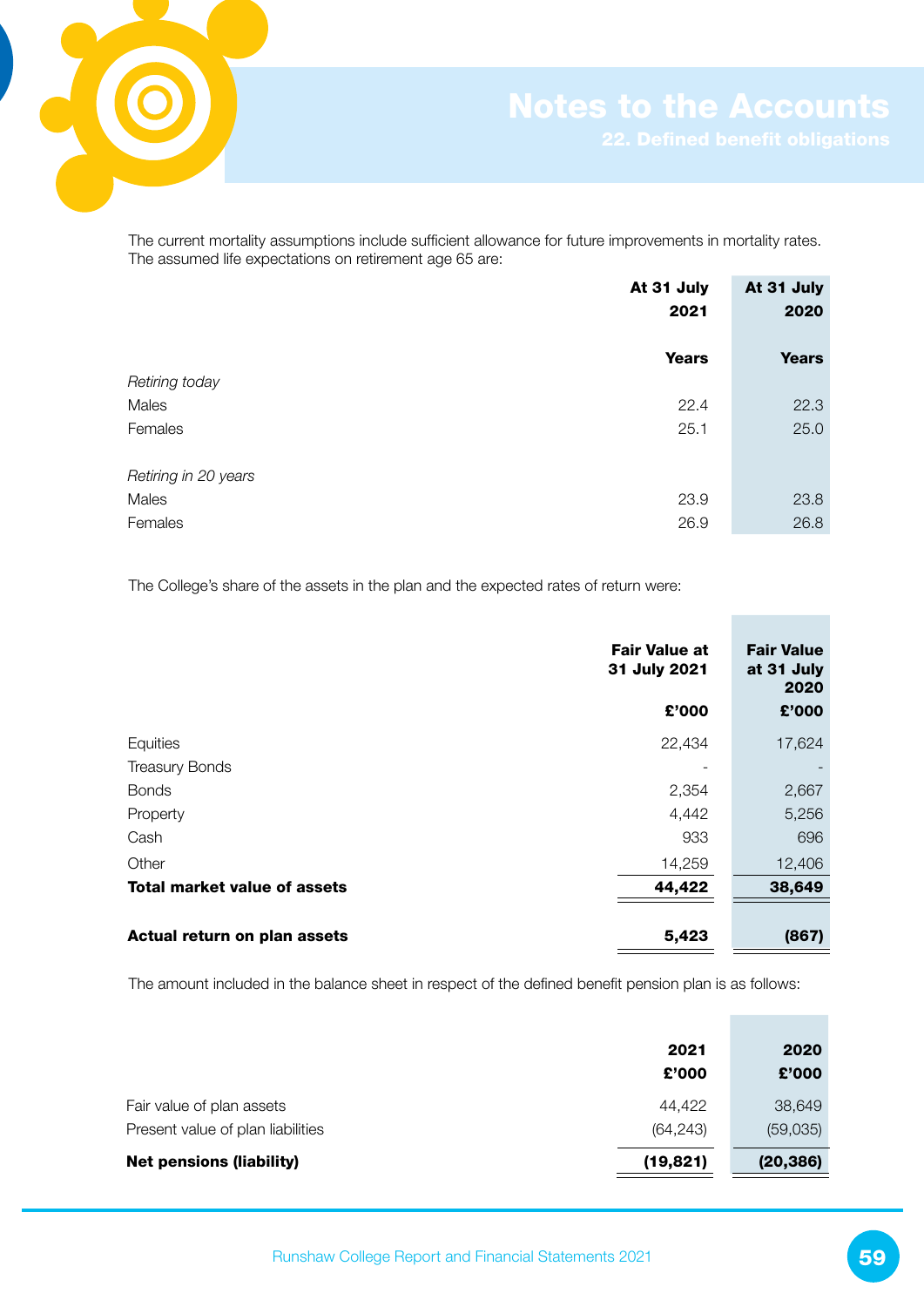# Notes to the Accounts

## 22. Defined benefit obligations

The current mortality assumptions include sufficient allowance for future improvements in mortality rates. The assumed life expectations on retirement age 65 are:

| | At 31 July 2021 | At 31 July 2020 |
|---|---|---|
| | Years | Years |
| *Retiring today* | | |
| Males | 22.4 | 22.3 |
| Females | 25.1 | 25.0 |
| *Retiring in 20 years* | | |
| Males | 23.9 | 23.8 |
| Females | 26.9 | 26.8 |

The College's share of the assets in the plan and the expected rates of return were:

| | Fair Value at 31 July 2021 | Fair Value at 31 July 2020 |
|---|---|---|
| | £'000 | £'000 |
| Equities | 22,434 | 17,624 |
| Treasury Bonds | - | - |
| Bonds | 2,354 | 2,667 |
| Property | 4,442 | 5,256 |
| Cash | 933 | 696 |
| Other | 14,259 | 12,406 |
| **Total market value of assets** | **44,422** | **38,649** |
| **Actual return on plan assets** | **5,423** | **(867)** |

The amount included in the balance sheet in respect of the defined benefit pension plan is as follows:

| | 2021 | 2020 |
|---|---|---|
| | £'000 | £'000 |
| Fair value of plan assets | 44,422 | 38,649 |
| Present value of plan liabilities | (64,243) | (59,035) |
| **Net pensions (liability)** | **(19,821)** | **(20,386)** |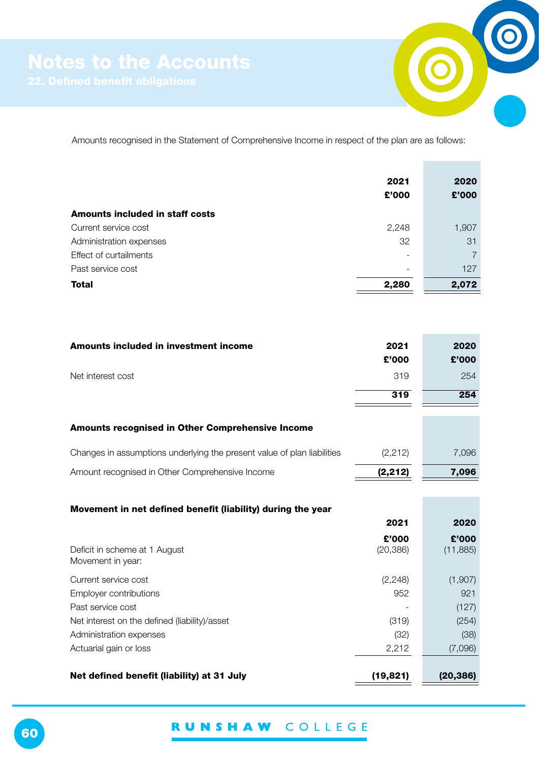# Notes to the Accounts

## 22. Defined benefit obligations

Amounts recognised in the Statement of Comprehensive Income in respect of the plan are as follows:

| | 2021 £'000 | 2020 £'000 |
|---|---|---|
| **Amounts included in staff costs** | | |
| Current service cost | 2,248 | 1,907 |
| Administration expenses | 32 | 31 |
| Effect of curtailments | - | 7 |
| Past service cost | - | 127 |
| **Total** | **2,280** | **2,072** |

| **Amounts included in investment income** | 2021 £'000 | 2020 £'000 |
|---|---|---|
| Net interest cost | 319 | 254 |
| | **319** | **254** |

| **Amounts recognised in Other Comprehensive Income** | | |
|---|---|---|
| Changes in assumptions underlying the present value of plan liabilities | (2,212) | 7,096 |
| Amount recognised in Other Comprehensive Income | **(2,212)** | **7,096** |

| **Movement in net defined benefit (liability) during the year** | 2021 £'000 | 2020 £'000 |
|---|---|---|
| Deficit in scheme at 1 August | (20,386) | (11,885) |
| Movement in year: | | |
| Current service cost | (2,248) | (1,907) |
| Employer contributions | 952 | 921 |
| Past service cost | - | (127) |
| Net interest on the defined (liability)/asset | (319) | (254) |
| Administration expenses | (32) | (38) |
| Actuarial gain or loss | 2,212 | (7,096) |
| **Net defined benefit (liability) at 31 July** | **(19,821)** | **(20,386)** |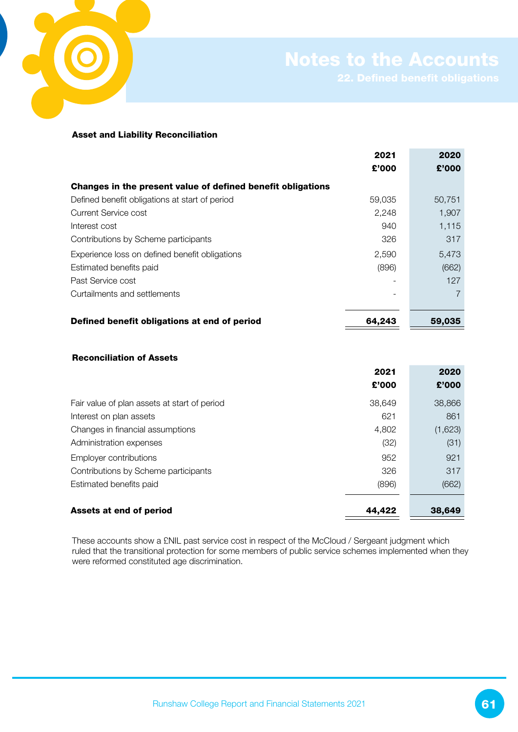# Notes to the Accounts

## 22. Defined benefit obligations

### Asset and Liability Reconciliation

| | 2021 £'000 | 2020 £'000 |
|---|---|---|
| **Changes in the present value of defined benefit obligations** | | |
| Defined benefit obligations at start of period | 59,035 | 50,751 |
| Current Service cost | 2,248 | 1,907 |
| Interest cost | 940 | 1,115 |
| Contributions by Scheme participants | 326 | 317 |
| Experience loss on defined benefit obligations | 2,590 | 5,473 |
| Estimated benefits paid | (896) | (662) |
| Past Service cost | - | 127 |
| Curtailments and settlements | - | 7 |
| **Defined benefit obligations at end of period** | **64,243** | **59,035** |

### Reconciliation of Assets

| | 2021 £'000 | 2020 £'000 |
|---|---|---|
| Fair value of plan assets at start of period | 38,649 | 38,866 |
| Interest on plan assets | 621 | 861 |
| Changes in financial assumptions | 4,802 | (1,623) |
| Administration expenses | (32) | (31) |
| Employer contributions | 952 | 921 |
| Contributions by Scheme participants | 326 | 317 |
| Estimated benefits paid | (896) | (662) |
| **Assets at end of period** | **44,422** | **38,649** |

These accounts show a £NIL past service cost in respect of the McCloud / Sergeant judgment which ruled that the transitional protection for some members of public service schemes implemented when they were reformed constituted age discrimination.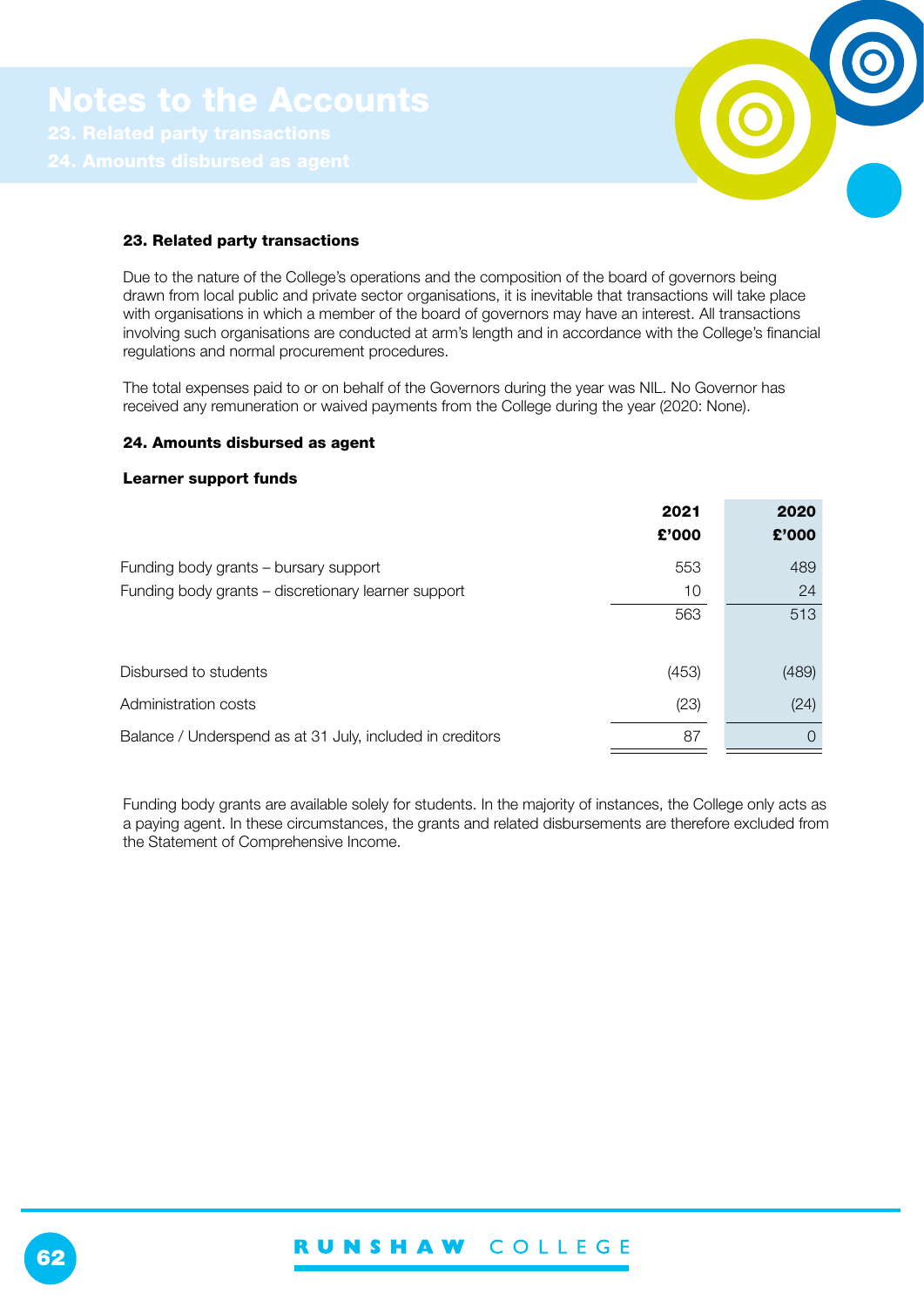# Notes to the Accounts

## 23. Related party transactions

Due to the nature of the College's operations and the composition of the board of governors being drawn from local public and private sector organisations, it is inevitable that transactions will take place with organisations in which a member of the board of governors may have an interest. All transactions involving such organisations are conducted at arm's length and in accordance with the College's financial regulations and normal procurement procedures.

The total expenses paid to or on behalf of the Governors during the year was NIL. No Governor has received any remuneration or waived payments from the College during the year (2020: None).

## 24. Amounts disbursed as agent

**Learner support funds**

| | 2021 £'000 | 2020 £'000 |
|---|---|---|
| Funding body grants – bursary support | 553 | 489 |
| Funding body grants – discretionary learner support | 10 | 24 |
| | 563 | 513 |
| Disbursed to students | (453) | (489) |
| Administration costs | (23) | (24) |
| Balance / Underspend as at 31 July, included in creditors | 87 | 0 |

Funding body grants are available solely for students. In the majority of instances, the College only acts as a paying agent. In these circumstances, the grants and related disbursements are therefore excluded from the Statement of Comprehensive Income.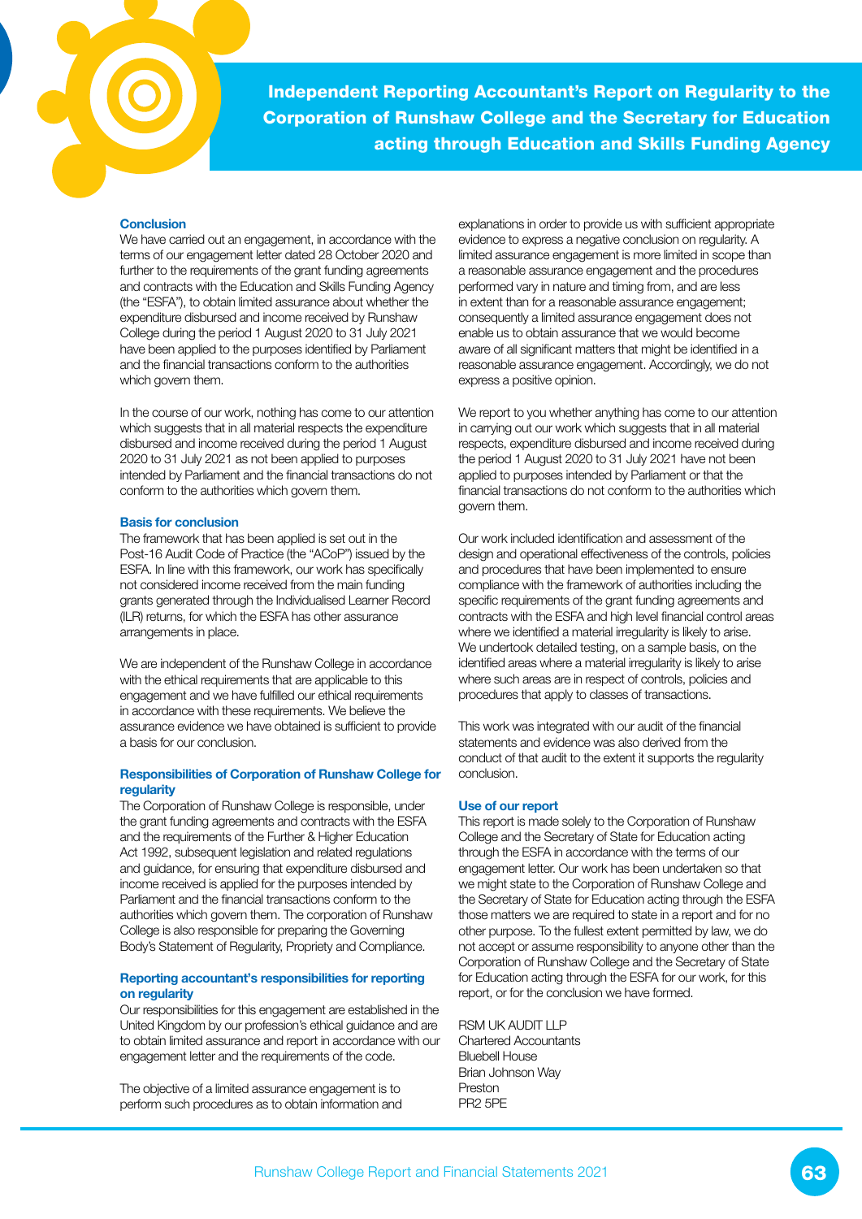# Independent Reporting Accountant's Report on Regularity to the Corporation of Runshaw College and the Secretary for Education acting through Education and Skills Funding Agency

### Conclusion

We have carried out an engagement, in accordance with the terms of our engagement letter dated 28 October 2020 and further to the requirements of the grant funding agreements and contracts with the Education and Skills Funding Agency (the "ESFA"), to obtain limited assurance about whether the expenditure disbursed and income received by Runshaw College during the period 1 August 2020 to 31 July 2021 have been applied to the purposes identified by Parliament and the financial transactions conform to the authorities which govern them.

In the course of our work, nothing has come to our attention which suggests that in all material respects the expenditure disbursed and income received during the period 1 August 2020 to 31 July 2021 as not been applied to purposes intended by Parliament and the financial transactions do not conform to the authorities which govern them.

### Basis for conclusion

The framework that has been applied is set out in the Post-16 Audit Code of Practice (the "ACoP") issued by the ESFA. In line with this framework, our work has specifically not considered income received from the main funding grants generated through the Individualised Learner Record (ILR) returns, for which the ESFA has other assurance arrangements in place.

We are independent of the Runshaw College in accordance with the ethical requirements that are applicable to this engagement and we have fulfilled our ethical requirements in accordance with these requirements. We believe the assurance evidence we have obtained is sufficient to provide a basis for our conclusion.

### Responsibilities of Corporation of Runshaw College for regularity

The Corporation of Runshaw College is responsible, under the grant funding agreements and contracts with the ESFA and the requirements of the Further & Higher Education Act 1992, subsequent legislation and related regulations and guidance, for ensuring that expenditure disbursed and income received is applied for the purposes intended by Parliament and the financial transactions conform to the authorities which govern them. The corporation of Runshaw College is also responsible for preparing the Governing Body's Statement of Regularity, Propriety and Compliance.

### Reporting accountant's responsibilities for reporting on regularity

Our responsibilities for this engagement are established in the United Kingdom by our profession's ethical guidance and are to obtain limited assurance and report in accordance with our engagement letter and the requirements of the code.

The objective of a limited assurance engagement is to perform such procedures as to obtain information and explanations in order to provide us with sufficient appropriate evidence to express a negative conclusion on regularity. A limited assurance engagement is more limited in scope than a reasonable assurance engagement and the procedures performed vary in nature and timing from, and are less in extent than for a reasonable assurance engagement; consequently a limited assurance engagement does not enable us to obtain assurance that we would become aware of all significant matters that might be identified in a reasonable assurance engagement. Accordingly, we do not express a positive opinion.

We report to you whether anything has come to our attention in carrying out our work which suggests that in all material respects, expenditure disbursed and income received during the period 1 August 2020 to 31 July 2021 have not been applied to purposes intended by Parliament or that the financial transactions do not conform to the authorities which govern them.

Our work included identification and assessment of the design and operational effectiveness of the controls, policies and procedures that have been implemented to ensure compliance with the framework of authorities including the specific requirements of the grant funding agreements and contracts with the ESFA and high level financial control areas where we identified a material irregularity is likely to arise. We undertook detailed testing, on a sample basis, on the identified areas where a material irregularity is likely to arise where such areas are in respect of controls, policies and procedures that apply to classes of transactions.

This work was integrated with our audit of the financial statements and evidence was also derived from the conduct of that audit to the extent it supports the regularity conclusion.

### Use of our report

This report is made solely to the Corporation of Runshaw College and the Secretary of State for Education acting through the ESFA in accordance with the terms of our engagement letter. Our work has been undertaken so that we might state to the Corporation of Runshaw College and the Secretary of State for Education acting through the ESFA those matters we are required to state in a report and for no other purpose. To the fullest extent permitted by law, we do not accept or assume responsibility to anyone other than the Corporation of Runshaw College and the Secretary of State for Education acting through the ESFA for our work, for this report, or for the conclusion we have formed.

RSM UK AUDIT LLP
Chartered Accountants
Bluebell House
Brian Johnson Way
Preston
PR2 5PE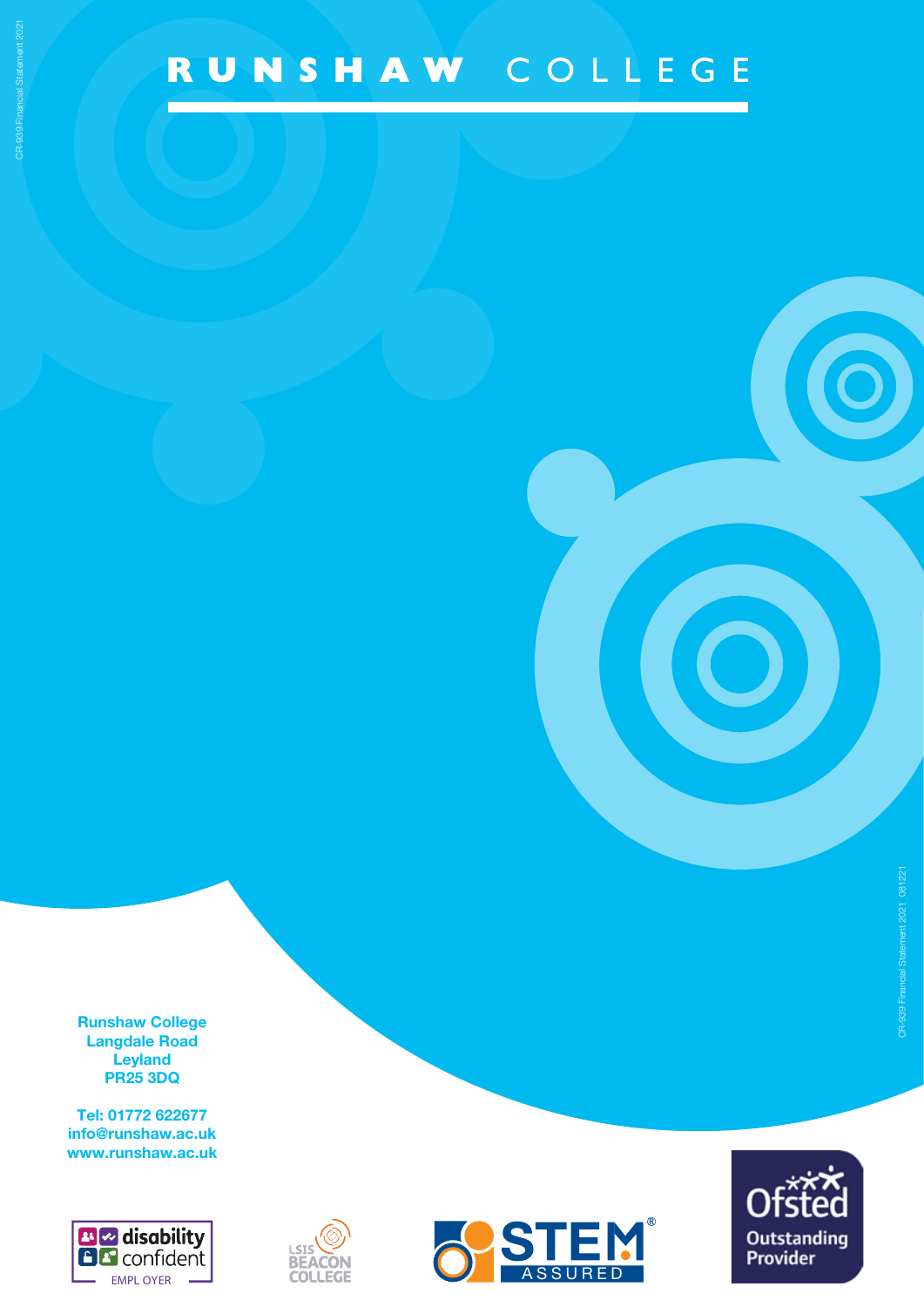# RUNSHAW COLLEGE

Runshaw College
Langdale Road
Leyland
PR25 3DQ

Tel: 01772 622677
info@runshaw.ac.uk
www.runshaw.ac.uk

disability confident EMPLOYER

LSIS BEACON COLLEGE

STEM ASSURED

Ofsted Outstanding Provider

CR-939 Financial Statement 2021 081221